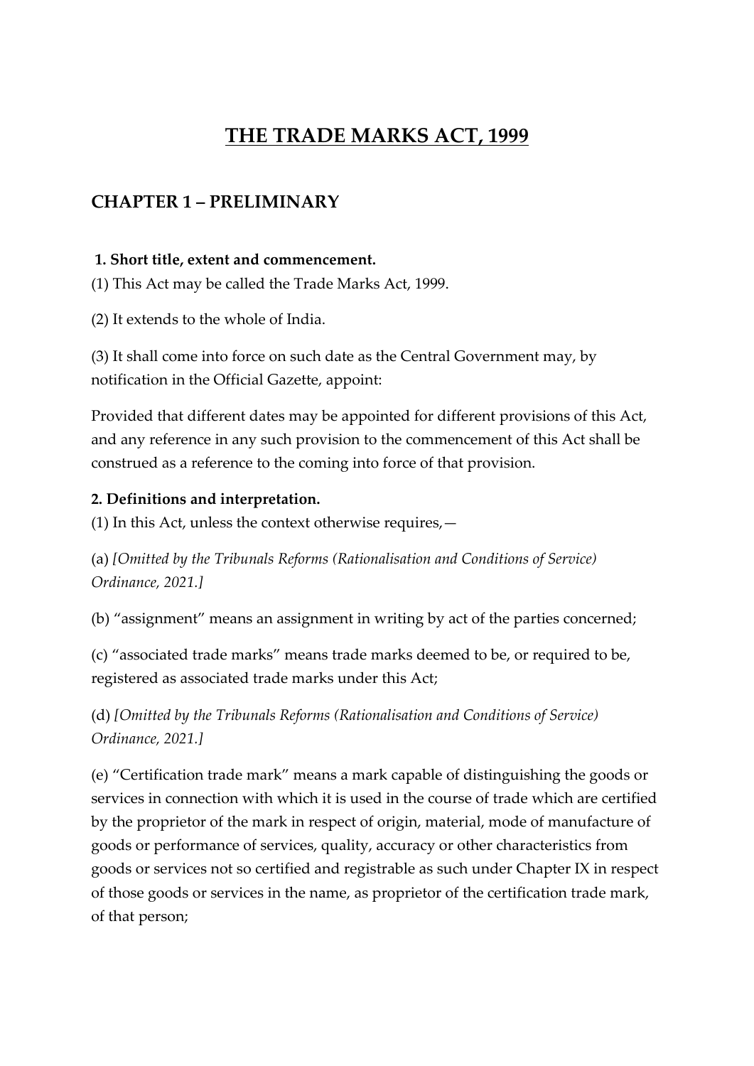# THE TRADE MARKS ACT, 1999

## CHAPTER 1 – PRELIMINARY

**1. Short title, extent and commencement.**

(1) This Act may be called the Trade Marks Act, 1999.

(2) It extends to the whole of India.

(3) It shall come into force on such date as the Central Government may, by notification in the Official Gazette, appoint:

Provided that different dates may be appointed for different provisions of this Act, and any reference in any such provision to the commencement of this Act shall be construed as a reference to the coming into force of that provision.

**2. Definitions and interpretation.**

(1) In this Act, unless the context otherwise requires,—

(a) *[Omitted by the Tribunals Reforms (Rationalisation and Conditions of Service) Ordinance, 2021.]*

(b) "assignment" means an assignment in writing by act of the parties concerned;

(c) "associated trade marks" means trade marks deemed to be, or required to be, registered as associated trade marks under this Act;

(d) *[Omitted by the Tribunals Reforms (Rationalisation and Conditions of Service) Ordinance, 2021.]*

(e) "Certification trade mark" means a mark capable of distinguishing the goods or services in connection with which it is used in the course of trade which are certified by the proprietor of the mark in respect of origin, material, mode of manufacture of goods or performance of services, quality, accuracy or other characteristics from goods or services not so certified and registrable as such under Chapter IX in respect of those goods or services in the name, as proprietor of the certification trade mark, of that person;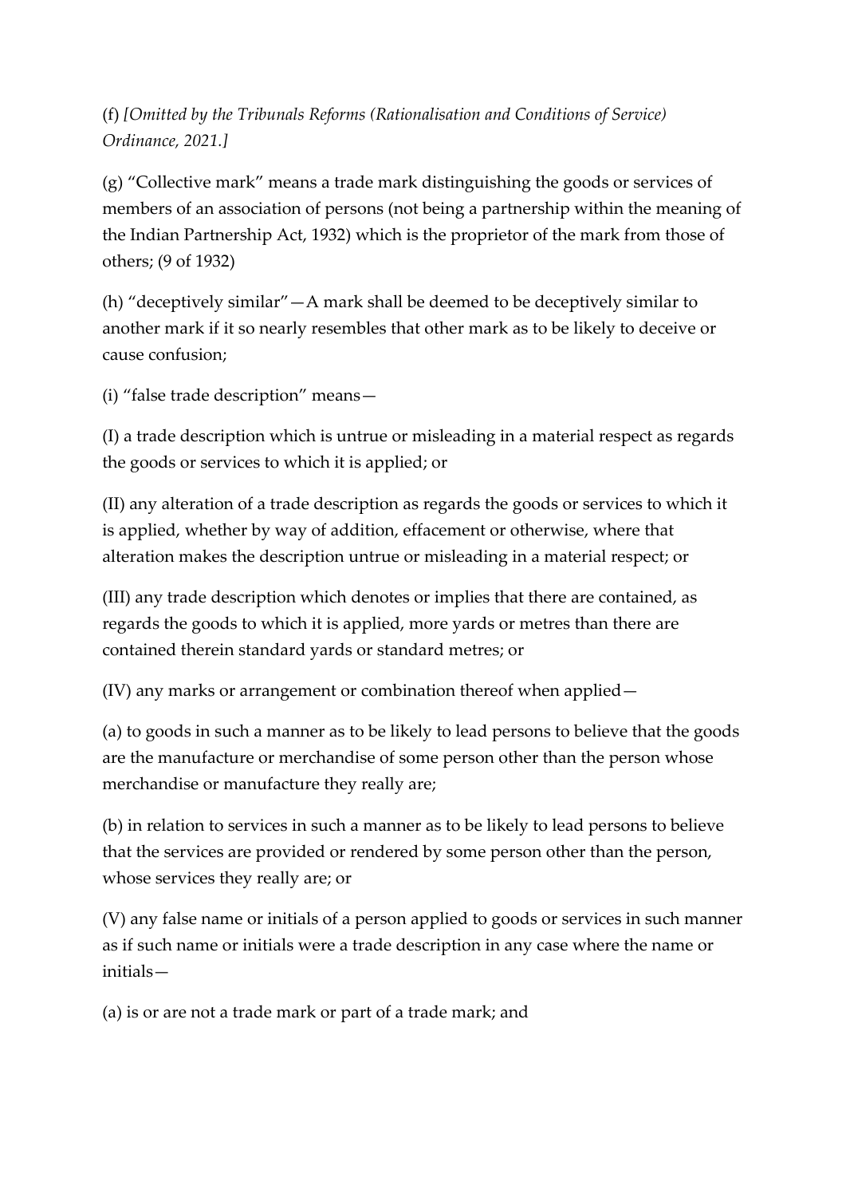(f) *[Omitted by the Tribunals Reforms (Rationalisation and Conditions of Service) Ordinance, 2021.]*

(g) "Collective mark" means a trade mark distinguishing the goods or services of members of an association of persons (not being a partnership within the meaning of the Indian Partnership Act, 1932) which is the proprietor of the mark from those of others; (9 of 1932)

(h) "deceptively similar"—A mark shall be deemed to be deceptively similar to another mark if it so nearly resembles that other mark as to be likely to deceive or cause confusion;

(i) "false trade description" means—

(I) a trade description which is untrue or misleading in a material respect as regards the goods or services to which it is applied; or

(II) any alteration of a trade description as regards the goods or services to which it is applied, whether by way of addition, effacement or otherwise, where that alteration makes the description untrue or misleading in a material respect; or

(III) any trade description which denotes or implies that there are contained, as regards the goods to which it is applied, more yards or metres than there are contained therein standard yards or standard metres; or

(IV) any marks or arrangement or combination thereof when applied—

(a) to goods in such a manner as to be likely to lead persons to believe that the goods are the manufacture or merchandise of some person other than the person whose merchandise or manufacture they really are;

(b) in relation to services in such a manner as to be likely to lead persons to believe that the services are provided or rendered by some person other than the person, whose services they really are; or

(V) any false name or initials of a person applied to goods or services in such manner as if such name or initials were a trade description in any case where the name or initials—

(a) is or are not a trade mark or part of a trade mark; and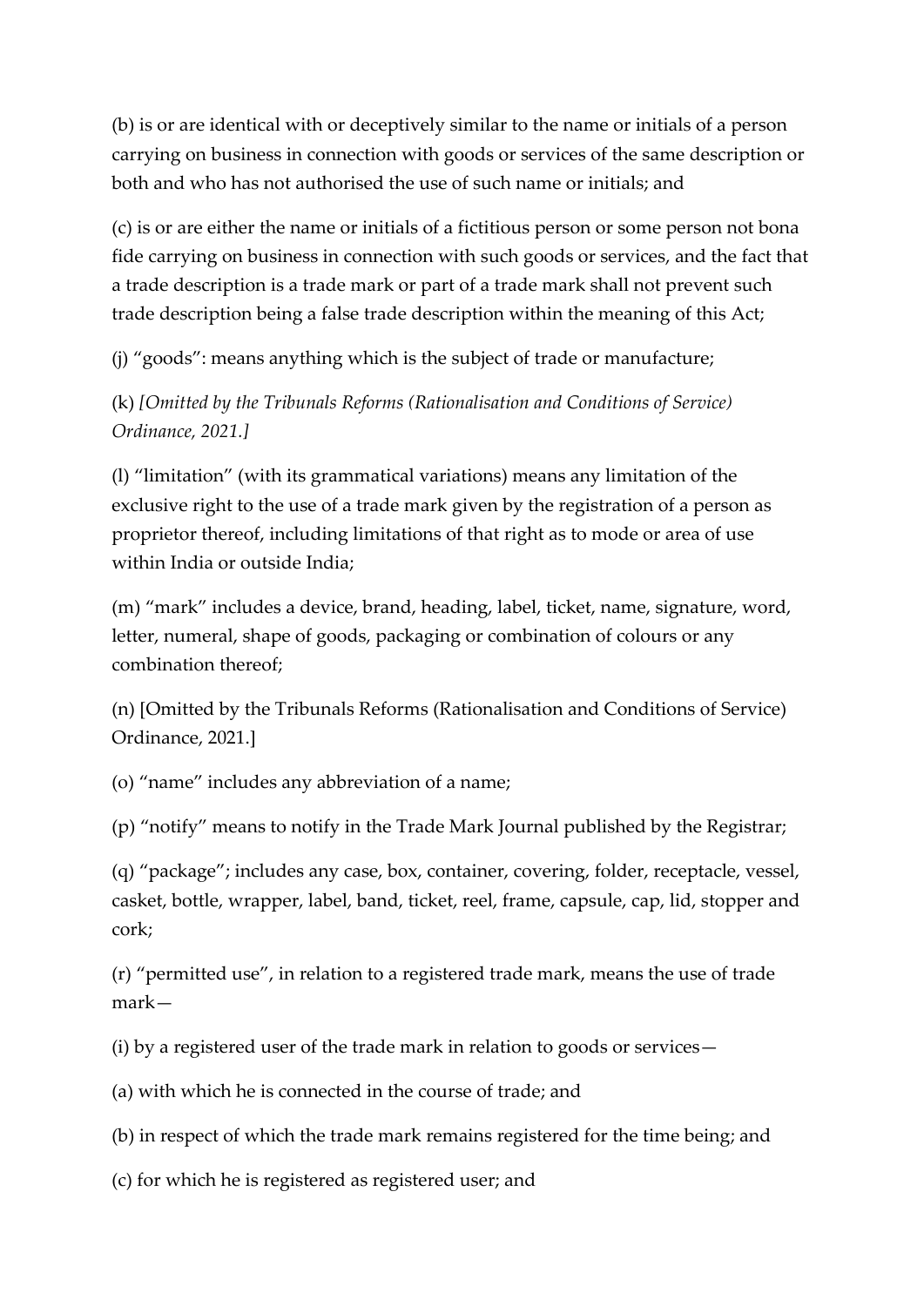(b) is or are identical with or deceptively similar to the name or initials of a person carrying on business in connection with goods or services of the same description or both and who has not authorised the use of such name or initials; and

(c) is or are either the name or initials of a fictitious person or some person not bona fide carrying on business in connection with such goods or services, and the fact that a trade description is a trade mark or part of a trade mark shall not prevent such trade description being a false trade description within the meaning of this Act;

(j) "goods": means anything which is the subject of trade or manufacture;

(k) *[Omitted by the Tribunals Reforms (Rationalisation and Conditions of Service) Ordinance, 2021.]*

(l) "limitation" (with its grammatical variations) means any limitation of the exclusive right to the use of a trade mark given by the registration of a person as proprietor thereof, including limitations of that right as to mode or area of use within India or outside India;

(m) "mark" includes a device, brand, heading, label, ticket, name, signature, word, letter, numeral, shape of goods, packaging or combination of colours or any combination thereof;

(n) [Omitted by the Tribunals Reforms (Rationalisation and Conditions of Service) Ordinance, 2021.]

(o) "name" includes any abbreviation of a name;

(p) "notify" means to notify in the Trade Mark Journal published by the Registrar;

(q) "package"; includes any case, box, container, covering, folder, receptacle, vessel, casket, bottle, wrapper, label, band, ticket, reel, frame, capsule, cap, lid, stopper and cork;

(r) "permitted use", in relation to a registered trade mark, means the use of trade mark—

(i) by a registered user of the trade mark in relation to goods or services—

(a) with which he is connected in the course of trade; and

(b) in respect of which the trade mark remains registered for the time being; and

(c) for which he is registered as registered user; and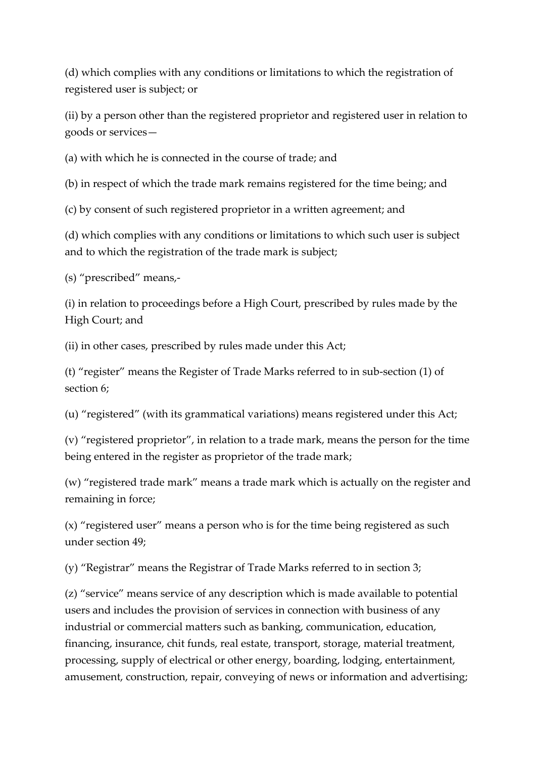(d) which complies with any conditions or limitations to which the registration of registered user is subject; or

(ii) by a person other than the registered proprietor and registered user in relation to goods or services—

(a) with which he is connected in the course of trade; and

(b) in respect of which the trade mark remains registered for the time being; and

(c) by consent of such registered proprietor in a written agreement; and

(d) which complies with any conditions or limitations to which such user is subject and to which the registration of the trade mark is subject;

(s) "prescribed" means,-

(i) in relation to proceedings before a High Court, prescribed by rules made by the High Court; and

(ii) in other cases, prescribed by rules made under this Act;

(t) "register" means the Register of Trade Marks referred to in sub-section (1) of section 6;

(u) "registered" (with its grammatical variations) means registered under this Act;

(v) "registered proprietor", in relation to a trade mark, means the person for the time being entered in the register as proprietor of the trade mark;

(w) "registered trade mark" means a trade mark which is actually on the register and remaining in force;

(x) "registered user" means a person who is for the time being registered as such under section 49;

(y) "Registrar" means the Registrar of Trade Marks referred to in section 3;

(z) "service" means service of any description which is made available to potential users and includes the provision of services in connection with business of any industrial or commercial matters such as banking, communication, education, financing, insurance, chit funds, real estate, transport, storage, material treatment, processing, supply of electrical or other energy, boarding, lodging, entertainment, amusement, construction, repair, conveying of news or information and advertising;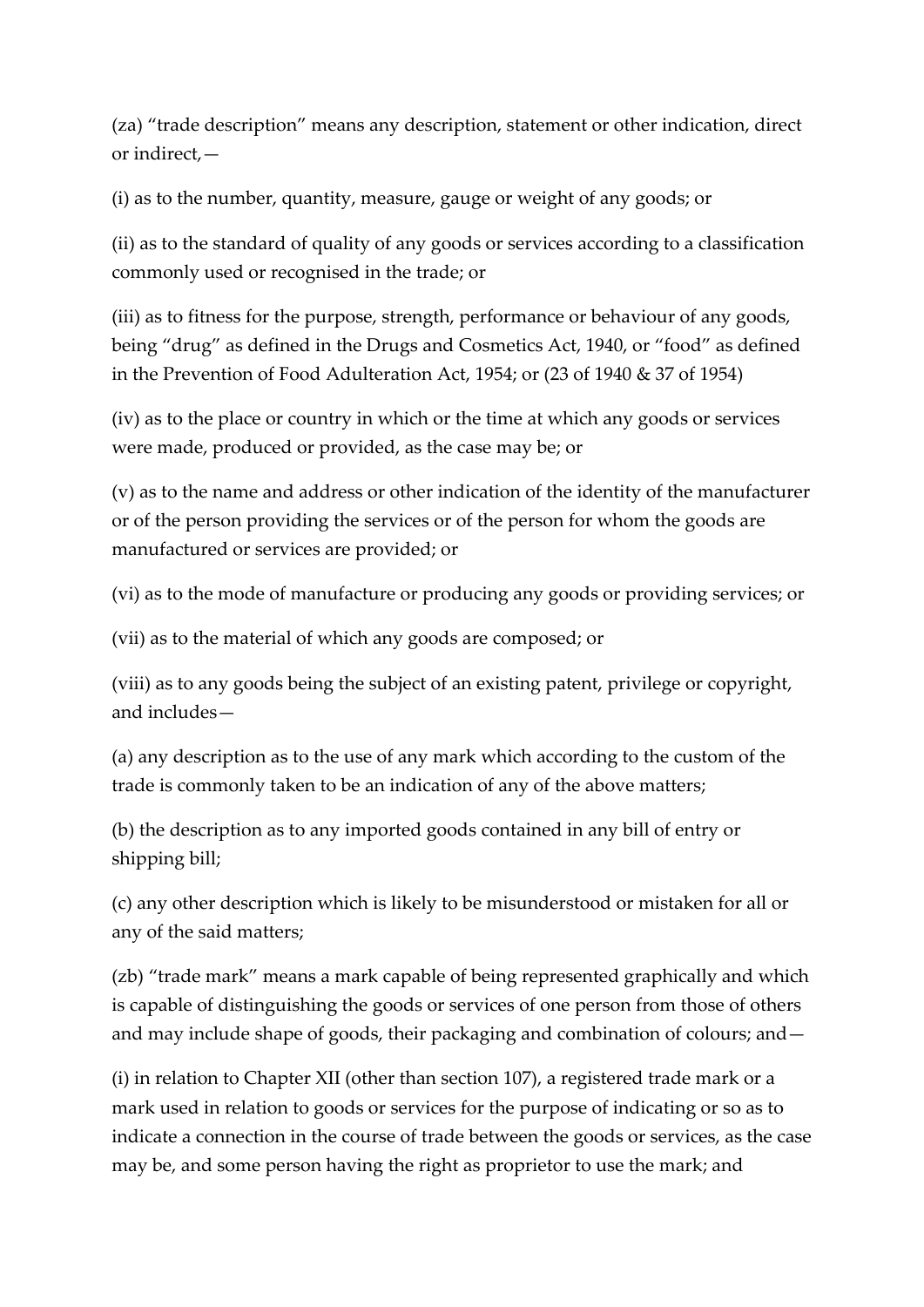(za) "trade description" means any description, statement or other indication, direct or indirect,—

(i) as to the number, quantity, measure, gauge or weight of any goods; or

(ii) as to the standard of quality of any goods or services according to a classification commonly used or recognised in the trade; or

(iii) as to fitness for the purpose, strength, performance or behaviour of any goods, being "drug" as defined in the Drugs and Cosmetics Act, 1940, or "food" as defined in the Prevention of Food Adulteration Act, 1954; or (23 of 1940 & 37 of 1954)

(iv) as to the place or country in which or the time at which any goods or services were made, produced or provided, as the case may be; or

(v) as to the name and address or other indication of the identity of the manufacturer or of the person providing the services or of the person for whom the goods are manufactured or services are provided; or

(vi) as to the mode of manufacture or producing any goods or providing services; or

(vii) as to the material of which any goods are composed; or

(viii) as to any goods being the subject of an existing patent, privilege or copyright, and includes—

(a) any description as to the use of any mark which according to the custom of the trade is commonly taken to be an indication of any of the above matters;

(b) the description as to any imported goods contained in any bill of entry or shipping bill;

(c) any other description which is likely to be misunderstood or mistaken for all or any of the said matters;

(zb) "trade mark" means a mark capable of being represented graphically and which is capable of distinguishing the goods or services of one person from those of others and may include shape of goods, their packaging and combination of colours; and—

(i) in relation to Chapter XII (other than section 107), a registered trade mark or a mark used in relation to goods or services for the purpose of indicating or so as to indicate a connection in the course of trade between the goods or services, as the case may be, and some person having the right as proprietor to use the mark; and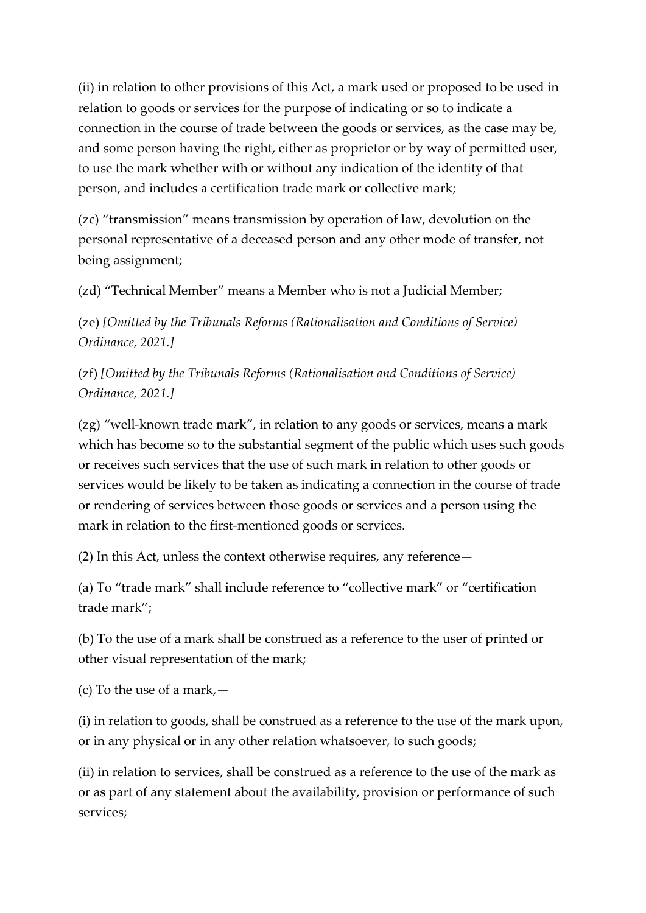(ii) in relation to other provisions of this Act, a mark used or proposed to be used in relation to goods or services for the purpose of indicating or so to indicate a connection in the course of trade between the goods or services, as the case may be, and some person having the right, either as proprietor or by way of permitted user, to use the mark whether with or without any indication of the identity of that person, and includes a certification trade mark or collective mark;

(zc) "transmission" means transmission by operation of law, devolution on the personal representative of a deceased person and any other mode of transfer, not being assignment;

(zd) "Technical Member" means a Member who is not a Judicial Member;

(ze) *[Omitted by the Tribunals Reforms (Rationalisation and Conditions of Service) Ordinance, 2021.]*

(zf) *[Omitted by the Tribunals Reforms (Rationalisation and Conditions of Service) Ordinance, 2021.]*

(zg) "well-known trade mark", in relation to any goods or services, means a mark which has become so to the substantial segment of the public which uses such goods or receives such services that the use of such mark in relation to other goods or services would be likely to be taken as indicating a connection in the course of trade or rendering of services between those goods or services and a person using the mark in relation to the first-mentioned goods or services.

(2) In this Act, unless the context otherwise requires, any reference—

(a) To "trade mark" shall include reference to "collective mark" or "certification trade mark";

(b) To the use of a mark shall be construed as a reference to the user of printed or other visual representation of the mark;

(c) To the use of a mark,—

(i) in relation to goods, shall be construed as a reference to the use of the mark upon, or in any physical or in any other relation whatsoever, to such goods;

(ii) in relation to services, shall be construed as a reference to the use of the mark as or as part of any statement about the availability, provision or performance of such services;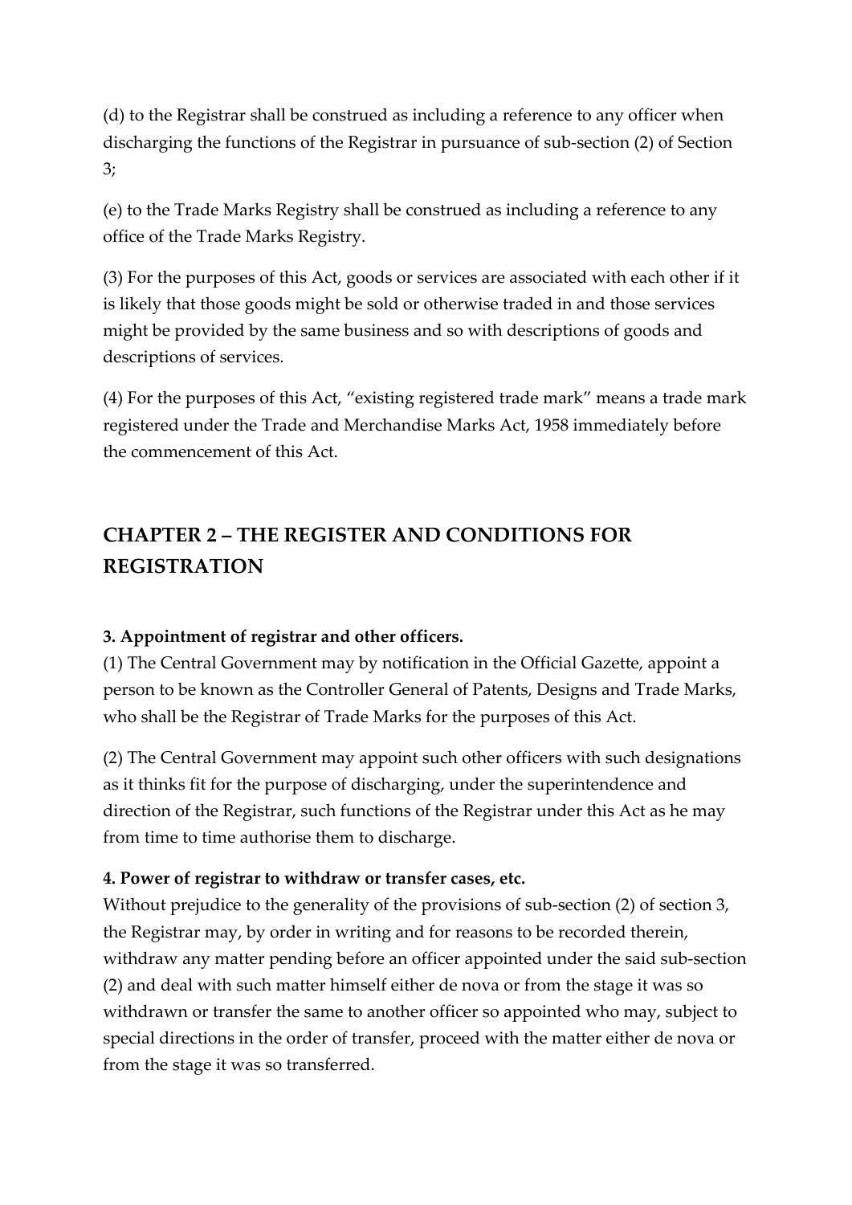(d) to the Registrar shall be construed as including a reference to any officer when discharging the functions of the Registrar in pursuance of sub-section (2) of Section 3;

(e) to the Trade Marks Registry shall be construed as including a reference to any office of the Trade Marks Registry.

(3) For the purposes of this Act, goods or services are associated with each other if it is likely that those goods might be sold or otherwise traded in and those services might be provided by the same business and so with descriptions of goods and descriptions of services.

(4) For the purposes of this Act, "existing registered trade mark" means a trade mark registered under the Trade and Merchandise Marks Act, 1958 immediately before the commencement of this Act.

## CHAPTER 2 – THE REGISTER AND CONDITIONS FOR REGISTRATION

**3. Appointment of registrar and other officers.**

(1) The Central Government may by notification in the Official Gazette, appoint a person to be known as the Controller General of Patents, Designs and Trade Marks, who shall be the Registrar of Trade Marks for the purposes of this Act.

(2) The Central Government may appoint such other officers with such designations as it thinks fit for the purpose of discharging, under the superintendence and direction of the Registrar, such functions of the Registrar under this Act as he may from time to time authorise them to discharge.

**4. Power of registrar to withdraw or transfer cases, etc.**

Without prejudice to the generality of the provisions of sub-section (2) of section 3, the Registrar may, by order in writing and for reasons to be recorded therein, withdraw any matter pending before an officer appointed under the said sub-section (2) and deal with such matter himself either de nova or from the stage it was so withdrawn or transfer the same to another officer so appointed who may, subject to special directions in the order of transfer, proceed with the matter either de nova or from the stage it was so transferred.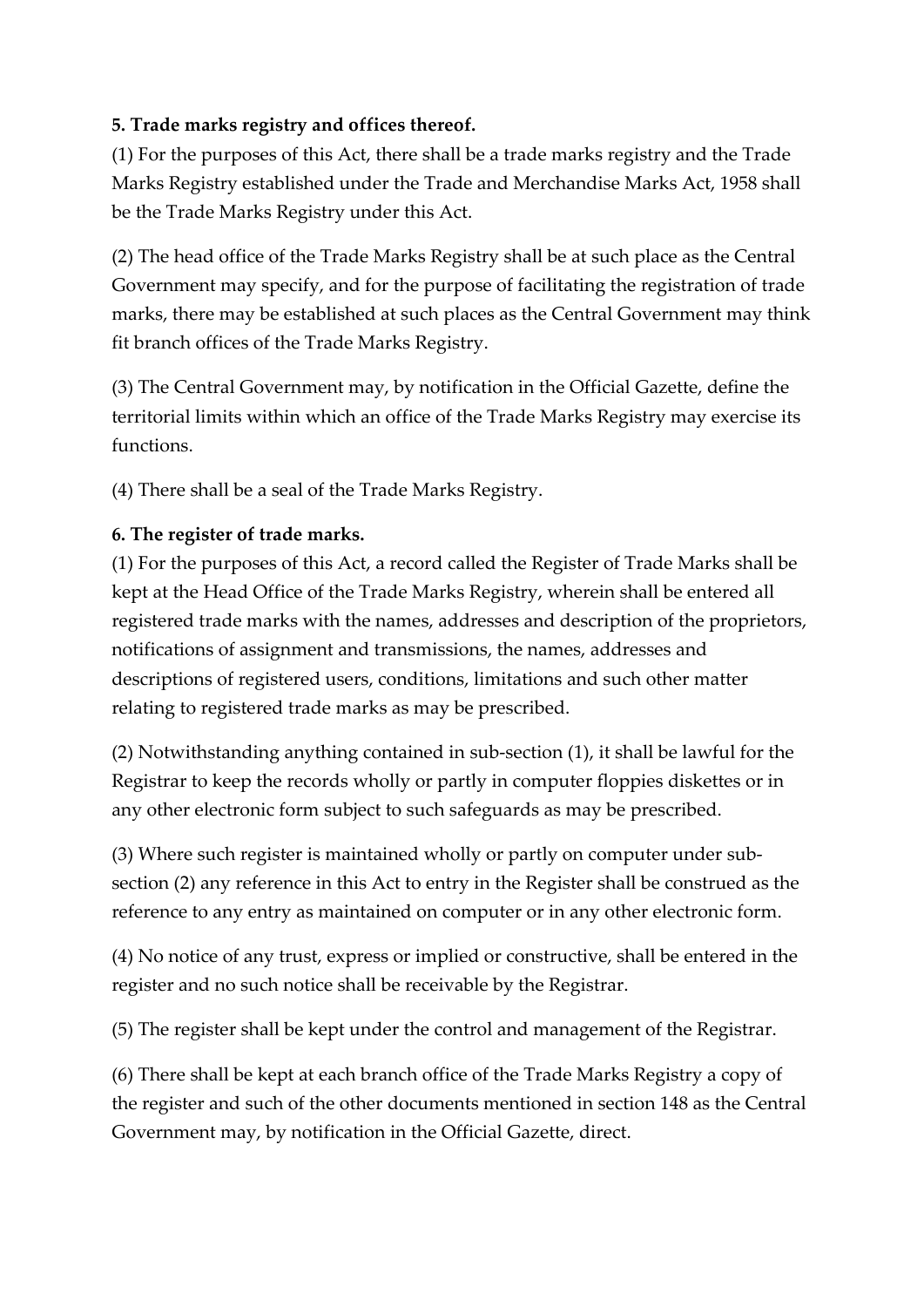**5. Trade marks registry and offices thereof.**

(1) For the purposes of this Act, there shall be a trade marks registry and the Trade Marks Registry established under the Trade and Merchandise Marks Act, 1958 shall be the Trade Marks Registry under this Act.

(2) The head office of the Trade Marks Registry shall be at such place as the Central Government may specify, and for the purpose of facilitating the registration of trade marks, there may be established at such places as the Central Government may think fit branch offices of the Trade Marks Registry.

(3) The Central Government may, by notification in the Official Gazette, define the territorial limits within which an office of the Trade Marks Registry may exercise its functions.

(4) There shall be a seal of the Trade Marks Registry.

**6. The register of trade marks.**

(1) For the purposes of this Act, a record called the Register of Trade Marks shall be kept at the Head Office of the Trade Marks Registry, wherein shall be entered all registered trade marks with the names, addresses and description of the proprietors, notifications of assignment and transmissions, the names, addresses and descriptions of registered users, conditions, limitations and such other matter relating to registered trade marks as may be prescribed.

(2) Notwithstanding anything contained in sub-section (1), it shall be lawful for the Registrar to keep the records wholly or partly in computer floppies diskettes or in any other electronic form subject to such safeguards as may be prescribed.

(3) Where such register is maintained wholly or partly on computer under sub-section (2) any reference in this Act to entry in the Register shall be construed as the reference to any entry as maintained on computer or in any other electronic form.

(4) No notice of any trust, express or implied or constructive, shall be entered in the register and no such notice shall be receivable by the Registrar.

(5) The register shall be kept under the control and management of the Registrar.

(6) There shall be kept at each branch office of the Trade Marks Registry a copy of the register and such of the other documents mentioned in section 148 as the Central Government may, by notification in the Official Gazette, direct.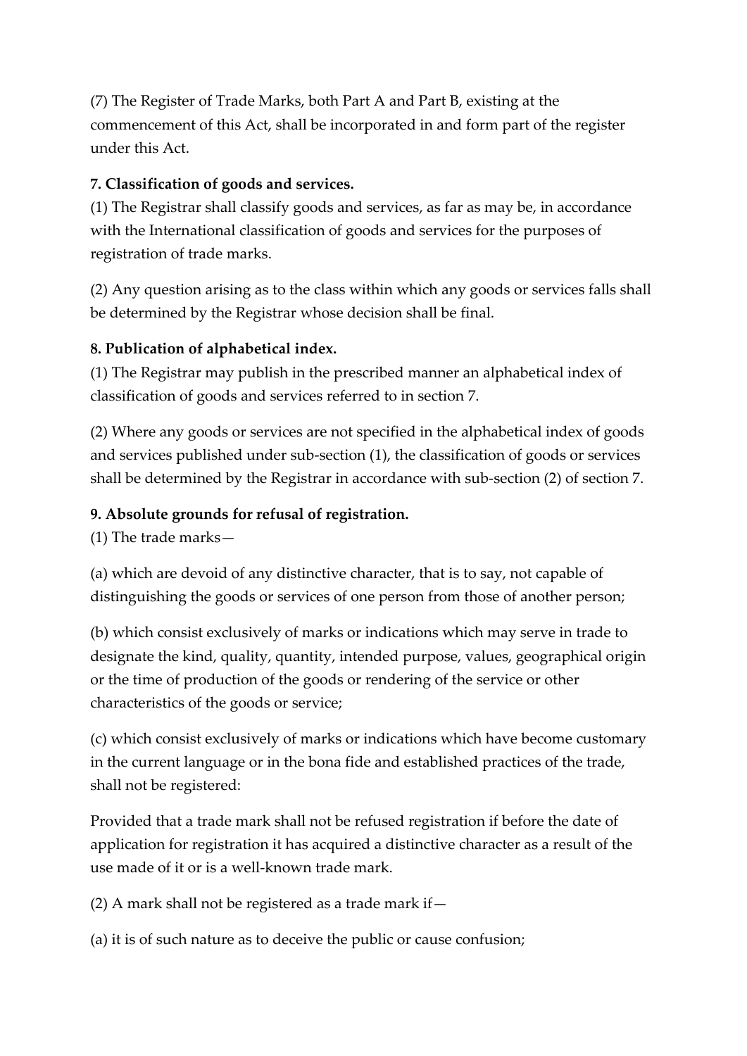(7) The Register of Trade Marks, both Part A and Part B, existing at the commencement of this Act, shall be incorporated in and form part of the register under this Act.

**7. Classification of goods and services.**

(1) The Registrar shall classify goods and services, as far as may be, in accordance with the International classification of goods and services for the purposes of registration of trade marks.

(2) Any question arising as to the class within which any goods or services falls shall be determined by the Registrar whose decision shall be final.

**8. Publication of alphabetical index.**

(1) The Registrar may publish in the prescribed manner an alphabetical index of classification of goods and services referred to in section 7.

(2) Where any goods or services are not specified in the alphabetical index of goods and services published under sub-section (1), the classification of goods or services shall be determined by the Registrar in accordance with sub-section (2) of section 7.

**9. Absolute grounds for refusal of registration.**

(1) The trade marks—

(a) which are devoid of any distinctive character, that is to say, not capable of distinguishing the goods or services of one person from those of another person;

(b) which consist exclusively of marks or indications which may serve in trade to designate the kind, quality, quantity, intended purpose, values, geographical origin or the time of production of the goods or rendering of the service or other characteristics of the goods or service;

(c) which consist exclusively of marks or indications which have become customary in the current language or in the bona fide and established practices of the trade, shall not be registered:

Provided that a trade mark shall not be refused registration if before the date of application for registration it has acquired a distinctive character as a result of the use made of it or is a well-known trade mark.

(2) A mark shall not be registered as a trade mark if—

(a) it is of such nature as to deceive the public or cause confusion;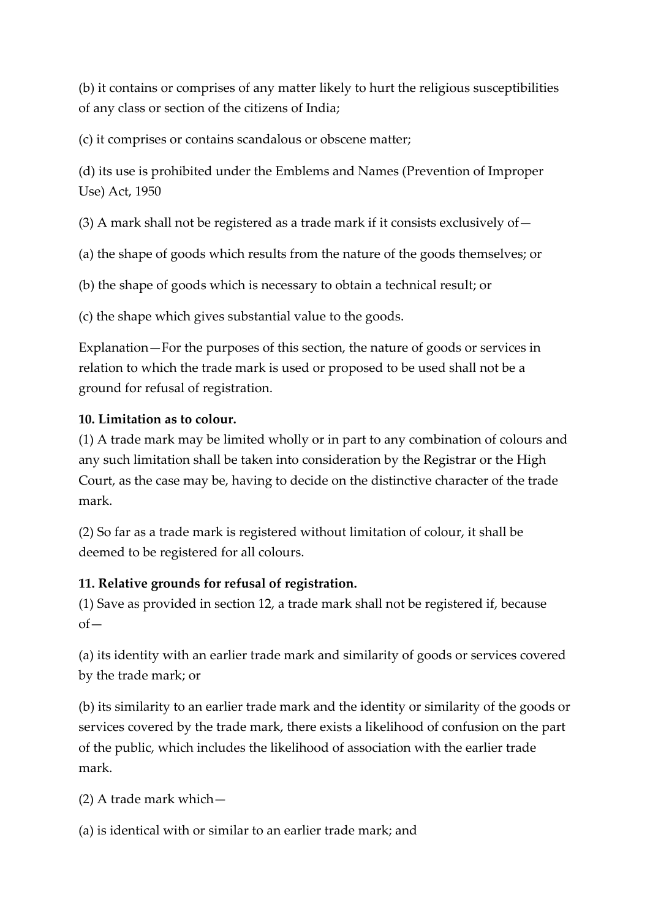(b) it contains or comprises of any matter likely to hurt the religious susceptibilities of any class or section of the citizens of India;

(c) it comprises or contains scandalous or obscene matter;

(d) its use is prohibited under the Emblems and Names (Prevention of Improper Use) Act, 1950

(3) A mark shall not be registered as a trade mark if it consists exclusively of—

(a) the shape of goods which results from the nature of the goods themselves; or

(b) the shape of goods which is necessary to obtain a technical result; or

(c) the shape which gives substantial value to the goods.

Explanation—For the purposes of this section, the nature of goods or services in relation to which the trade mark is used or proposed to be used shall not be a ground for refusal of registration.

**10. Limitation as to colour.**

(1) A trade mark may be limited wholly or in part to any combination of colours and any such limitation shall be taken into consideration by the Registrar or the High Court, as the case may be, having to decide on the distinctive character of the trade mark.

(2) So far as a trade mark is registered without limitation of colour, it shall be deemed to be registered for all colours.

**11. Relative grounds for refusal of registration.**

(1) Save as provided in section 12, a trade mark shall not be registered if, because of—

(a) its identity with an earlier trade mark and similarity of goods or services covered by the trade mark; or

(b) its similarity to an earlier trade mark and the identity or similarity of the goods or services covered by the trade mark, there exists a likelihood of confusion on the part of the public, which includes the likelihood of association with the earlier trade mark.

(2) A trade mark which—

(a) is identical with or similar to an earlier trade mark; and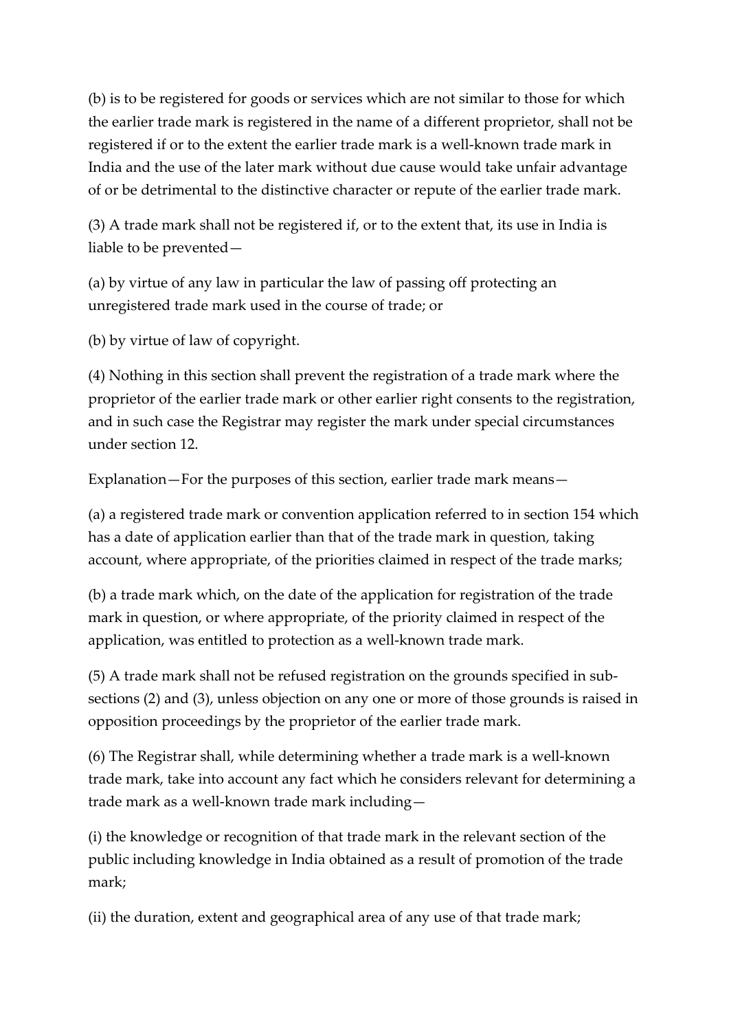(b) is to be registered for goods or services which are not similar to those for which the earlier trade mark is registered in the name of a different proprietor, shall not be registered if or to the extent the earlier trade mark is a well-known trade mark in India and the use of the later mark without due cause would take unfair advantage of or be detrimental to the distinctive character or repute of the earlier trade mark.

(3) A trade mark shall not be registered if, or to the extent that, its use in India is liable to be prevented—

(a) by virtue of any law in particular the law of passing off protecting an unregistered trade mark used in the course of trade; or

(b) by virtue of law of copyright.

(4) Nothing in this section shall prevent the registration of a trade mark where the proprietor of the earlier trade mark or other earlier right consents to the registration, and in such case the Registrar may register the mark under special circumstances under section 12.

Explanation—For the purposes of this section, earlier trade mark means—

(a) a registered trade mark or convention application referred to in section 154 which has a date of application earlier than that of the trade mark in question, taking account, where appropriate, of the priorities claimed in respect of the trade marks;

(b) a trade mark which, on the date of the application for registration of the trade mark in question, or where appropriate, of the priority claimed in respect of the application, was entitled to protection as a well-known trade mark.

(5) A trade mark shall not be refused registration on the grounds specified in sub-sections (2) and (3), unless objection on any one or more of those grounds is raised in opposition proceedings by the proprietor of the earlier trade mark.

(6) The Registrar shall, while determining whether a trade mark is a well-known trade mark, take into account any fact which he considers relevant for determining a trade mark as a well-known trade mark including—

(i) the knowledge or recognition of that trade mark in the relevant section of the public including knowledge in India obtained as a result of promotion of the trade mark;

(ii) the duration, extent and geographical area of any use of that trade mark;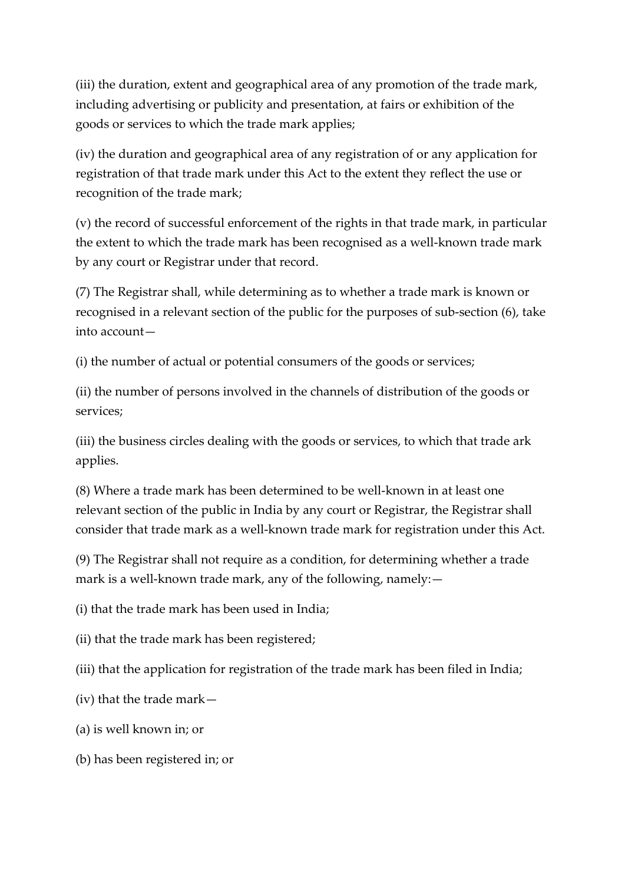(iii) the duration, extent and geographical area of any promotion of the trade mark, including advertising or publicity and presentation, at fairs or exhibition of the goods or services to which the trade mark applies;

(iv) the duration and geographical area of any registration of or any application for registration of that trade mark under this Act to the extent they reflect the use or recognition of the trade mark;

(v) the record of successful enforcement of the rights in that trade mark, in particular the extent to which the trade mark has been recognised as a well-known trade mark by any court or Registrar under that record.

(7) The Registrar shall, while determining as to whether a trade mark is known or recognised in a relevant section of the public for the purposes of sub-section (6), take into account—

(i) the number of actual or potential consumers of the goods or services;

(ii) the number of persons involved in the channels of distribution of the goods or services;

(iii) the business circles dealing with the goods or services, to which that trade ark applies.

(8) Where a trade mark has been determined to be well-known in at least one relevant section of the public in India by any court or Registrar, the Registrar shall consider that trade mark as a well-known trade mark for registration under this Act.

(9) The Registrar shall not require as a condition, for determining whether a trade mark is a well-known trade mark, any of the following, namely:—

(i) that the trade mark has been used in India;

(ii) that the trade mark has been registered;

(iii) that the application for registration of the trade mark has been filed in India;

(iv) that the trade mark—

(a) is well known in; or

(b) has been registered in; or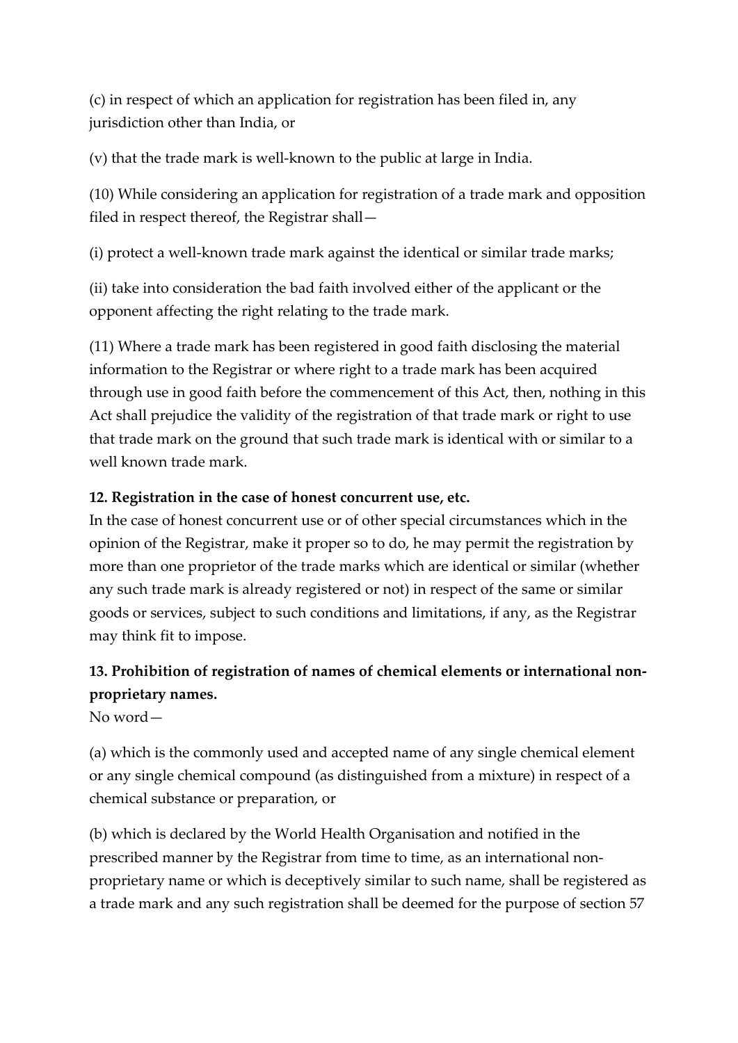(c) in respect of which an application for registration has been filed in, any jurisdiction other than India, or

(v) that the trade mark is well-known to the public at large in India.

(10) While considering an application for registration of a trade mark and opposition filed in respect thereof, the Registrar shall—

(i) protect a well-known trade mark against the identical or similar trade marks;

(ii) take into consideration the bad faith involved either of the applicant or the opponent affecting the right relating to the trade mark.

(11) Where a trade mark has been registered in good faith disclosing the material information to the Registrar or where right to a trade mark has been acquired through use in good faith before the commencement of this Act, then, nothing in this Act shall prejudice the validity of the registration of that trade mark or right to use that trade mark on the ground that such trade mark is identical with or similar to a well known trade mark.

**12. Registration in the case of honest concurrent use, etc.**

In the case of honest concurrent use or of other special circumstances which in the opinion of the Registrar, make it proper so to do, he may permit the registration by more than one proprietor of the trade marks which are identical or similar (whether any such trade mark is already registered or not) in respect of the same or similar goods or services, subject to such conditions and limitations, if any, as the Registrar may think fit to impose.

**13. Prohibition of registration of names of chemical elements or international non-proprietary names.**

No word—

(a) which is the commonly used and accepted name of any single chemical element or any single chemical compound (as distinguished from a mixture) in respect of a chemical substance or preparation, or

(b) which is declared by the World Health Organisation and notified in the prescribed manner by the Registrar from time to time, as an international non-proprietary name or which is deceptively similar to such name, shall be registered as a trade mark and any such registration shall be deemed for the purpose of section 57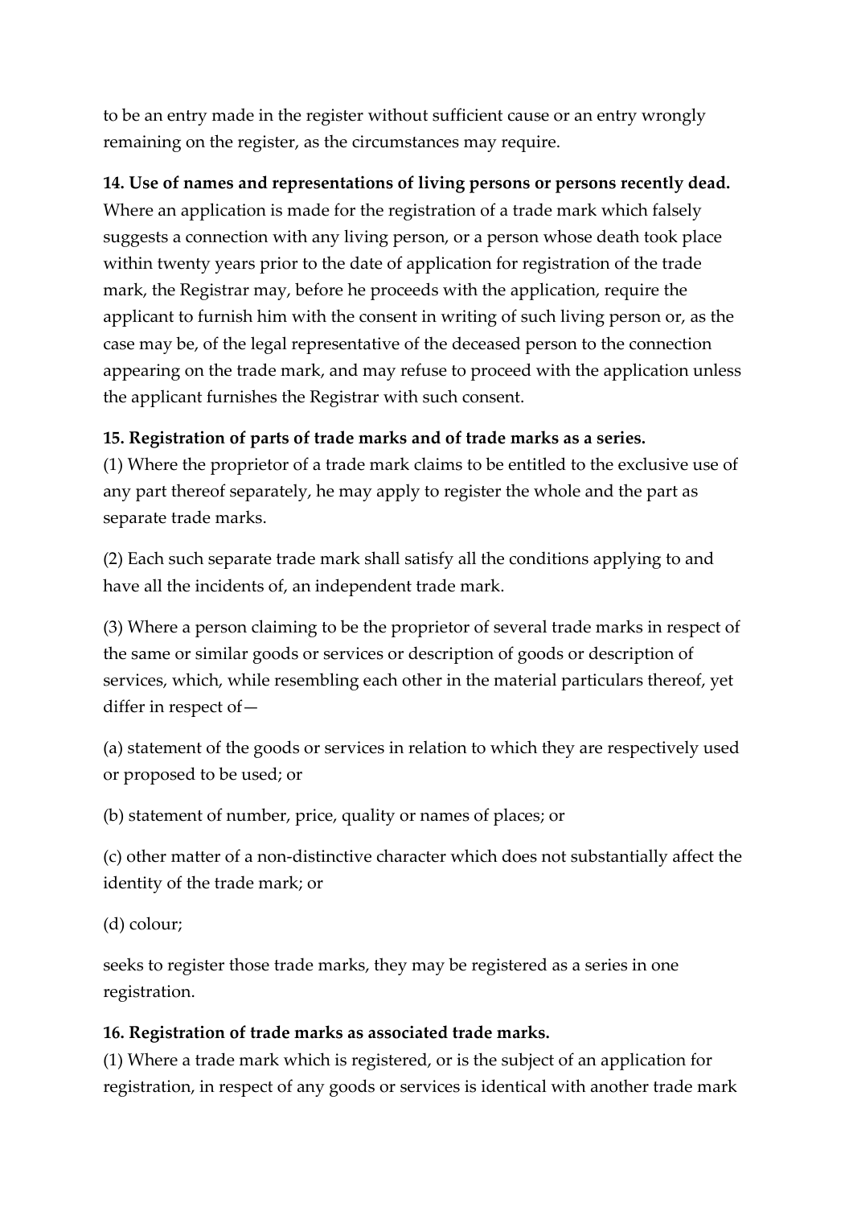to be an entry made in the register without sufficient cause or an entry wrongly remaining on the register, as the circumstances may require.

**14. Use of names and representations of living persons or persons recently dead.**
Where an application is made for the registration of a trade mark which falsely suggests a connection with any living person, or a person whose death took place within twenty years prior to the date of application for registration of the trade mark, the Registrar may, before he proceeds with the application, require the applicant to furnish him with the consent in writing of such living person or, as the case may be, of the legal representative of the deceased person to the connection appearing on the trade mark, and may refuse to proceed with the application unless the applicant furnishes the Registrar with such consent.

**15. Registration of parts of trade marks and of trade marks as a series.**
(1) Where the proprietor of a trade mark claims to be entitled to the exclusive use of any part thereof separately, he may apply to register the whole and the part as separate trade marks.

(2) Each such separate trade mark shall satisfy all the conditions applying to and have all the incidents of, an independent trade mark.

(3) Where a person claiming to be the proprietor of several trade marks in respect of the same or similar goods or services or description of goods or description of services, which, while resembling each other in the material particulars thereof, yet differ in respect of—

(a) statement of the goods or services in relation to which they are respectively used or proposed to be used; or

(b) statement of number, price, quality or names of places; or

(c) other matter of a non-distinctive character which does not substantially affect the identity of the trade mark; or

(d) colour;

seeks to register those trade marks, they may be registered as a series in one registration.

**16. Registration of trade marks as associated trade marks.**
(1) Where a trade mark which is registered, or is the subject of an application for registration, in respect of any goods or services is identical with another trade mark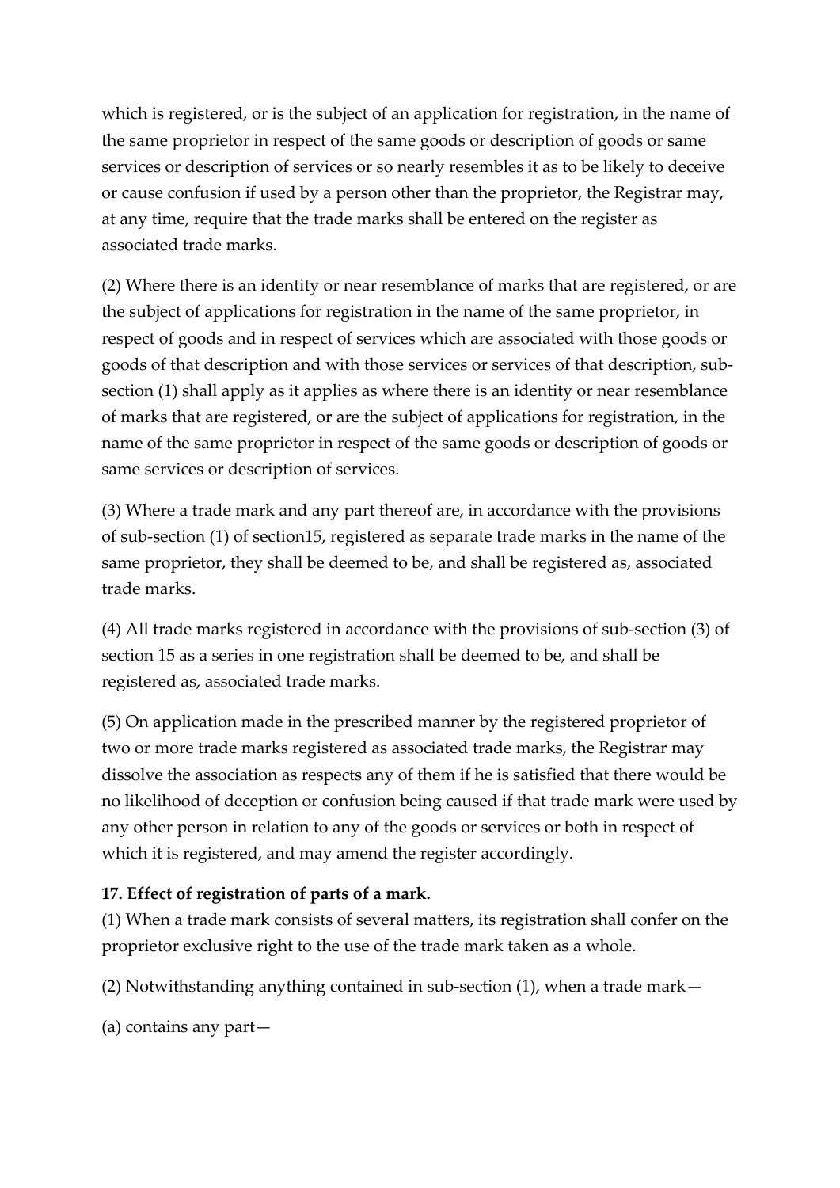which is registered, or is the subject of an application for registration, in the name of the same proprietor in respect of the same goods or description of goods or same services or description of services or so nearly resembles it as to be likely to deceive or cause confusion if used by a person other than the proprietor, the Registrar may, at any time, require that the trade marks shall be entered on the register as associated trade marks.

(2) Where there is an identity or near resemblance of marks that are registered, or are the subject of applications for registration in the name of the same proprietor, in respect of goods and in respect of services which are associated with those goods or goods of that description and with those services or services of that description, sub-section (1) shall apply as it applies as where there is an identity or near resemblance of marks that are registered, or are the subject of applications for registration, in the name of the same proprietor in respect of the same goods or description of goods or same services or description of services.

(3) Where a trade mark and any part thereof are, in accordance with the provisions of sub-section (1) of section15, registered as separate trade marks in the name of the same proprietor, they shall be deemed to be, and shall be registered as, associated trade marks.

(4) All trade marks registered in accordance with the provisions of sub-section (3) of section 15 as a series in one registration shall be deemed to be, and shall be registered as, associated trade marks.

(5) On application made in the prescribed manner by the registered proprietor of two or more trade marks registered as associated trade marks, the Registrar may dissolve the association as respects any of them if he is satisfied that there would be no likelihood of deception or confusion being caused if that trade mark were used by any other person in relation to any of the goods or services or both in respect of which it is registered, and may amend the register accordingly.

**17. Effect of registration of parts of a mark.**

(1) When a trade mark consists of several matters, its registration shall confer on the proprietor exclusive right to the use of the trade mark taken as a whole.

(2) Notwithstanding anything contained in sub-section (1), when a trade mark—

(a) contains any part—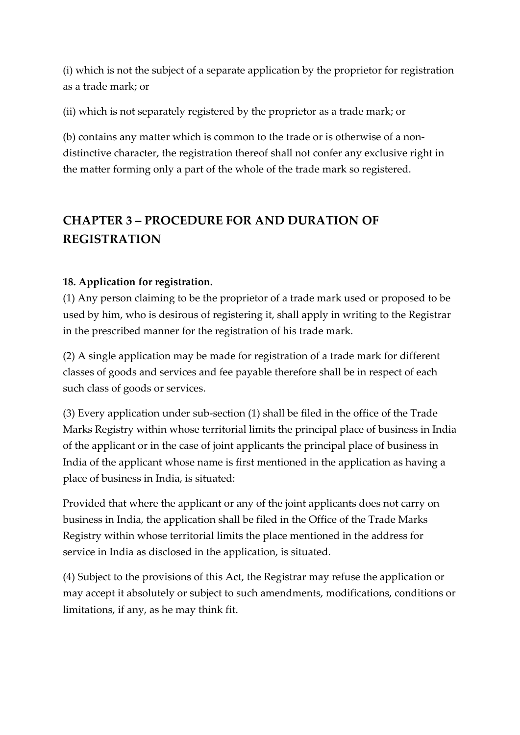(i) which is not the subject of a separate application by the proprietor for registration as a trade mark; or

(ii) which is not separately registered by the proprietor as a trade mark; or

(b) contains any matter which is common to the trade or is otherwise of a non-distinctive character, the registration thereof shall not confer any exclusive right in the matter forming only a part of the whole of the trade mark so registered.

## CHAPTER 3 – PROCEDURE FOR AND DURATION OF REGISTRATION

**18. Application for registration.**

(1) Any person claiming to be the proprietor of a trade mark used or proposed to be used by him, who is desirous of registering it, shall apply in writing to the Registrar in the prescribed manner for the registration of his trade mark.

(2) A single application may be made for registration of a trade mark for different classes of goods and services and fee payable therefore shall be in respect of each such class of goods or services.

(3) Every application under sub-section (1) shall be filed in the office of the Trade Marks Registry within whose territorial limits the principal place of business in India of the applicant or in the case of joint applicants the principal place of business in India of the applicant whose name is first mentioned in the application as having a place of business in India, is situated:

Provided that where the applicant or any of the joint applicants does not carry on business in India, the application shall be filed in the Office of the Trade Marks Registry within whose territorial limits the place mentioned in the address for service in India as disclosed in the application, is situated.

(4) Subject to the provisions of this Act, the Registrar may refuse the application or may accept it absolutely or subject to such amendments, modifications, conditions or limitations, if any, as he may think fit.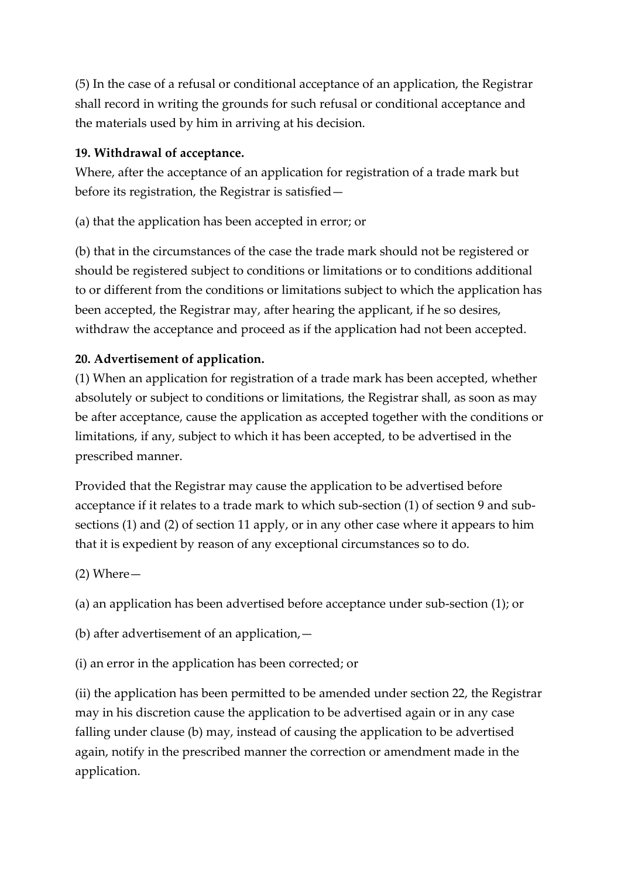(5) In the case of a refusal or conditional acceptance of an application, the Registrar shall record in writing the grounds for such refusal or conditional acceptance and the materials used by him in arriving at his decision.

**19. Withdrawal of acceptance.**

Where, after the acceptance of an application for registration of a trade mark but before its registration, the Registrar is satisfied—

(a) that the application has been accepted in error; or

(b) that in the circumstances of the case the trade mark should not be registered or should be registered subject to conditions or limitations or to conditions additional to or different from the conditions or limitations subject to which the application has been accepted, the Registrar may, after hearing the applicant, if he so desires, withdraw the acceptance and proceed as if the application had not been accepted.

**20. Advertisement of application.**

(1) When an application for registration of a trade mark has been accepted, whether absolutely or subject to conditions or limitations, the Registrar shall, as soon as may be after acceptance, cause the application as accepted together with the conditions or limitations, if any, subject to which it has been accepted, to be advertised in the prescribed manner.

Provided that the Registrar may cause the application to be advertised before acceptance if it relates to a trade mark to which sub-section (1) of section 9 and sub-sections (1) and (2) of section 11 apply, or in any other case where it appears to him that it is expedient by reason of any exceptional circumstances so to do.

(2) Where—

(a) an application has been advertised before acceptance under sub-section (1); or

(b) after advertisement of an application,—

(i) an error in the application has been corrected; or

(ii) the application has been permitted to be amended under section 22, the Registrar may in his discretion cause the application to be advertised again or in any case falling under clause (b) may, instead of causing the application to be advertised again, notify in the prescribed manner the correction or amendment made in the application.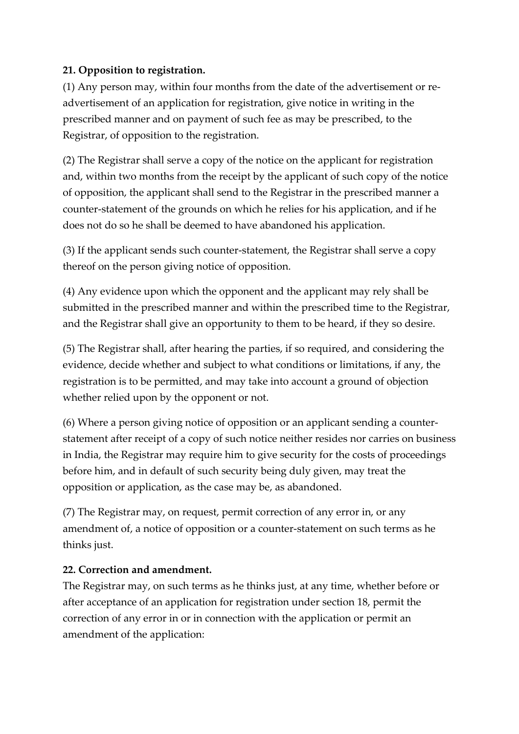**21. Opposition to registration.**

(1) Any person may, within four months from the date of the advertisement or re-advertisement of an application for registration, give notice in writing in the prescribed manner and on payment of such fee as may be prescribed, to the Registrar, of opposition to the registration.

(2) The Registrar shall serve a copy of the notice on the applicant for registration and, within two months from the receipt by the applicant of such copy of the notice of opposition, the applicant shall send to the Registrar in the prescribed manner a counter-statement of the grounds on which he relies for his application, and if he does not do so he shall be deemed to have abandoned his application.

(3) If the applicant sends such counter-statement, the Registrar shall serve a copy thereof on the person giving notice of opposition.

(4) Any evidence upon which the opponent and the applicant may rely shall be submitted in the prescribed manner and within the prescribed time to the Registrar, and the Registrar shall give an opportunity to them to be heard, if they so desire.

(5) The Registrar shall, after hearing the parties, if so required, and considering the evidence, decide whether and subject to what conditions or limitations, if any, the registration is to be permitted, and may take into account a ground of objection whether relied upon by the opponent or not.

(6) Where a person giving notice of opposition or an applicant sending a counter-statement after receipt of a copy of such notice neither resides nor carries on business in India, the Registrar may require him to give security for the costs of proceedings before him, and in default of such security being duly given, may treat the opposition or application, as the case may be, as abandoned.

(7) The Registrar may, on request, permit correction of any error in, or any amendment of, a notice of opposition or a counter-statement on such terms as he thinks just.

**22. Correction and amendment.**

The Registrar may, on such terms as he thinks just, at any time, whether before or after acceptance of an application for registration under section 18, permit the correction of any error in or in connection with the application or permit an amendment of the application: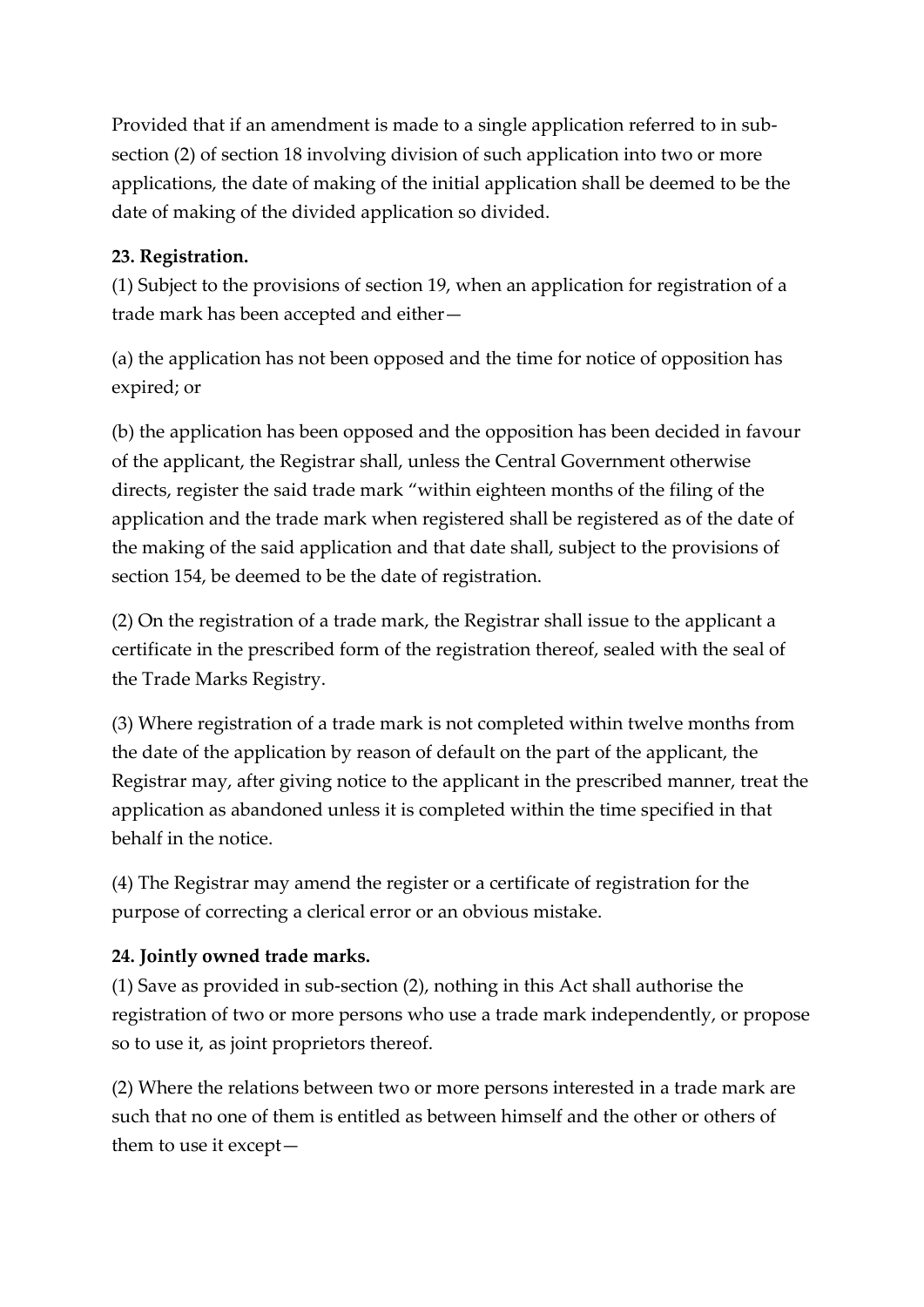Provided that if an amendment is made to a single application referred to in sub-section (2) of section 18 involving division of such application into two or more applications, the date of making of the initial application shall be deemed to be the date of making of the divided application so divided.

**23. Registration.**

(1) Subject to the provisions of section 19, when an application for registration of a trade mark has been accepted and either—

(a) the application has not been opposed and the time for notice of opposition has expired; or

(b) the application has been opposed and the opposition has been decided in favour of the applicant, the Registrar shall, unless the Central Government otherwise directs, register the said trade mark "within eighteen months of the filing of the application and the trade mark when registered shall be registered as of the date of the making of the said application and that date shall, subject to the provisions of section 154, be deemed to be the date of registration.

(2) On the registration of a trade mark, the Registrar shall issue to the applicant a certificate in the prescribed form of the registration thereof, sealed with the seal of the Trade Marks Registry.

(3) Where registration of a trade mark is not completed within twelve months from the date of the application by reason of default on the part of the applicant, the Registrar may, after giving notice to the applicant in the prescribed manner, treat the application as abandoned unless it is completed within the time specified in that behalf in the notice.

(4) The Registrar may amend the register or a certificate of registration for the purpose of correcting a clerical error or an obvious mistake.

**24. Jointly owned trade marks.**

(1) Save as provided in sub-section (2), nothing in this Act shall authorise the registration of two or more persons who use a trade mark independently, or propose so to use it, as joint proprietors thereof.

(2) Where the relations between two or more persons interested in a trade mark are such that no one of them is entitled as between himself and the other or others of them to use it except—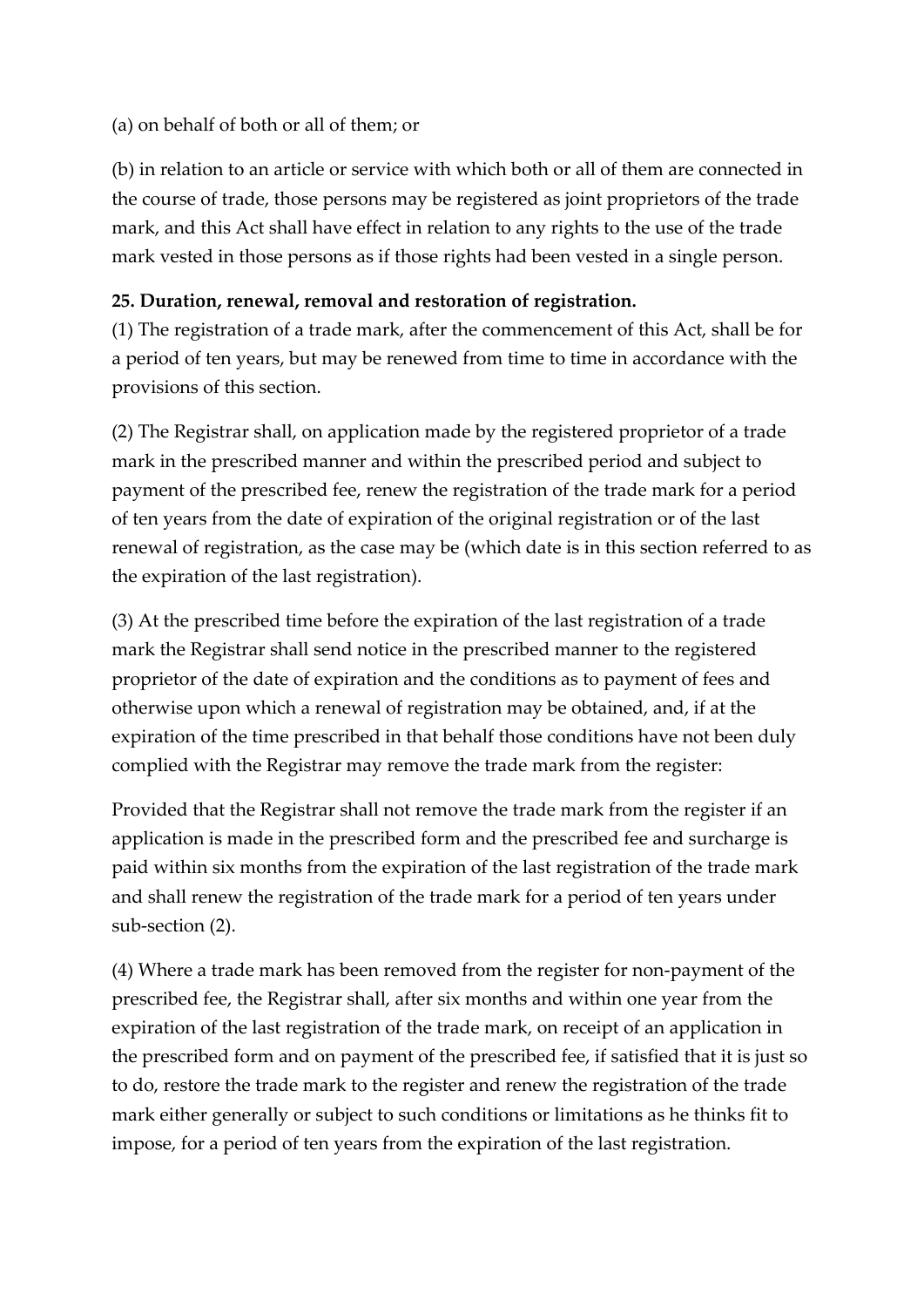(a) on behalf of both or all of them; or

(b) in relation to an article or service with which both or all of them are connected in the course of trade, those persons may be registered as joint proprietors of the trade mark, and this Act shall have effect in relation to any rights to the use of the trade mark vested in those persons as if those rights had been vested in a single person.

**25. Duration, renewal, removal and restoration of registration.**

(1) The registration of a trade mark, after the commencement of this Act, shall be for a period of ten years, but may be renewed from time to time in accordance with the provisions of this section.

(2) The Registrar shall, on application made by the registered proprietor of a trade mark in the prescribed manner and within the prescribed period and subject to payment of the prescribed fee, renew the registration of the trade mark for a period of ten years from the date of expiration of the original registration or of the last renewal of registration, as the case may be (which date is in this section referred to as the expiration of the last registration).

(3) At the prescribed time before the expiration of the last registration of a trade mark the Registrar shall send notice in the prescribed manner to the registered proprietor of the date of expiration and the conditions as to payment of fees and otherwise upon which a renewal of registration may be obtained, and, if at the expiration of the time prescribed in that behalf those conditions have not been duly complied with the Registrar may remove the trade mark from the register:

Provided that the Registrar shall not remove the trade mark from the register if an application is made in the prescribed form and the prescribed fee and surcharge is paid within six months from the expiration of the last registration of the trade mark and shall renew the registration of the trade mark for a period of ten years under sub-section (2).

(4) Where a trade mark has been removed from the register for non-payment of the prescribed fee, the Registrar shall, after six months and within one year from the expiration of the last registration of the trade mark, on receipt of an application in the prescribed form and on payment of the prescribed fee, if satisfied that it is just so to do, restore the trade mark to the register and renew the registration of the trade mark either generally or subject to such conditions or limitations as he thinks fit to impose, for a period of ten years from the expiration of the last registration.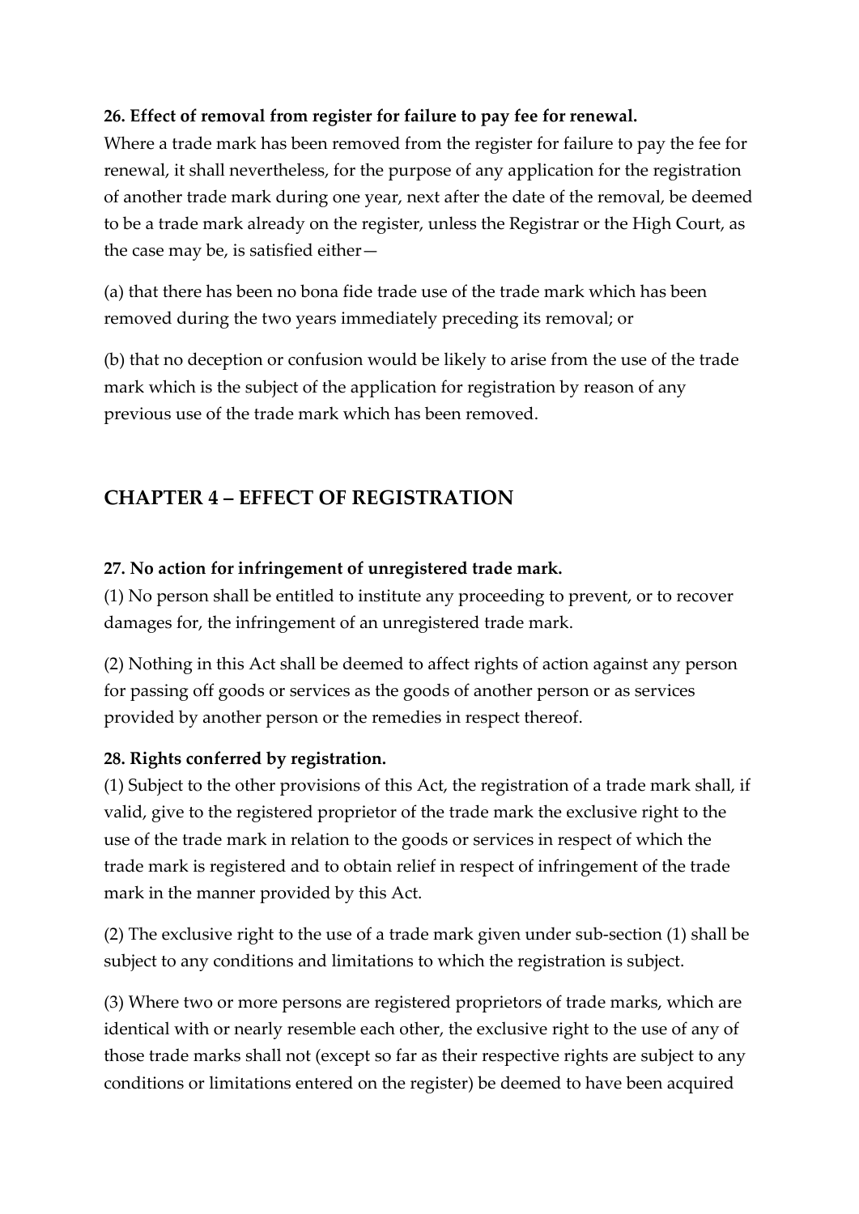**26. Effect of removal from register for failure to pay fee for renewal.**
Where a trade mark has been removed from the register for failure to pay the fee for renewal, it shall nevertheless, for the purpose of any application for the registration of another trade mark during one year, next after the date of the removal, be deemed to be a trade mark already on the register, unless the Registrar or the High Court, as the case may be, is satisfied either—

(a) that there has been no bona fide trade use of the trade mark which has been removed during the two years immediately preceding its removal; or

(b) that no deception or confusion would be likely to arise from the use of the trade mark which is the subject of the application for registration by reason of any previous use of the trade mark which has been removed.

## CHAPTER 4 – EFFECT OF REGISTRATION

**27. No action for infringement of unregistered trade mark.**
(1) No person shall be entitled to institute any proceeding to prevent, or to recover damages for, the infringement of an unregistered trade mark.

(2) Nothing in this Act shall be deemed to affect rights of action against any person for passing off goods or services as the goods of another person or as services provided by another person or the remedies in respect thereof.

**28. Rights conferred by registration.**
(1) Subject to the other provisions of this Act, the registration of a trade mark shall, if valid, give to the registered proprietor of the trade mark the exclusive right to the use of the trade mark in relation to the goods or services in respect of which the trade mark is registered and to obtain relief in respect of infringement of the trade mark in the manner provided by this Act.

(2) The exclusive right to the use of a trade mark given under sub-section (1) shall be subject to any conditions and limitations to which the registration is subject.

(3) Where two or more persons are registered proprietors of trade marks, which are identical with or nearly resemble each other, the exclusive right to the use of any of those trade marks shall not (except so far as their respective rights are subject to any conditions or limitations entered on the register) be deemed to have been acquired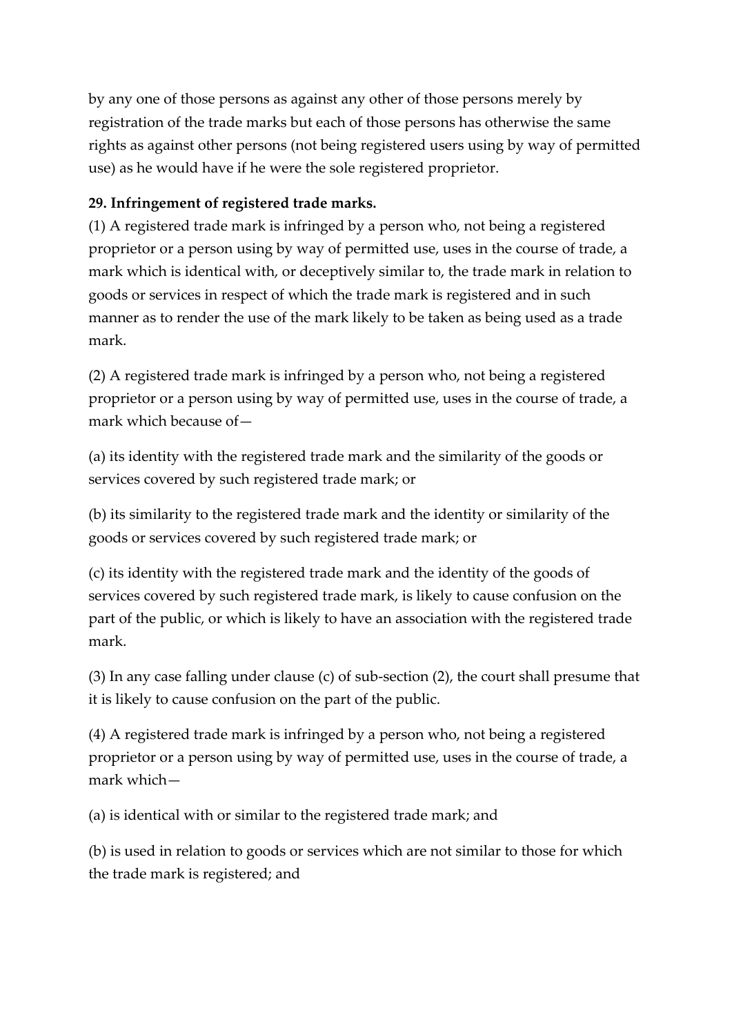by any one of those persons as against any other of those persons merely by registration of the trade marks but each of those persons has otherwise the same rights as against other persons (not being registered users using by way of permitted use) as he would have if he were the sole registered proprietor.

**29. Infringement of registered trade marks.**

(1) A registered trade mark is infringed by a person who, not being a registered proprietor or a person using by way of permitted use, uses in the course of trade, a mark which is identical with, or deceptively similar to, the trade mark in relation to goods or services in respect of which the trade mark is registered and in such manner as to render the use of the mark likely to be taken as being used as a trade mark.

(2) A registered trade mark is infringed by a person who, not being a registered proprietor or a person using by way of permitted use, uses in the course of trade, a mark which because of—

(a) its identity with the registered trade mark and the similarity of the goods or services covered by such registered trade mark; or

(b) its similarity to the registered trade mark and the identity or similarity of the goods or services covered by such registered trade mark; or

(c) its identity with the registered trade mark and the identity of the goods of services covered by such registered trade mark, is likely to cause confusion on the part of the public, or which is likely to have an association with the registered trade mark.

(3) In any case falling under clause (c) of sub-section (2), the court shall presume that it is likely to cause confusion on the part of the public.

(4) A registered trade mark is infringed by a person who, not being a registered proprietor or a person using by way of permitted use, uses in the course of trade, a mark which—

(a) is identical with or similar to the registered trade mark; and

(b) is used in relation to goods or services which are not similar to those for which the trade mark is registered; and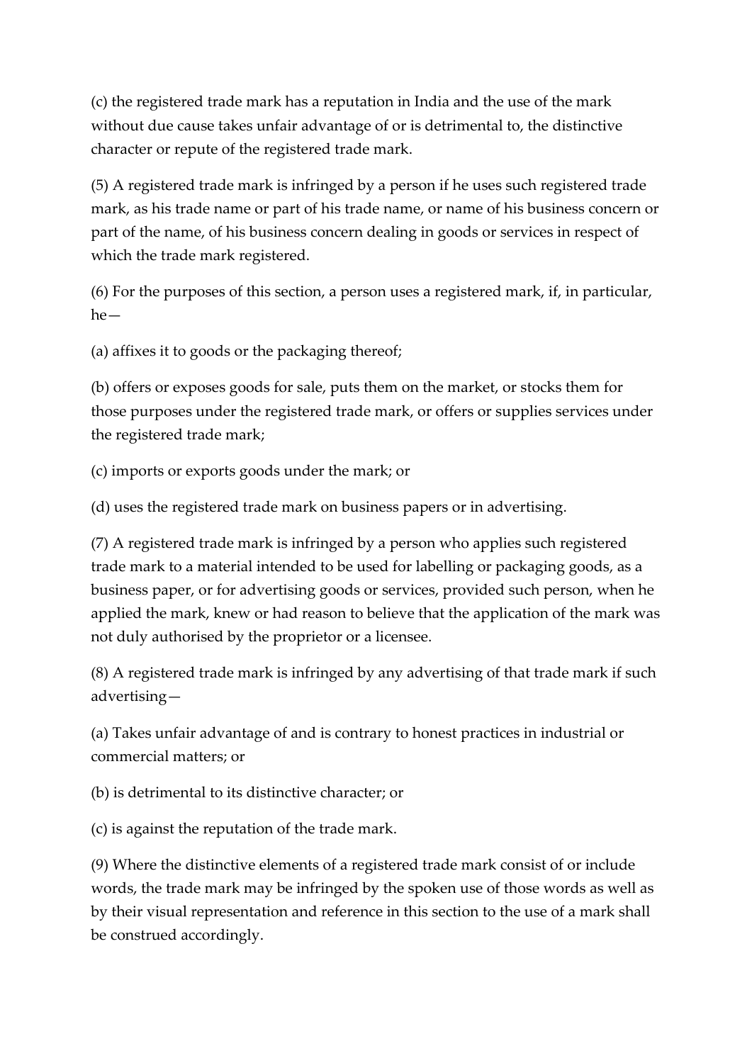(c) the registered trade mark has a reputation in India and the use of the mark without due cause takes unfair advantage of or is detrimental to, the distinctive character or repute of the registered trade mark.

(5) A registered trade mark is infringed by a person if he uses such registered trade mark, as his trade name or part of his trade name, or name of his business concern or part of the name, of his business concern dealing in goods or services in respect of which the trade mark registered.

(6) For the purposes of this section, a person uses a registered mark, if, in particular, he—

(a) affixes it to goods or the packaging thereof;

(b) offers or exposes goods for sale, puts them on the market, or stocks them for those purposes under the registered trade mark, or offers or supplies services under the registered trade mark;

(c) imports or exports goods under the mark; or

(d) uses the registered trade mark on business papers or in advertising.

(7) A registered trade mark is infringed by a person who applies such registered trade mark to a material intended to be used for labelling or packaging goods, as a business paper, or for advertising goods or services, provided such person, when he applied the mark, knew or had reason to believe that the application of the mark was not duly authorised by the proprietor or a licensee.

(8) A registered trade mark is infringed by any advertising of that trade mark if such advertising—

(a) Takes unfair advantage of and is contrary to honest practices in industrial or commercial matters; or

(b) is detrimental to its distinctive character; or

(c) is against the reputation of the trade mark.

(9) Where the distinctive elements of a registered trade mark consist of or include words, the trade mark may be infringed by the spoken use of those words as well as by their visual representation and reference in this section to the use of a mark shall be construed accordingly.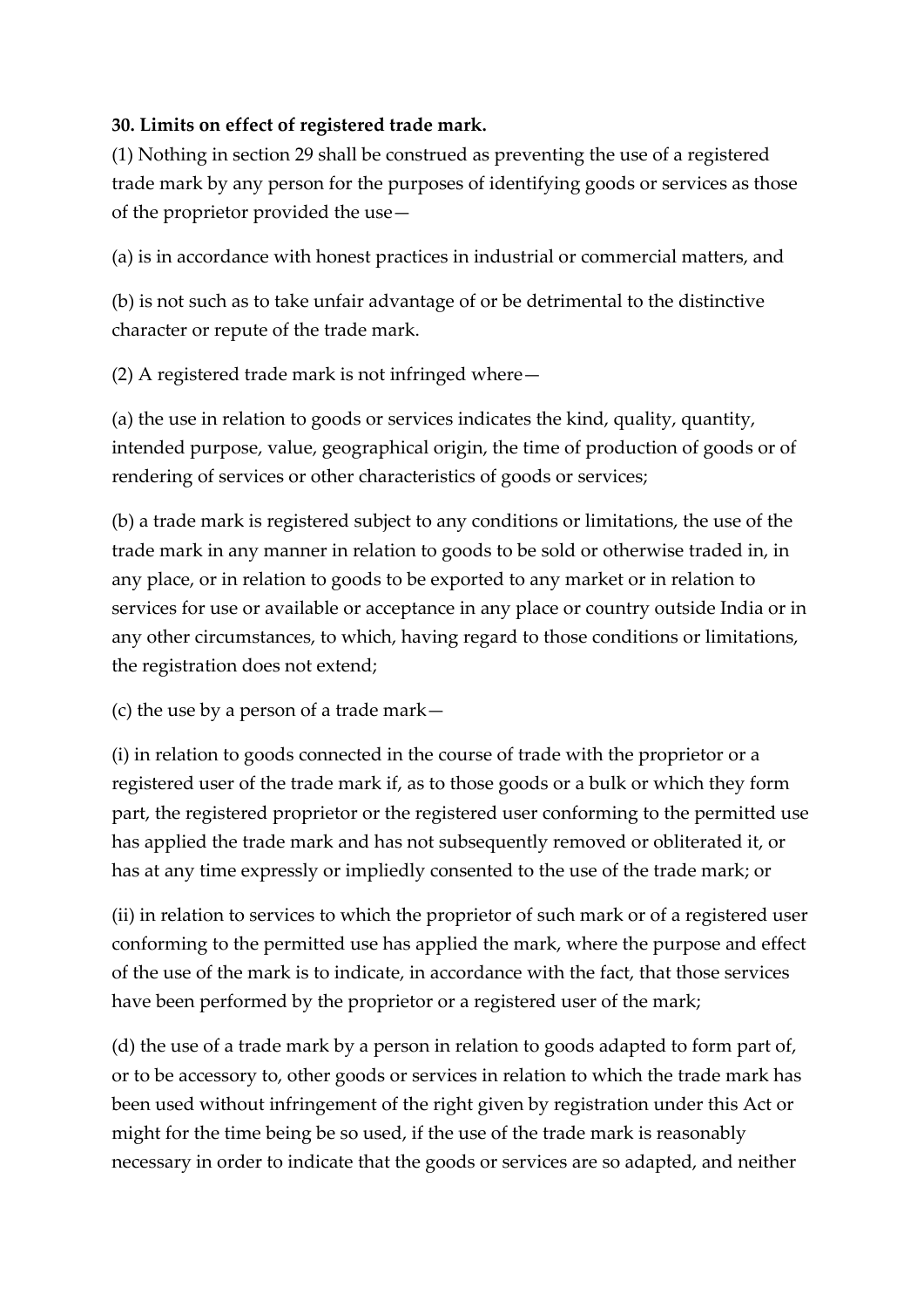**30. Limits on effect of registered trade mark.**

(1) Nothing in section 29 shall be construed as preventing the use of a registered trade mark by any person for the purposes of identifying goods or services as those of the proprietor provided the use—

(a) is in accordance with honest practices in industrial or commercial matters, and

(b) is not such as to take unfair advantage of or be detrimental to the distinctive character or repute of the trade mark.

(2) A registered trade mark is not infringed where—

(a) the use in relation to goods or services indicates the kind, quality, quantity, intended purpose, value, geographical origin, the time of production of goods or of rendering of services or other characteristics of goods or services;

(b) a trade mark is registered subject to any conditions or limitations, the use of the trade mark in any manner in relation to goods to be sold or otherwise traded in, in any place, or in relation to goods to be exported to any market or in relation to services for use or available or acceptance in any place or country outside India or in any other circumstances, to which, having regard to those conditions or limitations, the registration does not extend;

(c) the use by a person of a trade mark—

(i) in relation to goods connected in the course of trade with the proprietor or a registered user of the trade mark if, as to those goods or a bulk or which they form part, the registered proprietor or the registered user conforming to the permitted use has applied the trade mark and has not subsequently removed or obliterated it, or has at any time expressly or impliedly consented to the use of the trade mark; or

(ii) in relation to services to which the proprietor of such mark or of a registered user conforming to the permitted use has applied the mark, where the purpose and effect of the use of the mark is to indicate, in accordance with the fact, that those services have been performed by the proprietor or a registered user of the mark;

(d) the use of a trade mark by a person in relation to goods adapted to form part of, or to be accessory to, other goods or services in relation to which the trade mark has been used without infringement of the right given by registration under this Act or might for the time being be so used, if the use of the trade mark is reasonably necessary in order to indicate that the goods or services are so adapted, and neither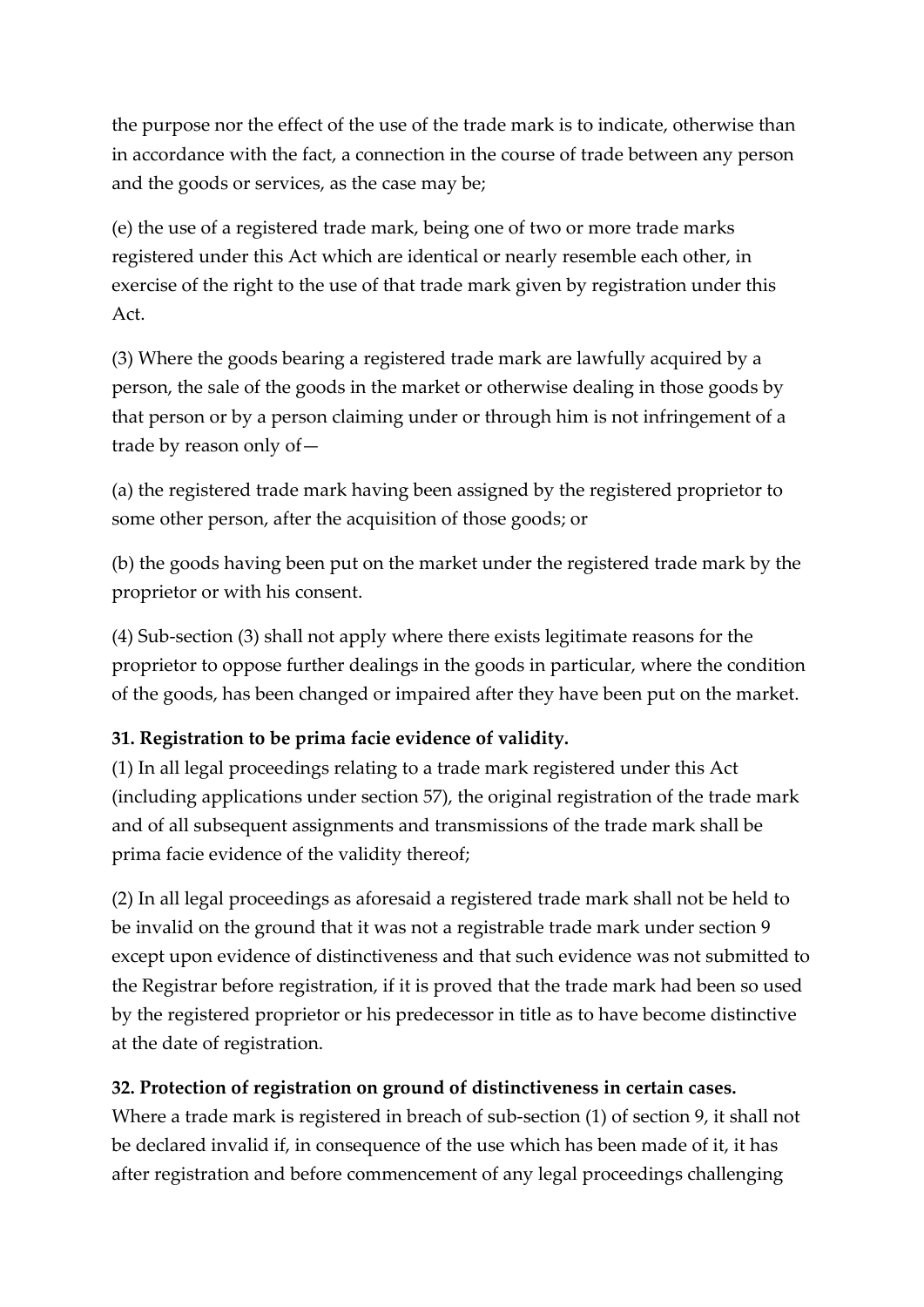the purpose nor the effect of the use of the trade mark is to indicate, otherwise than in accordance with the fact, a connection in the course of trade between any person and the goods or services, as the case may be;

(e) the use of a registered trade mark, being one of two or more trade marks registered under this Act which are identical or nearly resemble each other, in exercise of the right to the use of that trade mark given by registration under this Act.

(3) Where the goods bearing a registered trade mark are lawfully acquired by a person, the sale of the goods in the market or otherwise dealing in those goods by that person or by a person claiming under or through him is not infringement of a trade by reason only of—

(a) the registered trade mark having been assigned by the registered proprietor to some other person, after the acquisition of those goods; or

(b) the goods having been put on the market under the registered trade mark by the proprietor or with his consent.

(4) Sub-section (3) shall not apply where there exists legitimate reasons for the proprietor to oppose further dealings in the goods in particular, where the condition of the goods, has been changed or impaired after they have been put on the market.

**31. Registration to be prima facie evidence of validity.**

(1) In all legal proceedings relating to a trade mark registered under this Act (including applications under section 57), the original registration of the trade mark and of all subsequent assignments and transmissions of the trade mark shall be prima facie evidence of the validity thereof;

(2) In all legal proceedings as aforesaid a registered trade mark shall not be held to be invalid on the ground that it was not a registrable trade mark under section 9 except upon evidence of distinctiveness and that such evidence was not submitted to the Registrar before registration, if it is proved that the trade mark had been so used by the registered proprietor or his predecessor in title as to have become distinctive at the date of registration.

**32. Protection of registration on ground of distinctiveness in certain cases.**

Where a trade mark is registered in breach of sub-section (1) of section 9, it shall not be declared invalid if, in consequence of the use which has been made of it, it has after registration and before commencement of any legal proceedings challenging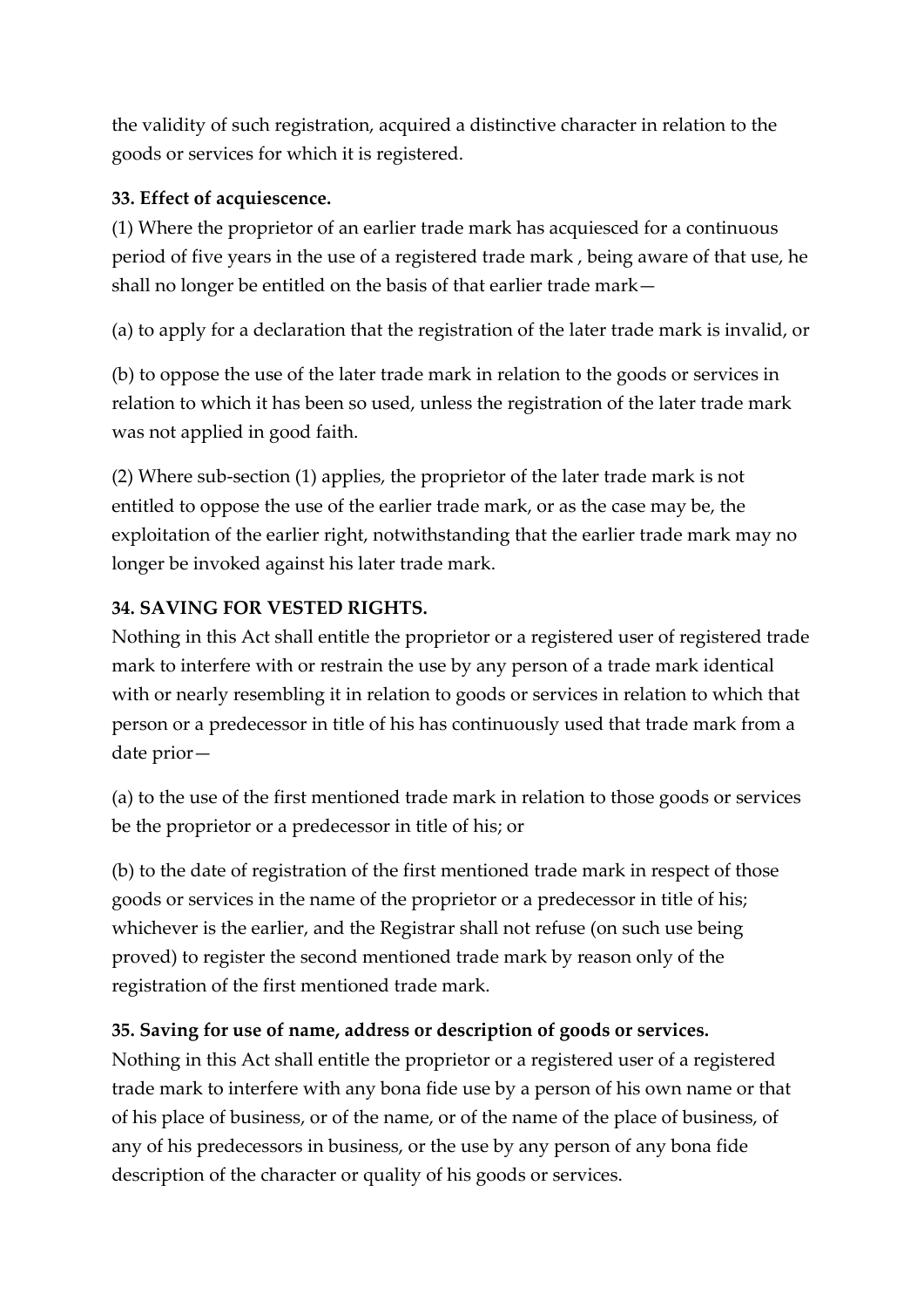the validity of such registration, acquired a distinctive character in relation to the goods or services for which it is registered.

**33. Effect of acquiescence.**

(1) Where the proprietor of an earlier trade mark has acquiesced for a continuous period of five years in the use of a registered trade mark , being aware of that use, he shall no longer be entitled on the basis of that earlier trade mark—

(a) to apply for a declaration that the registration of the later trade mark is invalid, or

(b) to oppose the use of the later trade mark in relation to the goods or services in relation to which it has been so used, unless the registration of the later trade mark was not applied in good faith.

(2) Where sub-section (1) applies, the proprietor of the later trade mark is not entitled to oppose the use of the earlier trade mark, or as the case may be, the exploitation of the earlier right, notwithstanding that the earlier trade mark may no longer be invoked against his later trade mark.

**34. SAVING FOR VESTED RIGHTS.**

Nothing in this Act shall entitle the proprietor or a registered user of registered trade mark to interfere with or restrain the use by any person of a trade mark identical with or nearly resembling it in relation to goods or services in relation to which that person or a predecessor in title of his has continuously used that trade mark from a date prior—

(a) to the use of the first mentioned trade mark in relation to those goods or services be the proprietor or a predecessor in title of his; or

(b) to the date of registration of the first mentioned trade mark in respect of those goods or services in the name of the proprietor or a predecessor in title of his; whichever is the earlier, and the Registrar shall not refuse (on such use being proved) to register the second mentioned trade mark by reason only of the registration of the first mentioned trade mark.

**35. Saving for use of name, address or description of goods or services.**

Nothing in this Act shall entitle the proprietor or a registered user of a registered trade mark to interfere with any bona fide use by a person of his own name or that of his place of business, or of the name, or of the name of the place of business, of any of his predecessors in business, or the use by any person of any bona fide description of the character or quality of his goods or services.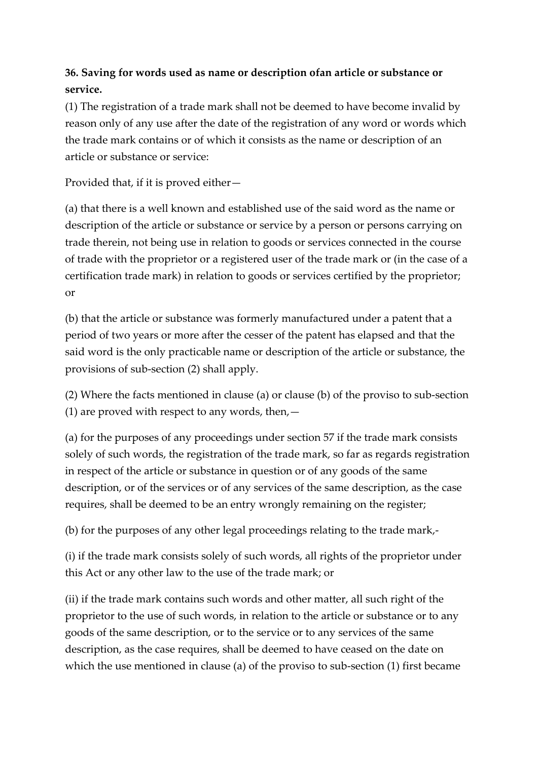**36. Saving for words used as name or description ofan article or substance or service.**

(1) The registration of a trade mark shall not be deemed to have become invalid by reason only of any use after the date of the registration of any word or words which the trade mark contains or of which it consists as the name or description of an article or substance or service:

Provided that, if it is proved either—

(a) that there is a well known and established use of the said word as the name or description of the article or substance or service by a person or persons carrying on trade therein, not being use in relation to goods or services connected in the course of trade with the proprietor or a registered user of the trade mark or (in the case of a certification trade mark) in relation to goods or services certified by the proprietor; or

(b) that the article or substance was formerly manufactured under a patent that a period of two years or more after the cesser of the patent has elapsed and that the said word is the only practicable name or description of the article or substance, the provisions of sub-section (2) shall apply.

(2) Where the facts mentioned in clause (a) or clause (b) of the proviso to sub-section (1) are proved with respect to any words, then,—

(a) for the purposes of any proceedings under section 57 if the trade mark consists solely of such words, the registration of the trade mark, so far as regards registration in respect of the article or substance in question or of any goods of the same description, or of the services or of any services of the same description, as the case requires, shall be deemed to be an entry wrongly remaining on the register;

(b) for the purposes of any other legal proceedings relating to the trade mark,-

(i) if the trade mark consists solely of such words, all rights of the proprietor under this Act or any other law to the use of the trade mark; or

(ii) if the trade mark contains such words and other matter, all such right of the proprietor to the use of such words, in relation to the article or substance or to any goods of the same description, or to the service or to any services of the same description, as the case requires, shall be deemed to have ceased on the date on which the use mentioned in clause (a) of the proviso to sub-section (1) first became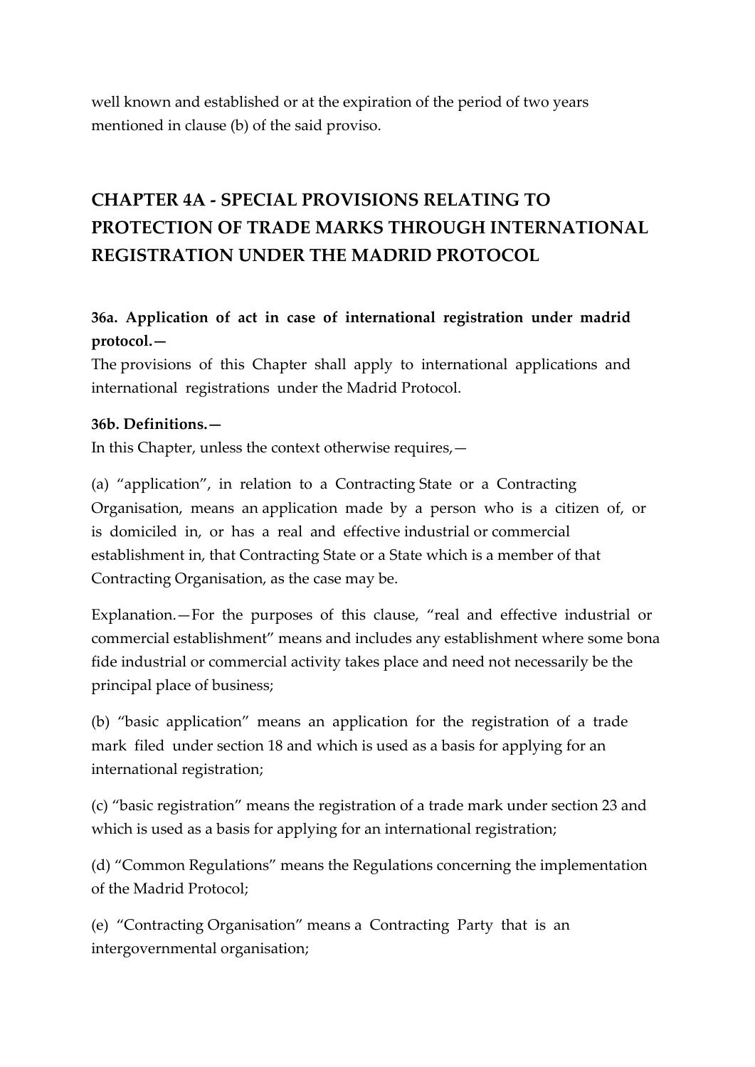well known and established or at the expiration of the period of two years mentioned in clause (b) of the said proviso.

## CHAPTER 4A - SPECIAL PROVISIONS RELATING TO PROTECTION OF TRADE MARKS THROUGH INTERNATIONAL REGISTRATION UNDER THE MADRID PROTOCOL

### 36a. Application of act in case of international registration under madrid protocol.—

The provisions of this Chapter shall apply to international applications and international registrations under the Madrid Protocol.

### 36b. Definitions.—

In this Chapter, unless the context otherwise requires,—

(a) "application", in relation to a Contracting State or a Contracting Organisation, means an application made by a person who is a citizen of, or is domiciled in, or has a real and effective industrial or commercial establishment in, that Contracting State or a State which is a member of that Contracting Organisation, as the case may be.

Explanation.—For the purposes of this clause, "real and effective industrial or commercial establishment" means and includes any establishment where some bona fide industrial or commercial activity takes place and need not necessarily be the principal place of business;

(b) "basic application" means an application for the registration of a trade mark filed under section 18 and which is used as a basis for applying for an international registration;

(c) "basic registration" means the registration of a trade mark under section 23 and which is used as a basis for applying for an international registration;

(d) "Common Regulations" means the Regulations concerning the implementation of the Madrid Protocol;

(e) "Contracting Organisation" means a Contracting Party that is an intergovernmental organisation;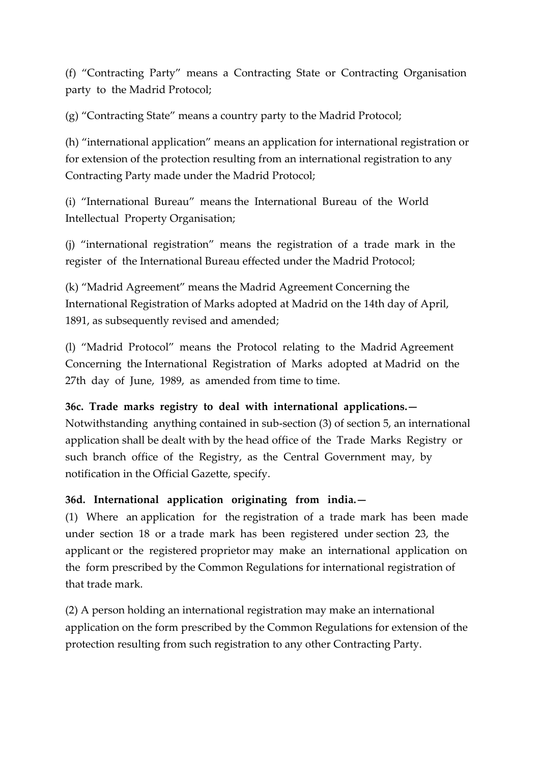(f) "Contracting Party" means a Contracting State or Contracting Organisation party to the Madrid Protocol;

(g) "Contracting State" means a country party to the Madrid Protocol;

(h) "international application" means an application for international registration or for extension of the protection resulting from an international registration to any Contracting Party made under the Madrid Protocol;

(i) "International Bureau" means the International Bureau of the World Intellectual Property Organisation;

(j) "international registration" means the registration of a trade mark in the register of the International Bureau effected under the Madrid Protocol;

(k) "Madrid Agreement" means the Madrid Agreement Concerning the International Registration of Marks adopted at Madrid on the 14th day of April, 1891, as subsequently revised and amended;

(l) "Madrid Protocol" means the Protocol relating to the Madrid Agreement Concerning the International Registration of Marks adopted at Madrid on the 27th day of June, 1989, as amended from time to time.

**36c. Trade marks registry to deal with international applications.—** Notwithstanding anything contained in sub-section (3) of section 5, an international application shall be dealt with by the head office of the Trade Marks Registry or such branch office of the Registry, as the Central Government may, by notification in the Official Gazette, specify.

**36d. International application originating from india.—**

(1) Where an application for the registration of a trade mark has been made under section 18 or a trade mark has been registered under section 23, the applicant or the registered proprietor may make an international application on the form prescribed by the Common Regulations for international registration of that trade mark.

(2) A person holding an international registration may make an international application on the form prescribed by the Common Regulations for extension of the protection resulting from such registration to any other Contracting Party.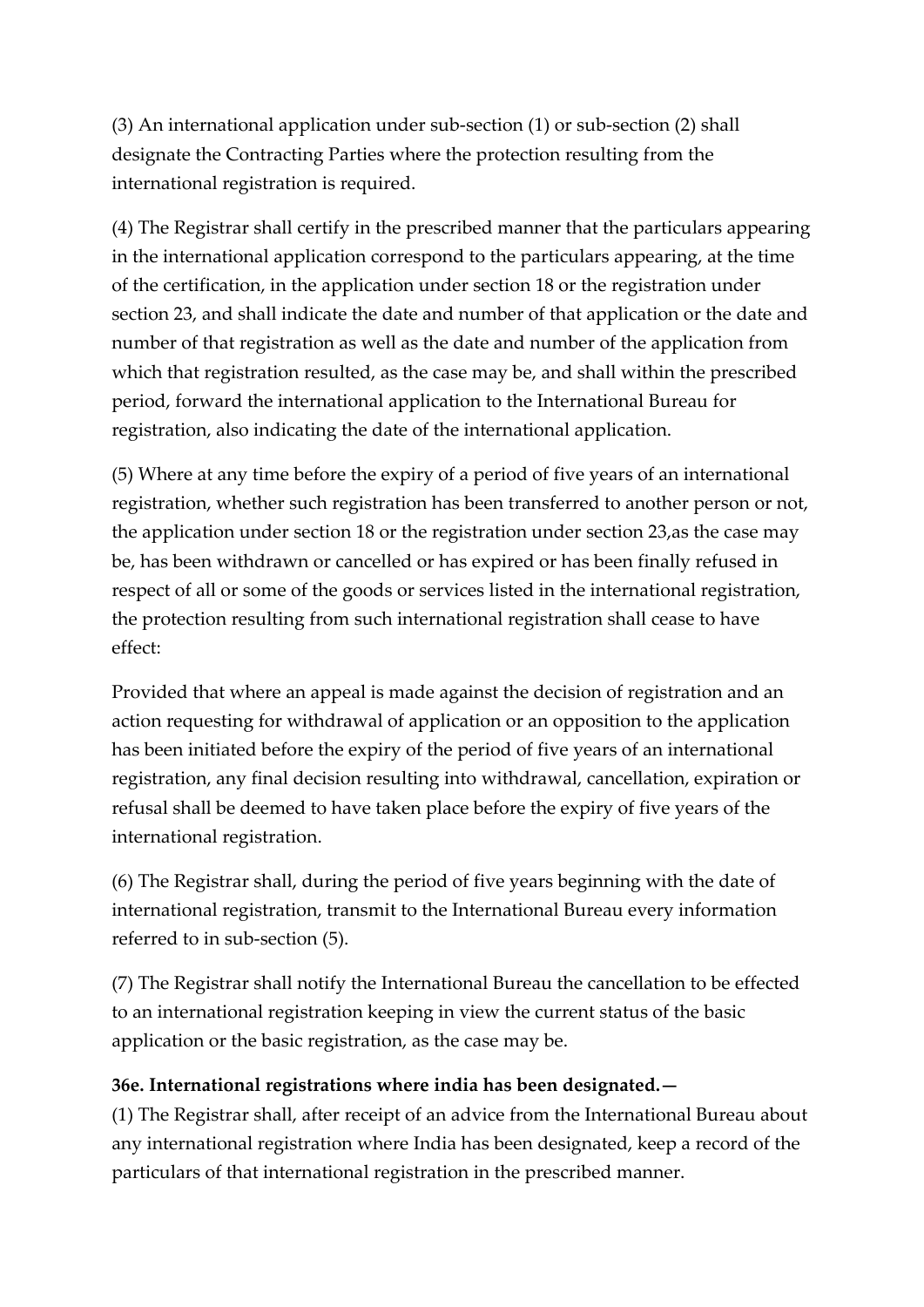(3) An international application under sub-section (1) or sub-section (2) shall designate the Contracting Parties where the protection resulting from the international registration is required.

(4) The Registrar shall certify in the prescribed manner that the particulars appearing in the international application correspond to the particulars appearing, at the time of the certification, in the application under section 18 or the registration under section 23, and shall indicate the date and number of that application or the date and number of that registration as well as the date and number of the application from which that registration resulted, as the case may be, and shall within the prescribed period, forward the international application to the International Bureau for registration, also indicating the date of the international application.

(5) Where at any time before the expiry of a period of five years of an international registration, whether such registration has been transferred to another person or not, the application under section 18 or the registration under section 23,as the case may be, has been withdrawn or cancelled or has expired or has been finally refused in respect of all or some of the goods or services listed in the international registration, the protection resulting from such international registration shall cease to have effect:

Provided that where an appeal is made against the decision of registration and an action requesting for withdrawal of application or an opposition to the application has been initiated before the expiry of the period of five years of an international registration, any final decision resulting into withdrawal, cancellation, expiration or refusal shall be deemed to have taken place before the expiry of five years of the international registration.

(6) The Registrar shall, during the period of five years beginning with the date of international registration, transmit to the International Bureau every information referred to in sub-section (5).

(7) The Registrar shall notify the International Bureau the cancellation to be effected to an international registration keeping in view the current status of the basic application or the basic registration, as the case may be.

**36e. International registrations where india has been designated.—**

(1) The Registrar shall, after receipt of an advice from the International Bureau about any international registration where India has been designated, keep a record of the particulars of that international registration in the prescribed manner.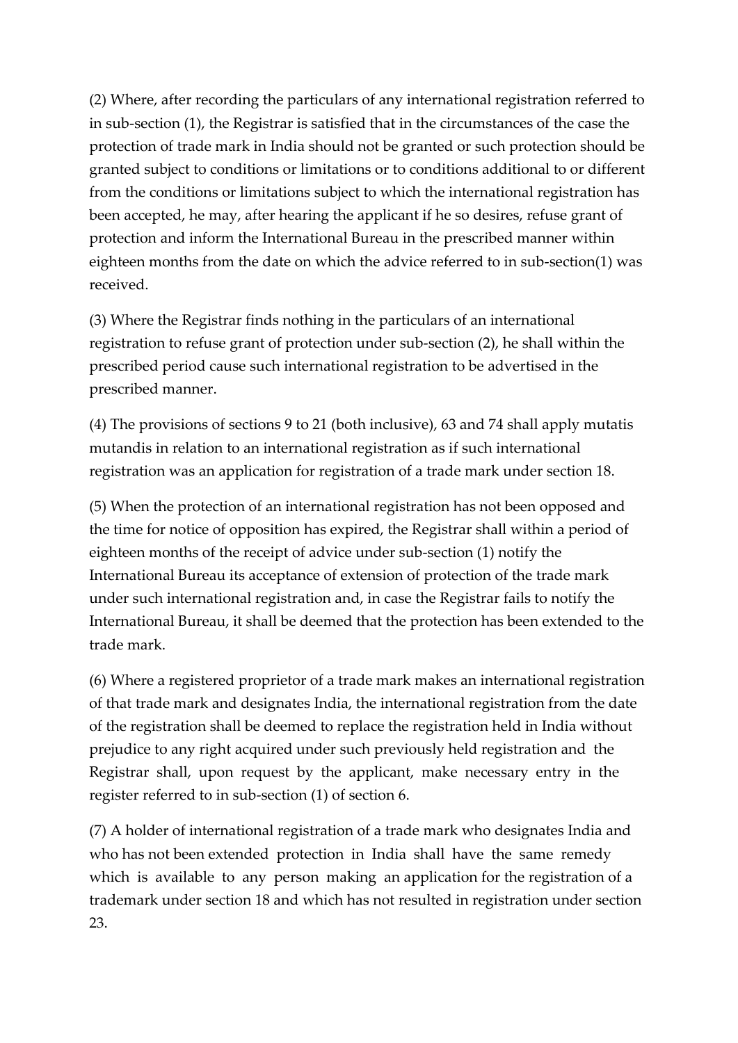(2) Where, after recording the particulars of any international registration referred to in sub-section (1), the Registrar is satisfied that in the circumstances of the case the protection of trade mark in India should not be granted or such protection should be granted subject to conditions or limitations or to conditions additional to or different from the conditions or limitations subject to which the international registration has been accepted, he may, after hearing the applicant if he so desires, refuse grant of protection and inform the International Bureau in the prescribed manner within eighteen months from the date on which the advice referred to in sub-section(1) was received.

(3) Where the Registrar finds nothing in the particulars of an international registration to refuse grant of protection under sub-section (2), he shall within the prescribed period cause such international registration to be advertised in the prescribed manner.

(4) The provisions of sections 9 to 21 (both inclusive), 63 and 74 shall apply mutatis mutandis in relation to an international registration as if such international registration was an application for registration of a trade mark under section 18.

(5) When the protection of an international registration has not been opposed and the time for notice of opposition has expired, the Registrar shall within a period of eighteen months of the receipt of advice under sub-section (1) notify the International Bureau its acceptance of extension of protection of the trade mark under such international registration and, in case the Registrar fails to notify the International Bureau, it shall be deemed that the protection has been extended to the trade mark.

(6) Where a registered proprietor of a trade mark makes an international registration of that trade mark and designates India, the international registration from the date of the registration shall be deemed to replace the registration held in India without prejudice to any right acquired under such previously held registration and the Registrar shall, upon request by the applicant, make necessary entry in the register referred to in sub-section (1) of section 6.

(7) A holder of international registration of a trade mark who designates India and who has not been extended protection in India shall have the same remedy which is available to any person making an application for the registration of a trademark under section 18 and which has not resulted in registration under section 23.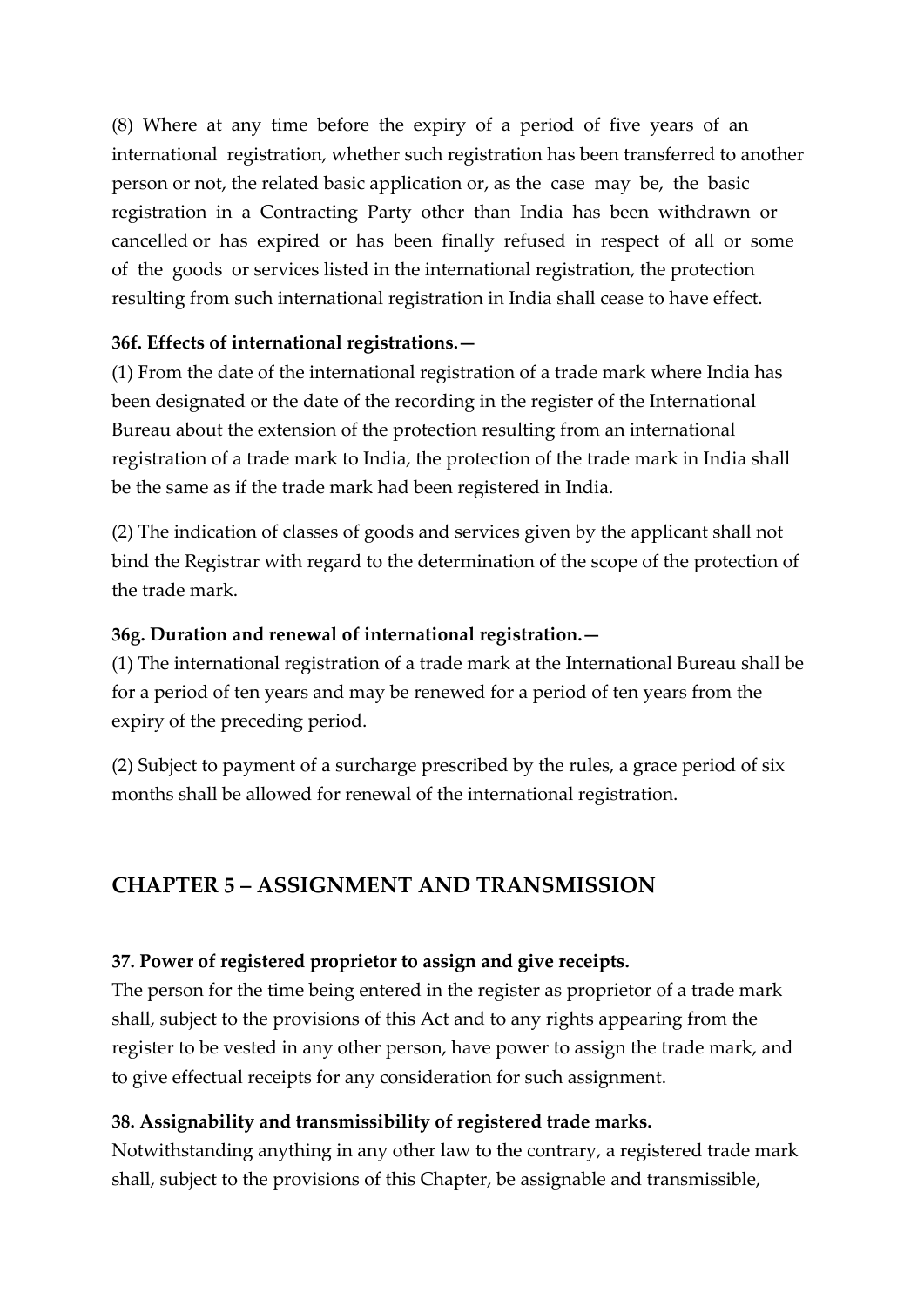(8) Where at any time before the expiry of a period of five years of an international registration, whether such registration has been transferred to another person or not, the related basic application or, as the case may be, the basic registration in a Contracting Party other than India has been withdrawn or cancelled or has expired or has been finally refused in respect of all or some of the goods or services listed in the international registration, the protection resulting from such international registration in India shall cease to have effect.

**36f. Effects of international registrations.—**

(1) From the date of the international registration of a trade mark where India has been designated or the date of the recording in the register of the International Bureau about the extension of the protection resulting from an international registration of a trade mark to India, the protection of the trade mark in India shall be the same as if the trade mark had been registered in India.

(2) The indication of classes of goods and services given by the applicant shall not bind the Registrar with regard to the determination of the scope of the protection of the trade mark.

**36g. Duration and renewal of international registration.—**

(1) The international registration of a trade mark at the International Bureau shall be for a period of ten years and may be renewed for a period of ten years from the expiry of the preceding period.

(2) Subject to payment of a surcharge prescribed by the rules, a grace period of six months shall be allowed for renewal of the international registration.

## CHAPTER 5 – ASSIGNMENT AND TRANSMISSION

**37. Power of registered proprietor to assign and give receipts.**

The person for the time being entered in the register as proprietor of a trade mark shall, subject to the provisions of this Act and to any rights appearing from the register to be vested in any other person, have power to assign the trade mark, and to give effectual receipts for any consideration for such assignment.

**38. Assignability and transmissibility of registered trade marks.**

Notwithstanding anything in any other law to the contrary, a registered trade mark shall, subject to the provisions of this Chapter, be assignable and transmissible,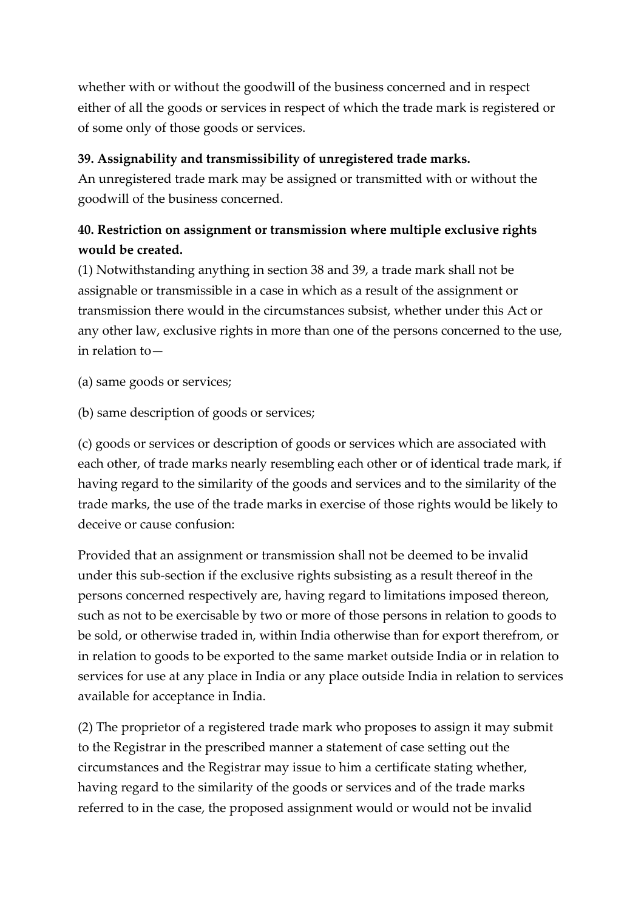whether with or without the goodwill of the business concerned and in respect either of all the goods or services in respect of which the trade mark is registered or of some only of those goods or services.

**39. Assignability and transmissibility of unregistered trade marks.**
An unregistered trade mark may be assigned or transmitted with or without the goodwill of the business concerned.

**40. Restriction on assignment or transmission where multiple exclusive rights would be created.**
(1) Notwithstanding anything in section 38 and 39, a trade mark shall not be assignable or transmissible in a case in which as a result of the assignment or transmission there would in the circumstances subsist, whether under this Act or any other law, exclusive rights in more than one of the persons concerned to the use, in relation to—

(a) same goods or services;

(b) same description of goods or services;

(c) goods or services or description of goods or services which are associated with each other, of trade marks nearly resembling each other or of identical trade mark, if having regard to the similarity of the goods and services and to the similarity of the trade marks, the use of the trade marks in exercise of those rights would be likely to deceive or cause confusion:

Provided that an assignment or transmission shall not be deemed to be invalid under this sub-section if the exclusive rights subsisting as a result thereof in the persons concerned respectively are, having regard to limitations imposed thereon, such as not to be exercisable by two or more of those persons in relation to goods to be sold, or otherwise traded in, within India otherwise than for export therefrom, or in relation to goods to be exported to the same market outside India or in relation to services for use at any place in India or any place outside India in relation to services available for acceptance in India.

(2) The proprietor of a registered trade mark who proposes to assign it may submit to the Registrar in the prescribed manner a statement of case setting out the circumstances and the Registrar may issue to him a certificate stating whether, having regard to the similarity of the goods or services and of the trade marks referred to in the case, the proposed assignment would or would not be invalid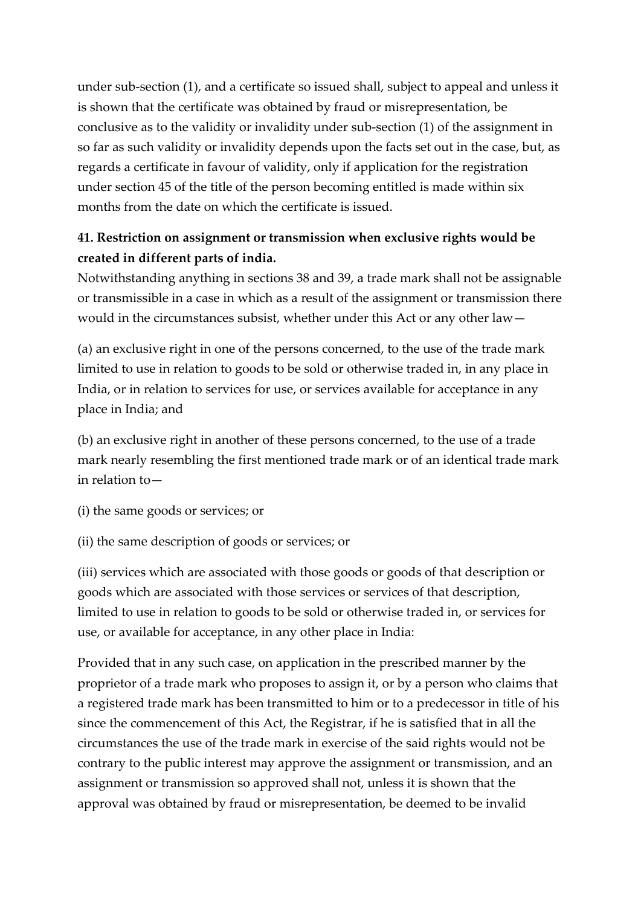under sub-section (1), and a certificate so issued shall, subject to appeal and unless it is shown that the certificate was obtained by fraud or misrepresentation, be conclusive as to the validity or invalidity under sub-section (1) of the assignment in so far as such validity or invalidity depends upon the facts set out in the case, but, as regards a certificate in favour of validity, only if application for the registration under section 45 of the title of the person becoming entitled is made within six months from the date on which the certificate is issued.

**41. Restriction on assignment or transmission when exclusive rights would be created in different parts of india.**

Notwithstanding anything in sections 38 and 39, a trade mark shall not be assignable or transmissible in a case in which as a result of the assignment or transmission there would in the circumstances subsist, whether under this Act or any other law—

(a) an exclusive right in one of the persons concerned, to the use of the trade mark limited to use in relation to goods to be sold or otherwise traded in, in any place in India, or in relation to services for use, or services available for acceptance in any place in India; and

(b) an exclusive right in another of these persons concerned, to the use of a trade mark nearly resembling the first mentioned trade mark or of an identical trade mark in relation to—

(i) the same goods or services; or

(ii) the same description of goods or services; or

(iii) services which are associated with those goods or goods of that description or goods which are associated with those services or services of that description, limited to use in relation to goods to be sold or otherwise traded in, or services for use, or available for acceptance, in any other place in India:

Provided that in any such case, on application in the prescribed manner by the proprietor of a trade mark who proposes to assign it, or by a person who claims that a registered trade mark has been transmitted to him or to a predecessor in title of his since the commencement of this Act, the Registrar, if he is satisfied that in all the circumstances the use of the trade mark in exercise of the said rights would not be contrary to the public interest may approve the assignment or transmission, and an assignment or transmission so approved shall not, unless it is shown that the approval was obtained by fraud or misrepresentation, be deemed to be invalid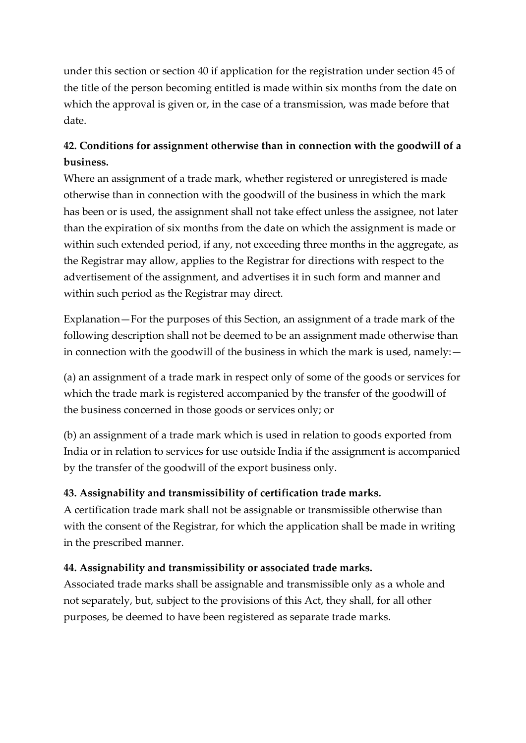under this section or section 40 if application for the registration under section 45 of the title of the person becoming entitled is made within six months from the date on which the approval is given or, in the case of a transmission, was made before that date.

**42. Conditions for assignment otherwise than in connection with the goodwill of a business.**

Where an assignment of a trade mark, whether registered or unregistered is made otherwise than in connection with the goodwill of the business in which the mark has been or is used, the assignment shall not take effect unless the assignee, not later than the expiration of six months from the date on which the assignment is made or within such extended period, if any, not exceeding three months in the aggregate, as the Registrar may allow, applies to the Registrar for directions with respect to the advertisement of the assignment, and advertises it in such form and manner and within such period as the Registrar may direct.

Explanation—For the purposes of this Section, an assignment of a trade mark of the following description shall not be deemed to be an assignment made otherwise than in connection with the goodwill of the business in which the mark is used, namely:—

(a) an assignment of a trade mark in respect only of some of the goods or services for which the trade mark is registered accompanied by the transfer of the goodwill of the business concerned in those goods or services only; or

(b) an assignment of a trade mark which is used in relation to goods exported from India or in relation to services for use outside India if the assignment is accompanied by the transfer of the goodwill of the export business only.

**43. Assignability and transmissibility of certification trade marks.**

A certification trade mark shall not be assignable or transmissible otherwise than with the consent of the Registrar, for which the application shall be made in writing in the prescribed manner.

**44. Assignability and transmissibility or associated trade marks.**

Associated trade marks shall be assignable and transmissible only as a whole and not separately, but, subject to the provisions of this Act, they shall, for all other purposes, be deemed to have been registered as separate trade marks.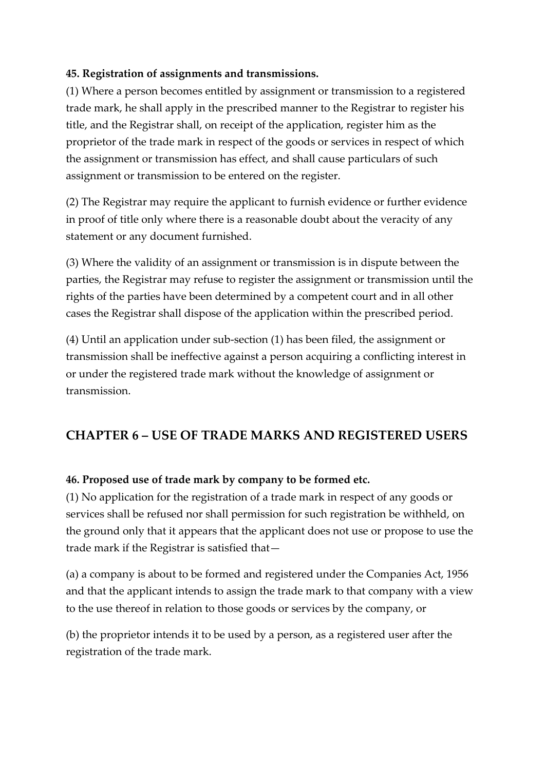**45. Registration of assignments and transmissions.**

(1) Where a person becomes entitled by assignment or transmission to a registered trade mark, he shall apply in the prescribed manner to the Registrar to register his title, and the Registrar shall, on receipt of the application, register him as the proprietor of the trade mark in respect of the goods or services in respect of which the assignment or transmission has effect, and shall cause particulars of such assignment or transmission to be entered on the register.

(2) The Registrar may require the applicant to furnish evidence or further evidence in proof of title only where there is a reasonable doubt about the veracity of any statement or any document furnished.

(3) Where the validity of an assignment or transmission is in dispute between the parties, the Registrar may refuse to register the assignment or transmission until the rights of the parties have been determined by a competent court and in all other cases the Registrar shall dispose of the application within the prescribed period.

(4) Until an application under sub-section (1) has been filed, the assignment or transmission shall be ineffective against a person acquiring a conflicting interest in or under the registered trade mark without the knowledge of assignment or transmission.

## CHAPTER 6 – USE OF TRADE MARKS AND REGISTERED USERS

**46. Proposed use of trade mark by company to be formed etc.**

(1) No application for the registration of a trade mark in respect of any goods or services shall be refused nor shall permission for such registration be withheld, on the ground only that it appears that the applicant does not use or propose to use the trade mark if the Registrar is satisfied that—

(a) a company is about to be formed and registered under the Companies Act, 1956 and that the applicant intends to assign the trade mark to that company with a view to the use thereof in relation to those goods or services by the company, or

(b) the proprietor intends it to be used by a person, as a registered user after the registration of the trade mark.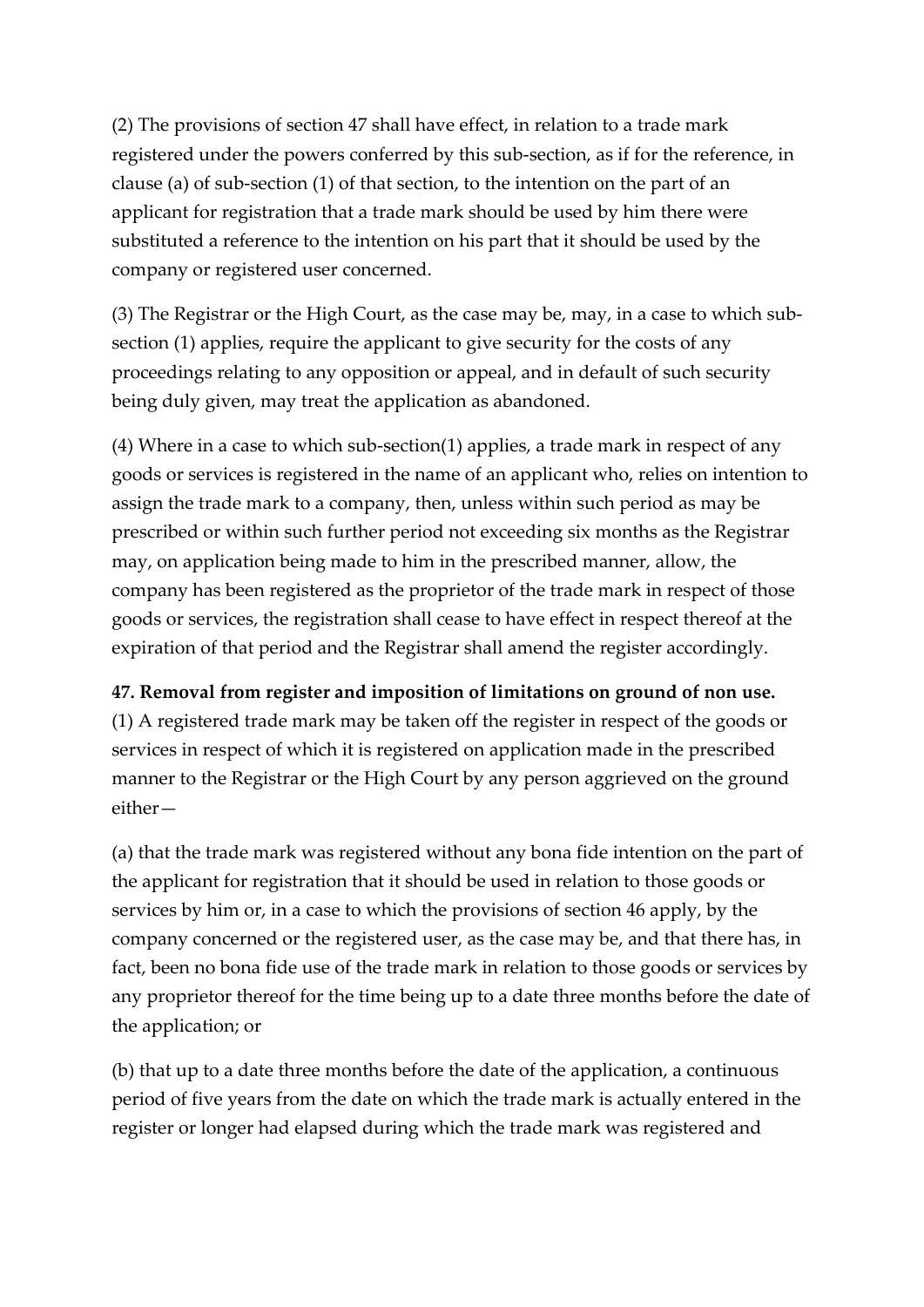(2) The provisions of section 47 shall have effect, in relation to a trade mark registered under the powers conferred by this sub-section, as if for the reference, in clause (a) of sub-section (1) of that section, to the intention on the part of an applicant for registration that a trade mark should be used by him there were substituted a reference to the intention on his part that it should be used by the company or registered user concerned.

(3) The Registrar or the High Court, as the case may be, may, in a case to which sub-section (1) applies, require the applicant to give security for the costs of any proceedings relating to any opposition or appeal, and in default of such security being duly given, may treat the application as abandoned.

(4) Where in a case to which sub-section(1) applies, a trade mark in respect of any goods or services is registered in the name of an applicant who, relies on intention to assign the trade mark to a company, then, unless within such period as may be prescribed or within such further period not exceeding six months as the Registrar may, on application being made to him in the prescribed manner, allow, the company has been registered as the proprietor of the trade mark in respect of those goods or services, the registration shall cease to have effect in respect thereof at the expiration of that period and the Registrar shall amend the register accordingly.

**47. Removal from register and imposition of limitations on ground of non use.**
(1) A registered trade mark may be taken off the register in respect of the goods or services in respect of which it is registered on application made in the prescribed manner to the Registrar or the High Court by any person aggrieved on the ground either—

(a) that the trade mark was registered without any bona fide intention on the part of the applicant for registration that it should be used in relation to those goods or services by him or, in a case to which the provisions of section 46 apply, by the company concerned or the registered user, as the case may be, and that there has, in fact, been no bona fide use of the trade mark in relation to those goods or services by any proprietor thereof for the time being up to a date three months before the date of the application; or

(b) that up to a date three months before the date of the application, a continuous period of five years from the date on which the trade mark is actually entered in the register or longer had elapsed during which the trade mark was registered and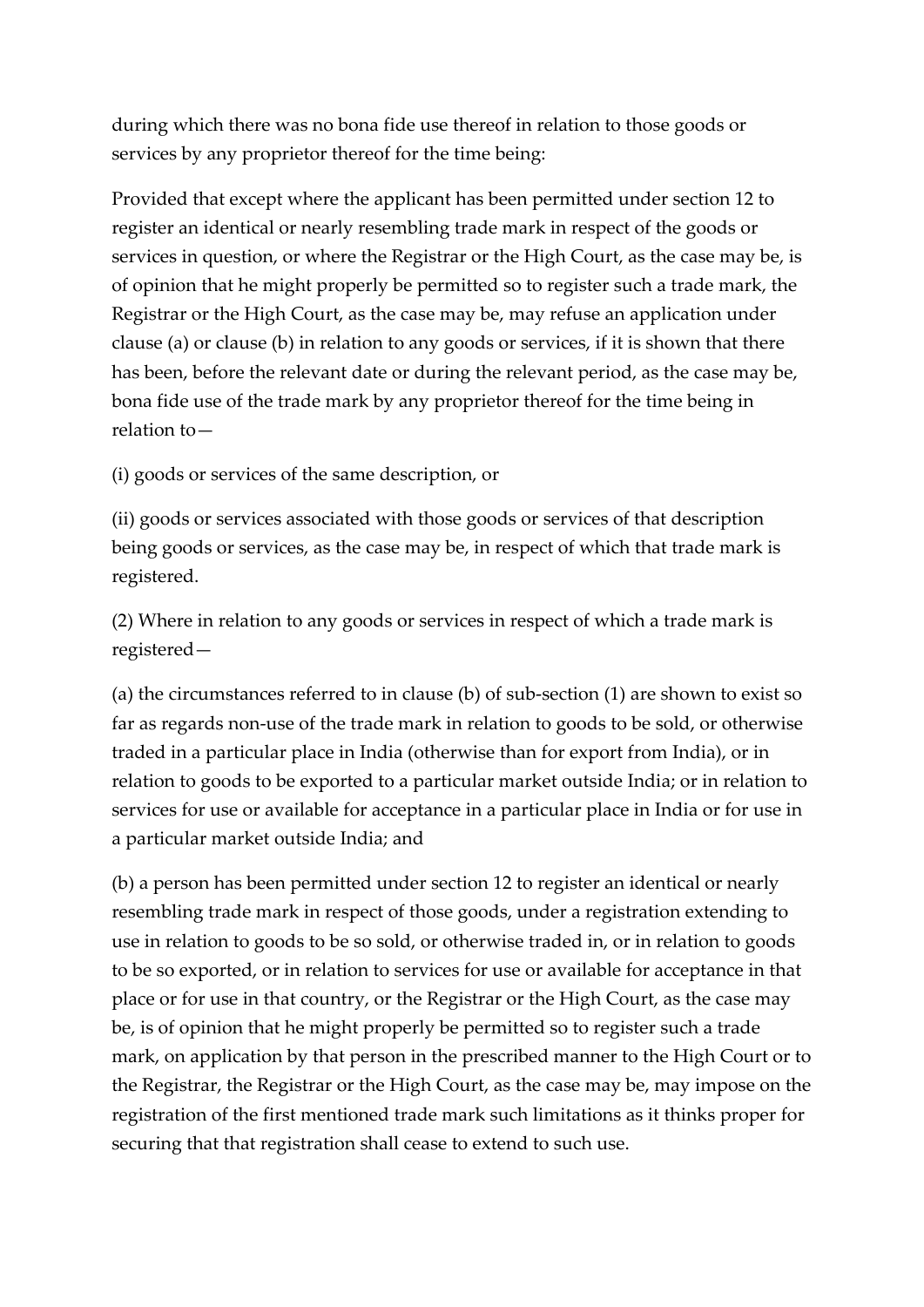during which there was no bona fide use thereof in relation to those goods or services by any proprietor thereof for the time being:

Provided that except where the applicant has been permitted under section 12 to register an identical or nearly resembling trade mark in respect of the goods or services in question, or where the Registrar or the High Court, as the case may be, is of opinion that he might properly be permitted so to register such a trade mark, the Registrar or the High Court, as the case may be, may refuse an application under clause (a) or clause (b) in relation to any goods or services, if it is shown that there has been, before the relevant date or during the relevant period, as the case may be, bona fide use of the trade mark by any proprietor thereof for the time being in relation to—

(i) goods or services of the same description, or

(ii) goods or services associated with those goods or services of that description being goods or services, as the case may be, in respect of which that trade mark is registered.

(2) Where in relation to any goods or services in respect of which a trade mark is registered—

(a) the circumstances referred to in clause (b) of sub-section (1) are shown to exist so far as regards non-use of the trade mark in relation to goods to be sold, or otherwise traded in a particular place in India (otherwise than for export from India), or in relation to goods to be exported to a particular market outside India; or in relation to services for use or available for acceptance in a particular place in India or for use in a particular market outside India; and

(b) a person has been permitted under section 12 to register an identical or nearly resembling trade mark in respect of those goods, under a registration extending to use in relation to goods to be so sold, or otherwise traded in, or in relation to goods to be so exported, or in relation to services for use or available for acceptance in that place or for use in that country, or the Registrar or the High Court, as the case may be, is of opinion that he might properly be permitted so to register such a trade mark, on application by that person in the prescribed manner to the High Court or to the Registrar, the Registrar or the High Court, as the case may be, may impose on the registration of the first mentioned trade mark such limitations as it thinks proper for securing that that registration shall cease to extend to such use.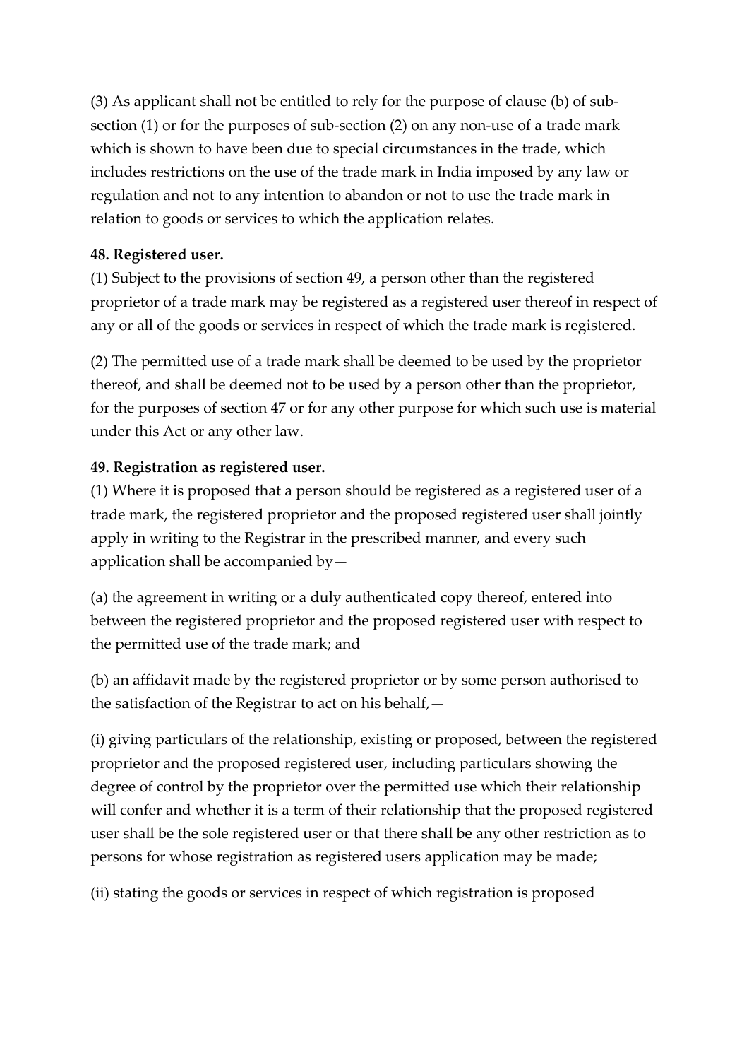(3) As applicant shall not be entitled to rely for the purpose of clause (b) of sub-section (1) or for the purposes of sub-section (2) on any non-use of a trade mark which is shown to have been due to special circumstances in the trade, which includes restrictions on the use of the trade mark in India imposed by any law or regulation and not to any intention to abandon or not to use the trade mark in relation to goods or services to which the application relates.

**48. Registered user.**

(1) Subject to the provisions of section 49, a person other than the registered proprietor of a trade mark may be registered as a registered user thereof in respect of any or all of the goods or services in respect of which the trade mark is registered.

(2) The permitted use of a trade mark shall be deemed to be used by the proprietor thereof, and shall be deemed not to be used by a person other than the proprietor, for the purposes of section 47 or for any other purpose for which such use is material under this Act or any other law.

**49. Registration as registered user.**

(1) Where it is proposed that a person should be registered as a registered user of a trade mark, the registered proprietor and the proposed registered user shall jointly apply in writing to the Registrar in the prescribed manner, and every such application shall be accompanied by—

(a) the agreement in writing or a duly authenticated copy thereof, entered into between the registered proprietor and the proposed registered user with respect to the permitted use of the trade mark; and

(b) an affidavit made by the registered proprietor or by some person authorised to the satisfaction of the Registrar to act on his behalf,—

(i) giving particulars of the relationship, existing or proposed, between the registered proprietor and the proposed registered user, including particulars showing the degree of control by the proprietor over the permitted use which their relationship will confer and whether it is a term of their relationship that the proposed registered user shall be the sole registered user or that there shall be any other restriction as to persons for whose registration as registered users application may be made;

(ii) stating the goods or services in respect of which registration is proposed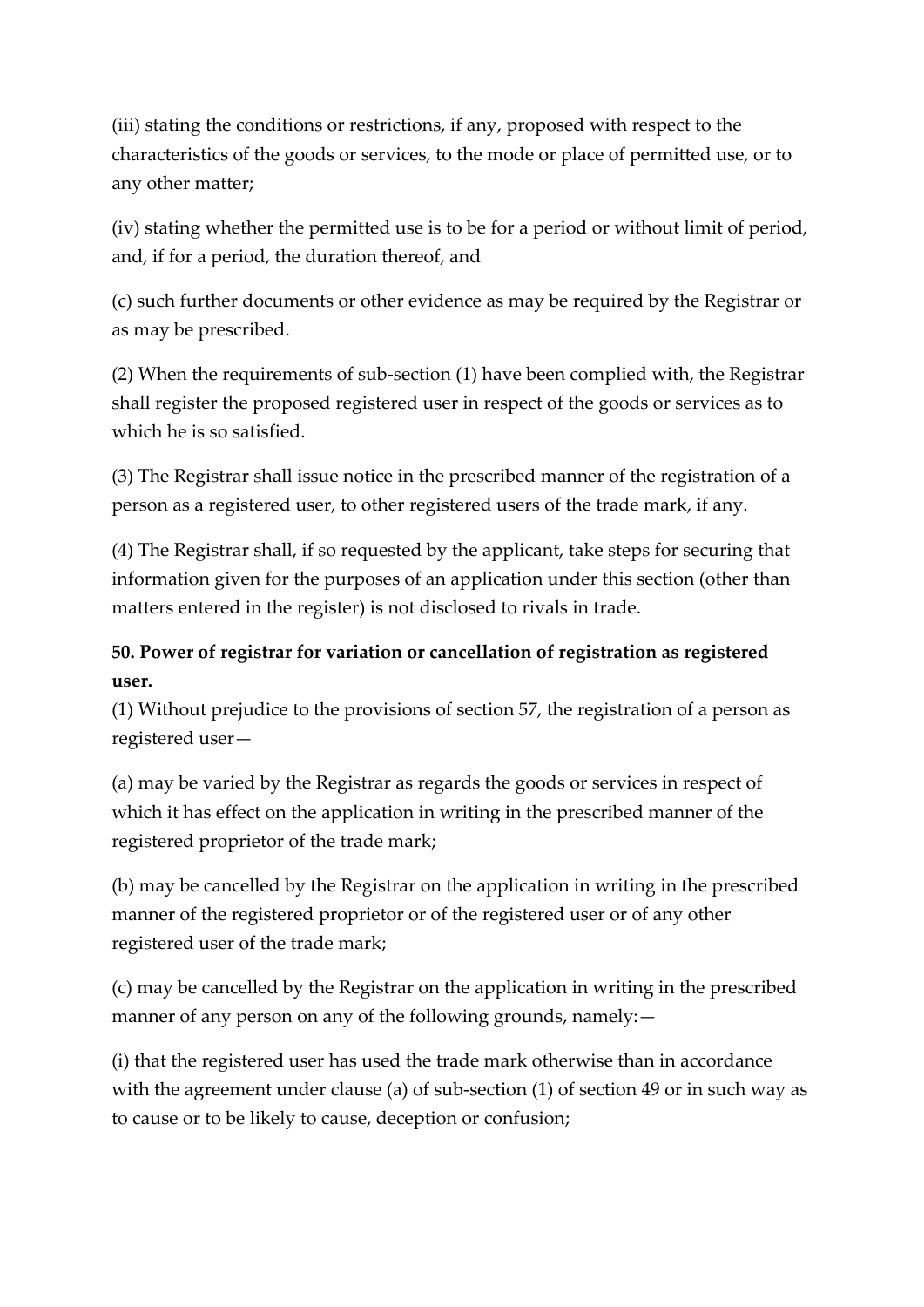(iii) stating the conditions or restrictions, if any, proposed with respect to the characteristics of the goods or services, to the mode or place of permitted use, or to any other matter;

(iv) stating whether the permitted use is to be for a period or without limit of period, and, if for a period, the duration thereof, and

(c) such further documents or other evidence as may be required by the Registrar or as may be prescribed.

(2) When the requirements of sub-section (1) have been complied with, the Registrar shall register the proposed registered user in respect of the goods or services as to which he is so satisfied.

(3) The Registrar shall issue notice in the prescribed manner of the registration of a person as a registered user, to other registered users of the trade mark, if any.

(4) The Registrar shall, if so requested by the applicant, take steps for securing that information given for the purposes of an application under this section (other than matters entered in the register) is not disclosed to rivals in trade.

**50. Power of registrar for variation or cancellation of registration as registered user.**

(1) Without prejudice to the provisions of section 57, the registration of a person as registered user—

(a) may be varied by the Registrar as regards the goods or services in respect of which it has effect on the application in writing in the prescribed manner of the registered proprietor of the trade mark;

(b) may be cancelled by the Registrar on the application in writing in the prescribed manner of the registered proprietor or of the registered user or of any other registered user of the trade mark;

(c) may be cancelled by the Registrar on the application in writing in the prescribed manner of any person on any of the following grounds, namely:—

(i) that the registered user has used the trade mark otherwise than in accordance with the agreement under clause (a) of sub-section (1) of section 49 or in such way as to cause or to be likely to cause, deception or confusion;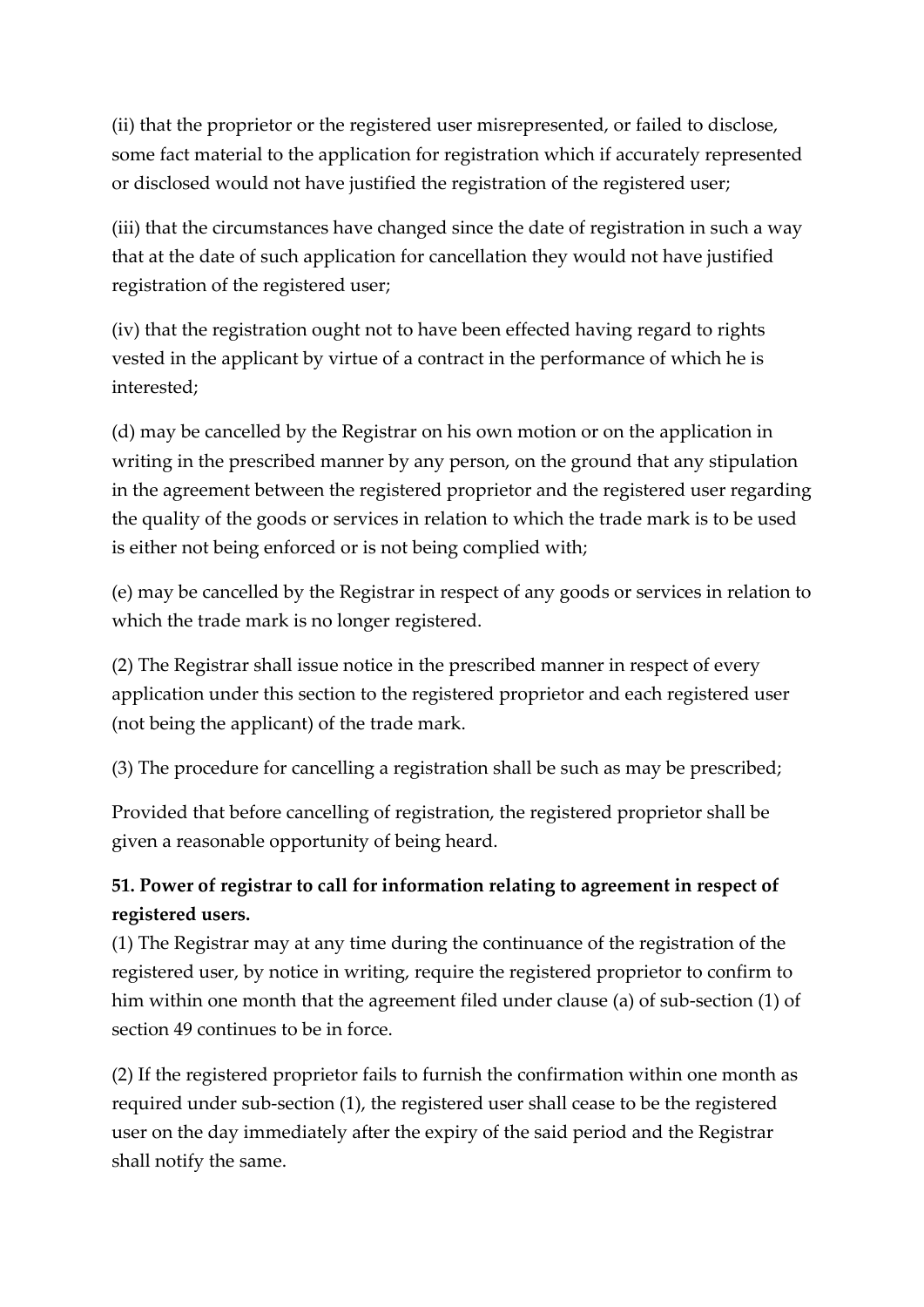(ii) that the proprietor or the registered user misrepresented, or failed to disclose, some fact material to the application for registration which if accurately represented or disclosed would not have justified the registration of the registered user;

(iii) that the circumstances have changed since the date of registration in such a way that at the date of such application for cancellation they would not have justified registration of the registered user;

(iv) that the registration ought not to have been effected having regard to rights vested in the applicant by virtue of a contract in the performance of which he is interested;

(d) may be cancelled by the Registrar on his own motion or on the application in writing in the prescribed manner by any person, on the ground that any stipulation in the agreement between the registered proprietor and the registered user regarding the quality of the goods or services in relation to which the trade mark is to be used is either not being enforced or is not being complied with;

(e) may be cancelled by the Registrar in respect of any goods or services in relation to which the trade mark is no longer registered.

(2) The Registrar shall issue notice in the prescribed manner in respect of every application under this section to the registered proprietor and each registered user (not being the applicant) of the trade mark.

(3) The procedure for cancelling a registration shall be such as may be prescribed;

Provided that before cancelling of registration, the registered proprietor shall be given a reasonable opportunity of being heard.

**51. Power of registrar to call for information relating to agreement in respect of registered users.**

(1) The Registrar may at any time during the continuance of the registration of the registered user, by notice in writing, require the registered proprietor to confirm to him within one month that the agreement filed under clause (a) of sub-section (1) of section 49 continues to be in force.

(2) If the registered proprietor fails to furnish the confirmation within one month as required under sub-section (1), the registered user shall cease to be the registered user on the day immediately after the expiry of the said period and the Registrar shall notify the same.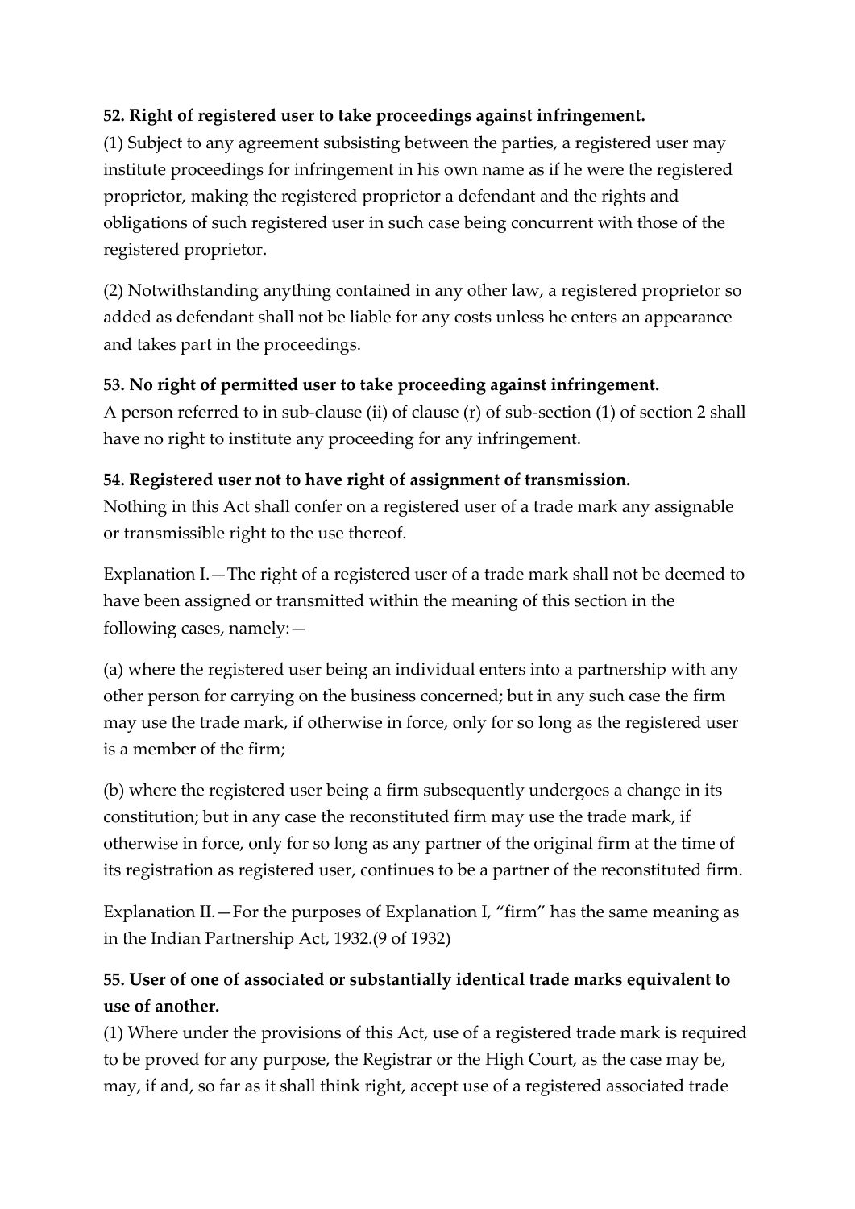**52. Right of registered user to take proceedings against infringement.**

(1) Subject to any agreement subsisting between the parties, a registered user may institute proceedings for infringement in his own name as if he were the registered proprietor, making the registered proprietor a defendant and the rights and obligations of such registered user in such case being concurrent with those of the registered proprietor.

(2) Notwithstanding anything contained in any other law, a registered proprietor so added as defendant shall not be liable for any costs unless he enters an appearance and takes part in the proceedings.

**53. No right of permitted user to take proceeding against infringement.**

A person referred to in sub-clause (ii) of clause (r) of sub-section (1) of section 2 shall have no right to institute any proceeding for any infringement.

**54. Registered user not to have right of assignment of transmission.**

Nothing in this Act shall confer on a registered user of a trade mark any assignable or transmissible right to the use thereof.

Explanation I.—The right of a registered user of a trade mark shall not be deemed to have been assigned or transmitted within the meaning of this section in the following cases, namely:—

(a) where the registered user being an individual enters into a partnership with any other person for carrying on the business concerned; but in any such case the firm may use the trade mark, if otherwise in force, only for so long as the registered user is a member of the firm;

(b) where the registered user being a firm subsequently undergoes a change in its constitution; but in any case the reconstituted firm may use the trade mark, if otherwise in force, only for so long as any partner of the original firm at the time of its registration as registered user, continues to be a partner of the reconstituted firm.

Explanation II.—For the purposes of Explanation I, "firm" has the same meaning as in the Indian Partnership Act, 1932.(9 of 1932)

**55. User of one of associated or substantially identical trade marks equivalent to use of another.**

(1) Where under the provisions of this Act, use of a registered trade mark is required to be proved for any purpose, the Registrar or the High Court, as the case may be, may, if and, so far as it shall think right, accept use of a registered associated trade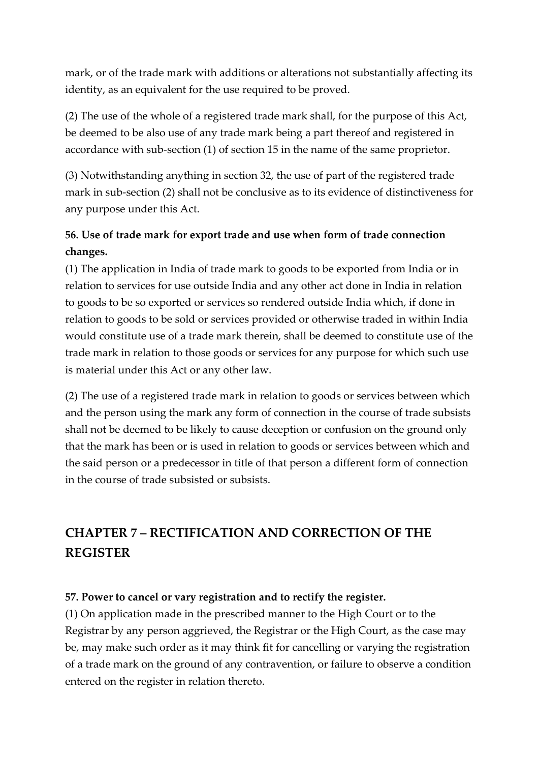mark, or of the trade mark with additions or alterations not substantially affecting its identity, as an equivalent for the use required to be proved.

(2) The use of the whole of a registered trade mark shall, for the purpose of this Act, be deemed to be also use of any trade mark being a part thereof and registered in accordance with sub-section (1) of section 15 in the name of the same proprietor.

(3) Notwithstanding anything in section 32, the use of part of the registered trade mark in sub-section (2) shall not be conclusive as to its evidence of distinctiveness for any purpose under this Act.

**56. Use of trade mark for export trade and use when form of trade connection changes.**

(1) The application in India of trade mark to goods to be exported from India or in relation to services for use outside India and any other act done in India in relation to goods to be so exported or services so rendered outside India which, if done in relation to goods to be sold or services provided or otherwise traded in within India would constitute use of a trade mark therein, shall be deemed to constitute use of the trade mark in relation to those goods or services for any purpose for which such use is material under this Act or any other law.

(2) The use of a registered trade mark in relation to goods or services between which and the person using the mark any form of connection in the course of trade subsists shall not be deemed to be likely to cause deception or confusion on the ground only that the mark has been or is used in relation to goods or services between which and the said person or a predecessor in title of that person a different form of connection in the course of trade subsisted or subsists.

## CHAPTER 7 – RECTIFICATION AND CORRECTION OF THE REGISTER

**57. Power to cancel or vary registration and to rectify the register.**

(1) On application made in the prescribed manner to the High Court or to the Registrar by any person aggrieved, the Registrar or the High Court, as the case may be, may make such order as it may think fit for cancelling or varying the registration of a trade mark on the ground of any contravention, or failure to observe a condition entered on the register in relation thereto.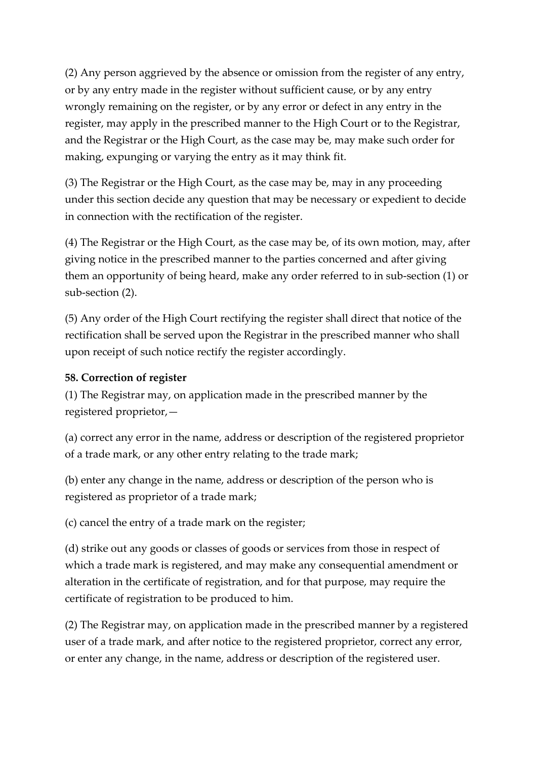(2) Any person aggrieved by the absence or omission from the register of any entry, or by any entry made in the register without sufficient cause, or by any entry wrongly remaining on the register, or by any error or defect in any entry in the register, may apply in the prescribed manner to the High Court or to the Registrar, and the Registrar or the High Court, as the case may be, may make such order for making, expunging or varying the entry as it may think fit.

(3) The Registrar or the High Court, as the case may be, may in any proceeding under this section decide any question that may be necessary or expedient to decide in connection with the rectification of the register.

(4) The Registrar or the High Court, as the case may be, of its own motion, may, after giving notice in the prescribed manner to the parties concerned and after giving them an opportunity of being heard, make any order referred to in sub-section (1) or sub-section (2).

(5) Any order of the High Court rectifying the register shall direct that notice of the rectification shall be served upon the Registrar in the prescribed manner who shall upon receipt of such notice rectify the register accordingly.

**58. Correction of register**

(1) The Registrar may, on application made in the prescribed manner by the registered proprietor,—

(a) correct any error in the name, address or description of the registered proprietor of a trade mark, or any other entry relating to the trade mark;

(b) enter any change in the name, address or description of the person who is registered as proprietor of a trade mark;

(c) cancel the entry of a trade mark on the register;

(d) strike out any goods or classes of goods or services from those in respect of which a trade mark is registered, and may make any consequential amendment or alteration in the certificate of registration, and for that purpose, may require the certificate of registration to be produced to him.

(2) The Registrar may, on application made in the prescribed manner by a registered user of a trade mark, and after notice to the registered proprietor, correct any error, or enter any change, in the name, address or description of the registered user.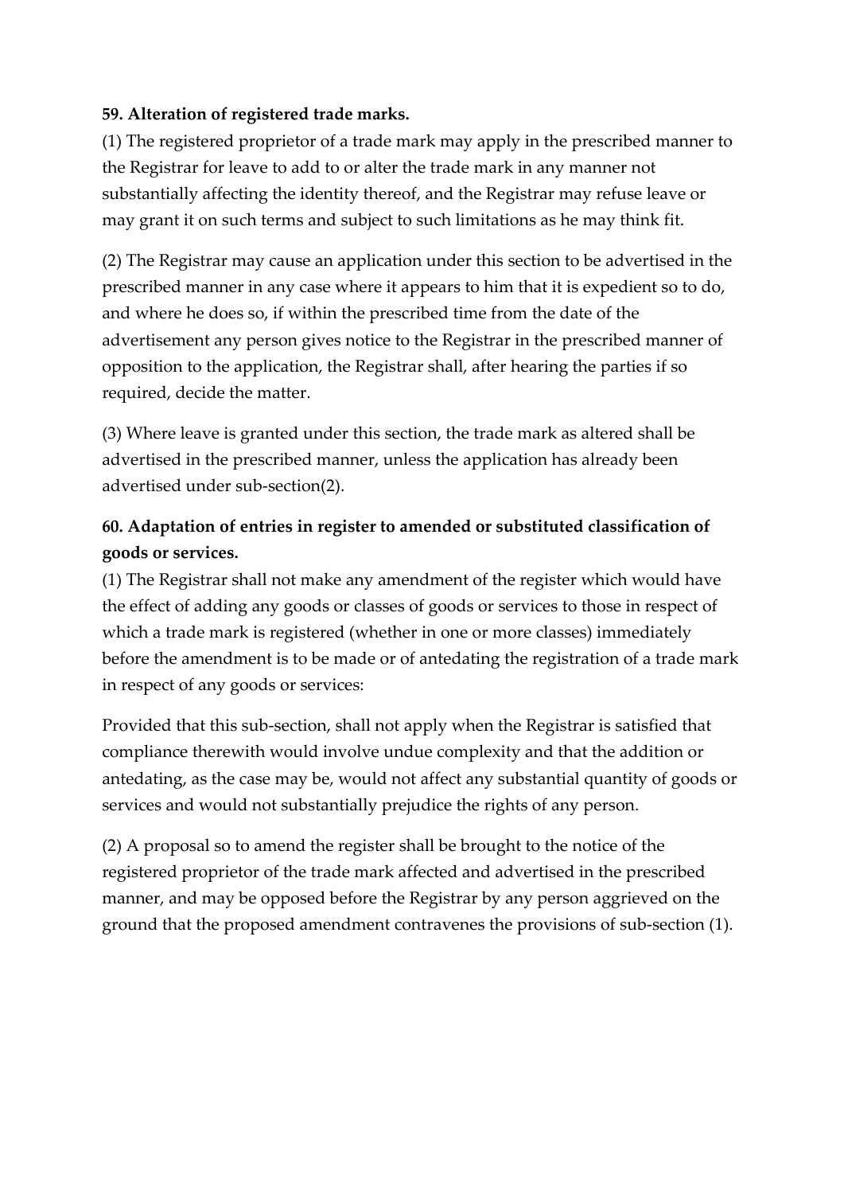**59. Alteration of registered trade marks.**

(1) The registered proprietor of a trade mark may apply in the prescribed manner to the Registrar for leave to add to or alter the trade mark in any manner not substantially affecting the identity thereof, and the Registrar may refuse leave or may grant it on such terms and subject to such limitations as he may think fit.

(2) The Registrar may cause an application under this section to be advertised in the prescribed manner in any case where it appears to him that it is expedient so to do, and where he does so, if within the prescribed time from the date of the advertisement any person gives notice to the Registrar in the prescribed manner of opposition to the application, the Registrar shall, after hearing the parties if so required, decide the matter.

(3) Where leave is granted under this section, the trade mark as altered shall be advertised in the prescribed manner, unless the application has already been advertised under sub-section(2).

**60. Adaptation of entries in register to amended or substituted classification of goods or services.**

(1) The Registrar shall not make any amendment of the register which would have the effect of adding any goods or classes of goods or services to those in respect of which a trade mark is registered (whether in one or more classes) immediately before the amendment is to be made or of antedating the registration of a trade mark in respect of any goods or services:

Provided that this sub-section, shall not apply when the Registrar is satisfied that compliance therewith would involve undue complexity and that the addition or antedating, as the case may be, would not affect any substantial quantity of goods or services and would not substantially prejudice the rights of any person.

(2) A proposal so to amend the register shall be brought to the notice of the registered proprietor of the trade mark affected and advertised in the prescribed manner, and may be opposed before the Registrar by any person aggrieved on the ground that the proposed amendment contravenes the provisions of sub-section (1).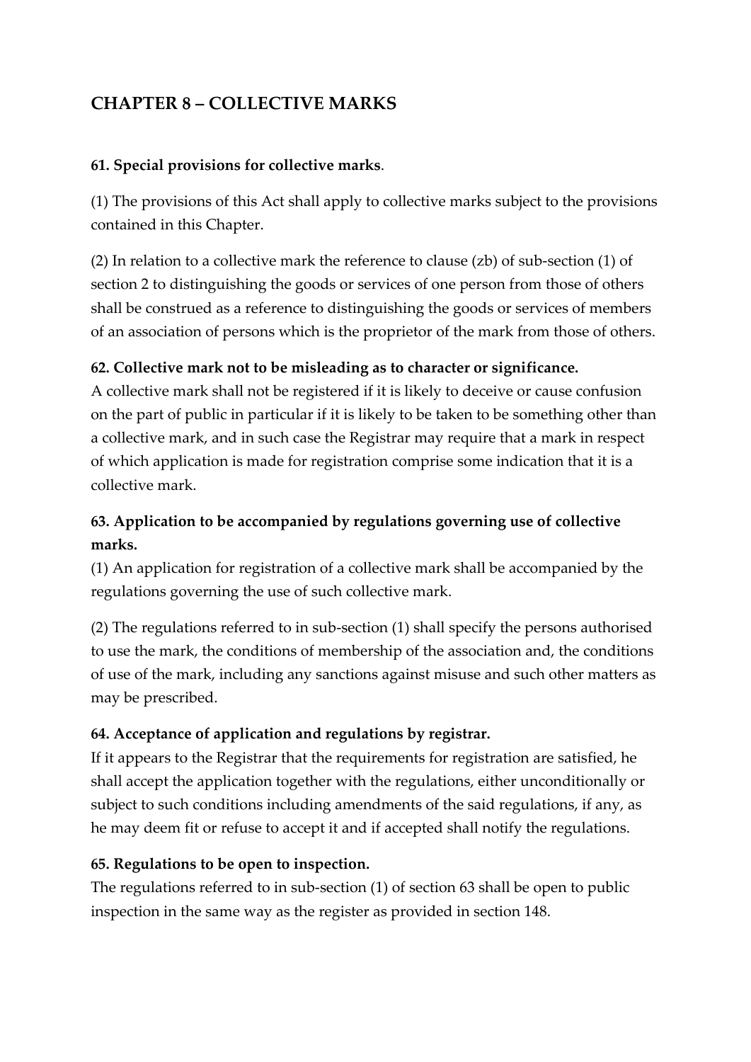## CHAPTER 8 – COLLECTIVE MARKS

**61. Special provisions for collective marks**.

(1) The provisions of this Act shall apply to collective marks subject to the provisions contained in this Chapter.

(2) In relation to a collective mark the reference to clause (zb) of sub-section (1) of section 2 to distinguishing the goods or services of one person from those of others shall be construed as a reference to distinguishing the goods or services of members of an association of persons which is the proprietor of the mark from those of others.

**62. Collective mark not to be misleading as to character or significance.**

A collective mark shall not be registered if it is likely to deceive or cause confusion on the part of public in particular if it is likely to be taken to be something other than a collective mark, and in such case the Registrar may require that a mark in respect of which application is made for registration comprise some indication that it is a collective mark.

**63. Application to be accompanied by regulations governing use of collective marks.**

(1) An application for registration of a collective mark shall be accompanied by the regulations governing the use of such collective mark.

(2) The regulations referred to in sub-section (1) shall specify the persons authorised to use the mark, the conditions of membership of the association and, the conditions of use of the mark, including any sanctions against misuse and such other matters as may be prescribed.

**64. Acceptance of application and regulations by registrar.**

If it appears to the Registrar that the requirements for registration are satisfied, he shall accept the application together with the regulations, either unconditionally or subject to such conditions including amendments of the said regulations, if any, as he may deem fit or refuse to accept it and if accepted shall notify the regulations.

**65. Regulations to be open to inspection.**

The regulations referred to in sub-section (1) of section 63 shall be open to public inspection in the same way as the register as provided in section 148.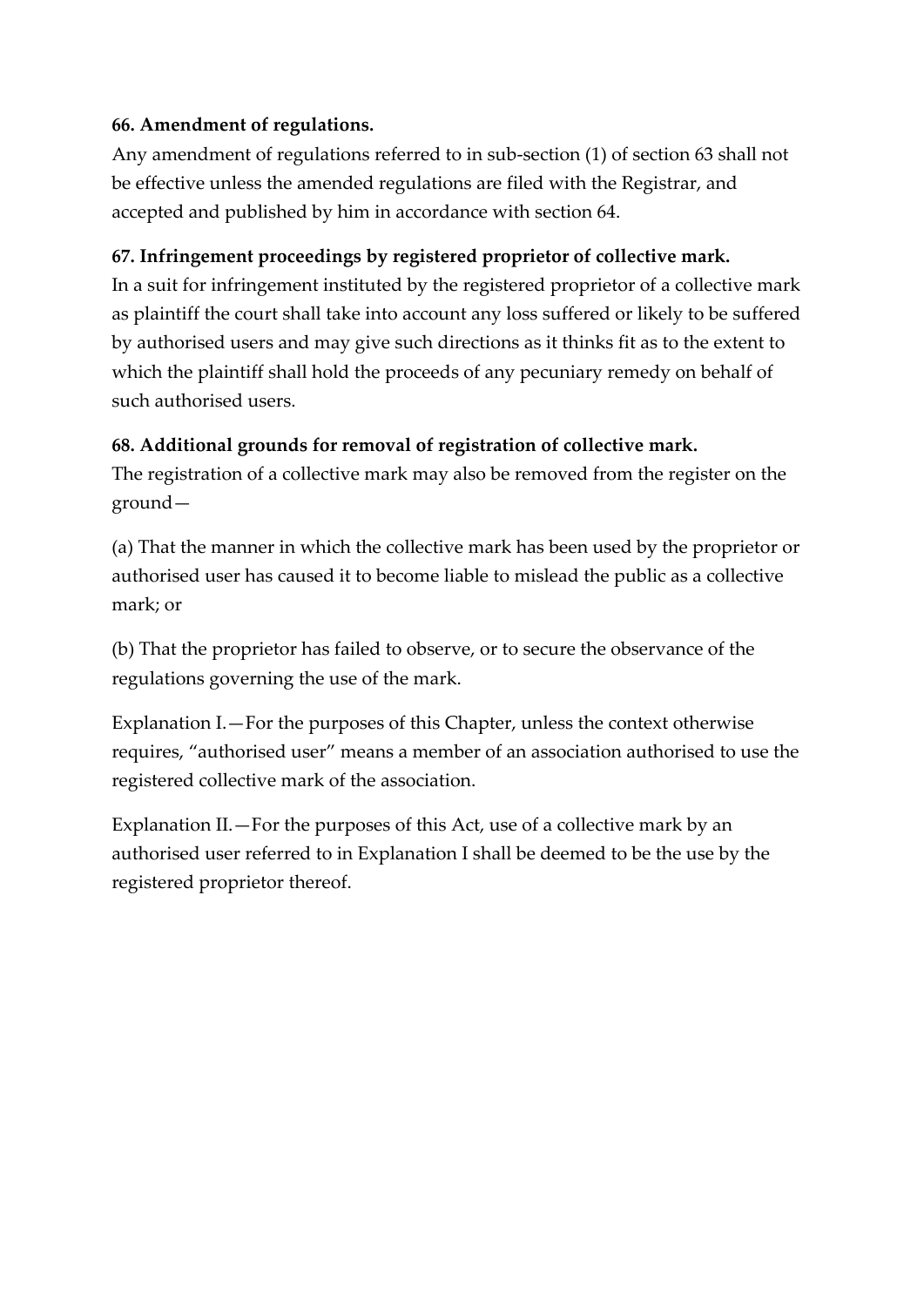**66. Amendment of regulations.**

Any amendment of regulations referred to in sub-section (1) of section 63 shall not be effective unless the amended regulations are filed with the Registrar, and accepted and published by him in accordance with section 64.

**67. Infringement proceedings by registered proprietor of collective mark.**

In a suit for infringement instituted by the registered proprietor of a collective mark as plaintiff the court shall take into account any loss suffered or likely to be suffered by authorised users and may give such directions as it thinks fit as to the extent to which the plaintiff shall hold the proceeds of any pecuniary remedy on behalf of such authorised users.

**68. Additional grounds for removal of registration of collective mark.**

The registration of a collective mark may also be removed from the register on the ground—

(a) That the manner in which the collective mark has been used by the proprietor or authorised user has caused it to become liable to mislead the public as a collective mark; or

(b) That the proprietor has failed to observe, or to secure the observance of the regulations governing the use of the mark.

Explanation I.—For the purposes of this Chapter, unless the context otherwise requires, "authorised user" means a member of an association authorised to use the registered collective mark of the association.

Explanation II.—For the purposes of this Act, use of a collective mark by an authorised user referred to in Explanation I shall be deemed to be the use by the registered proprietor thereof.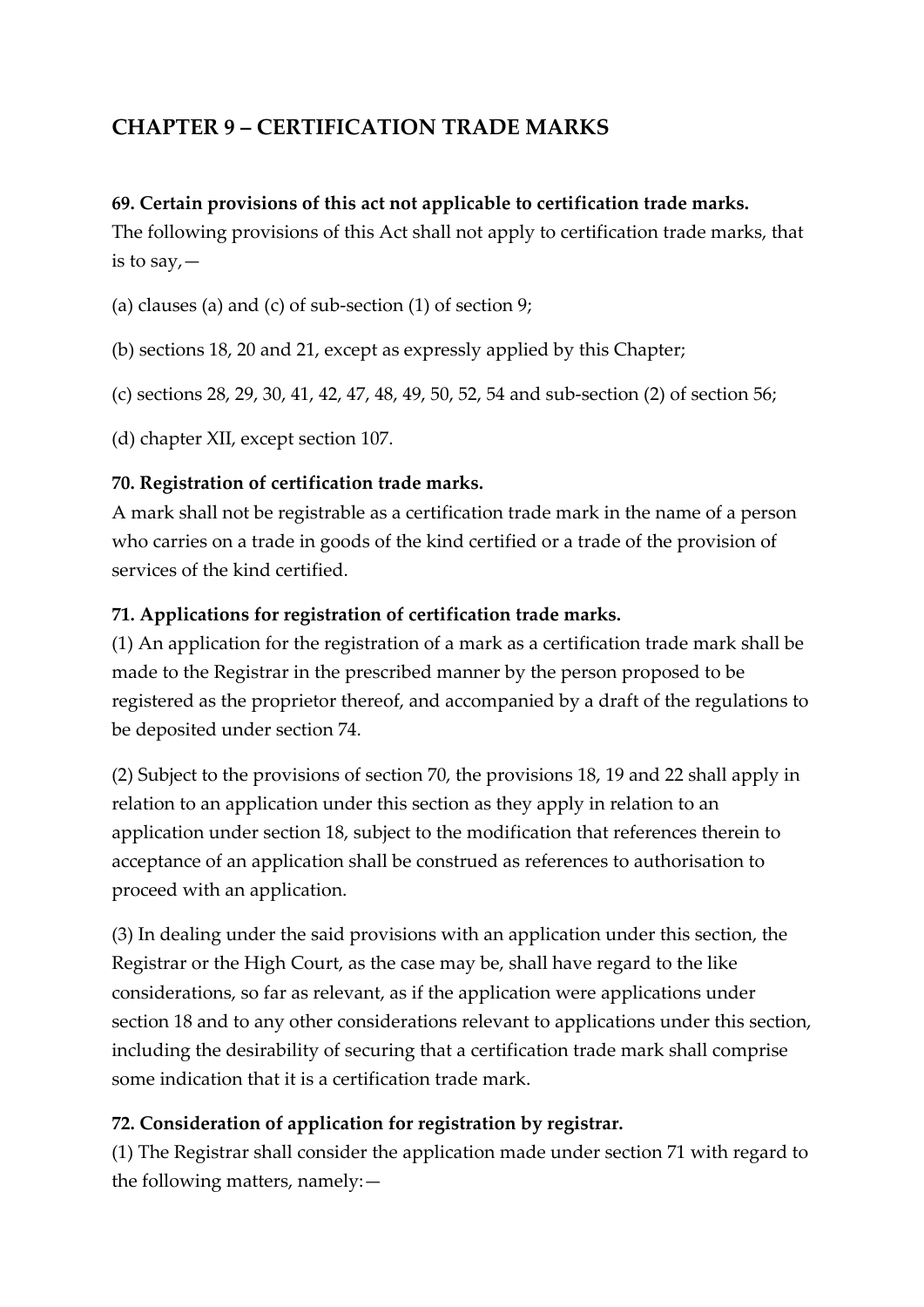## CHAPTER 9 – CERTIFICATION TRADE MARKS

**69. Certain provisions of this act not applicable to certification trade marks.**
The following provisions of this Act shall not apply to certification trade marks, that is to say,—

(a) clauses (a) and (c) of sub-section (1) of section 9;

(b) sections 18, 20 and 21, except as expressly applied by this Chapter;

(c) sections 28, 29, 30, 41, 42, 47, 48, 49, 50, 52, 54 and sub-section (2) of section 56;

(d) chapter XII, except section 107.

**70. Registration of certification trade marks.**
A mark shall not be registrable as a certification trade mark in the name of a person who carries on a trade in goods of the kind certified or a trade of the provision of services of the kind certified.

**71. Applications for registration of certification trade marks.**
(1) An application for the registration of a mark as a certification trade mark shall be made to the Registrar in the prescribed manner by the person proposed to be registered as the proprietor thereof, and accompanied by a draft of the regulations to be deposited under section 74.

(2) Subject to the provisions of section 70, the provisions 18, 19 and 22 shall apply in relation to an application under this section as they apply in relation to an application under section 18, subject to the modification that references therein to acceptance of an application shall be construed as references to authorisation to proceed with an application.

(3) In dealing under the said provisions with an application under this section, the Registrar or the High Court, as the case may be, shall have regard to the like considerations, so far as relevant, as if the application were applications under section 18 and to any other considerations relevant to applications under this section, including the desirability of securing that a certification trade mark shall comprise some indication that it is a certification trade mark.

**72. Consideration of application for registration by registrar.**
(1) The Registrar shall consider the application made under section 71 with regard to the following matters, namely:—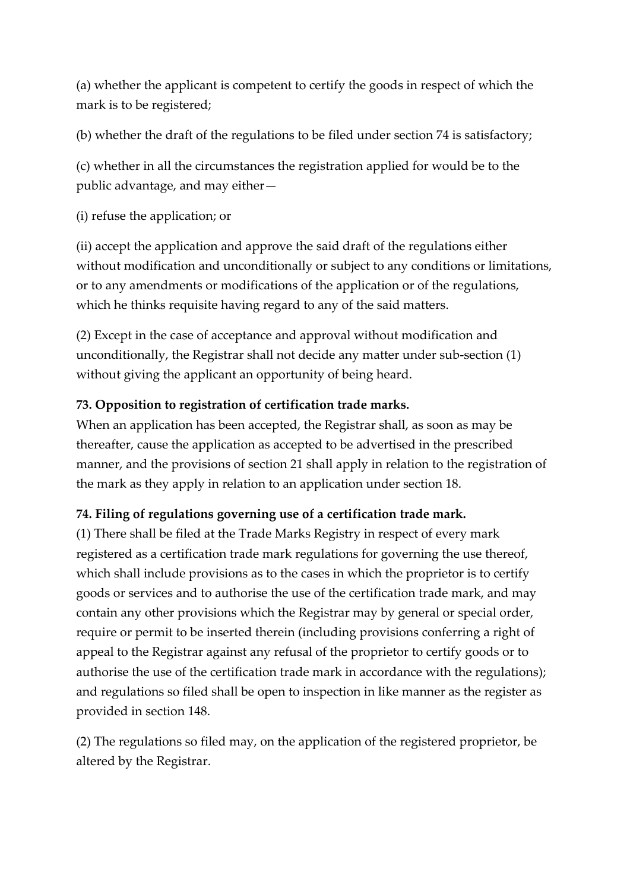(a) whether the applicant is competent to certify the goods in respect of which the mark is to be registered;

(b) whether the draft of the regulations to be filed under section 74 is satisfactory;

(c) whether in all the circumstances the registration applied for would be to the public advantage, and may either—

(i) refuse the application; or

(ii) accept the application and approve the said draft of the regulations either without modification and unconditionally or subject to any conditions or limitations, or to any amendments or modifications of the application or of the regulations, which he thinks requisite having regard to any of the said matters.

(2) Except in the case of acceptance and approval without modification and unconditionally, the Registrar shall not decide any matter under sub-section (1) without giving the applicant an opportunity of being heard.

**73. Opposition to registration of certification trade marks.**
When an application has been accepted, the Registrar shall, as soon as may be thereafter, cause the application as accepted to be advertised in the prescribed manner, and the provisions of section 21 shall apply in relation to the registration of the mark as they apply in relation to an application under section 18.

**74. Filing of regulations governing use of a certification trade mark.**
(1) There shall be filed at the Trade Marks Registry in respect of every mark registered as a certification trade mark regulations for governing the use thereof, which shall include provisions as to the cases in which the proprietor is to certify goods or services and to authorise the use of the certification trade mark, and may contain any other provisions which the Registrar may by general or special order, require or permit to be inserted therein (including provisions conferring a right of appeal to the Registrar against any refusal of the proprietor to certify goods or to authorise the use of the certification trade mark in accordance with the regulations); and regulations so filed shall be open to inspection in like manner as the register as provided in section 148.

(2) The regulations so filed may, on the application of the registered proprietor, be altered by the Registrar.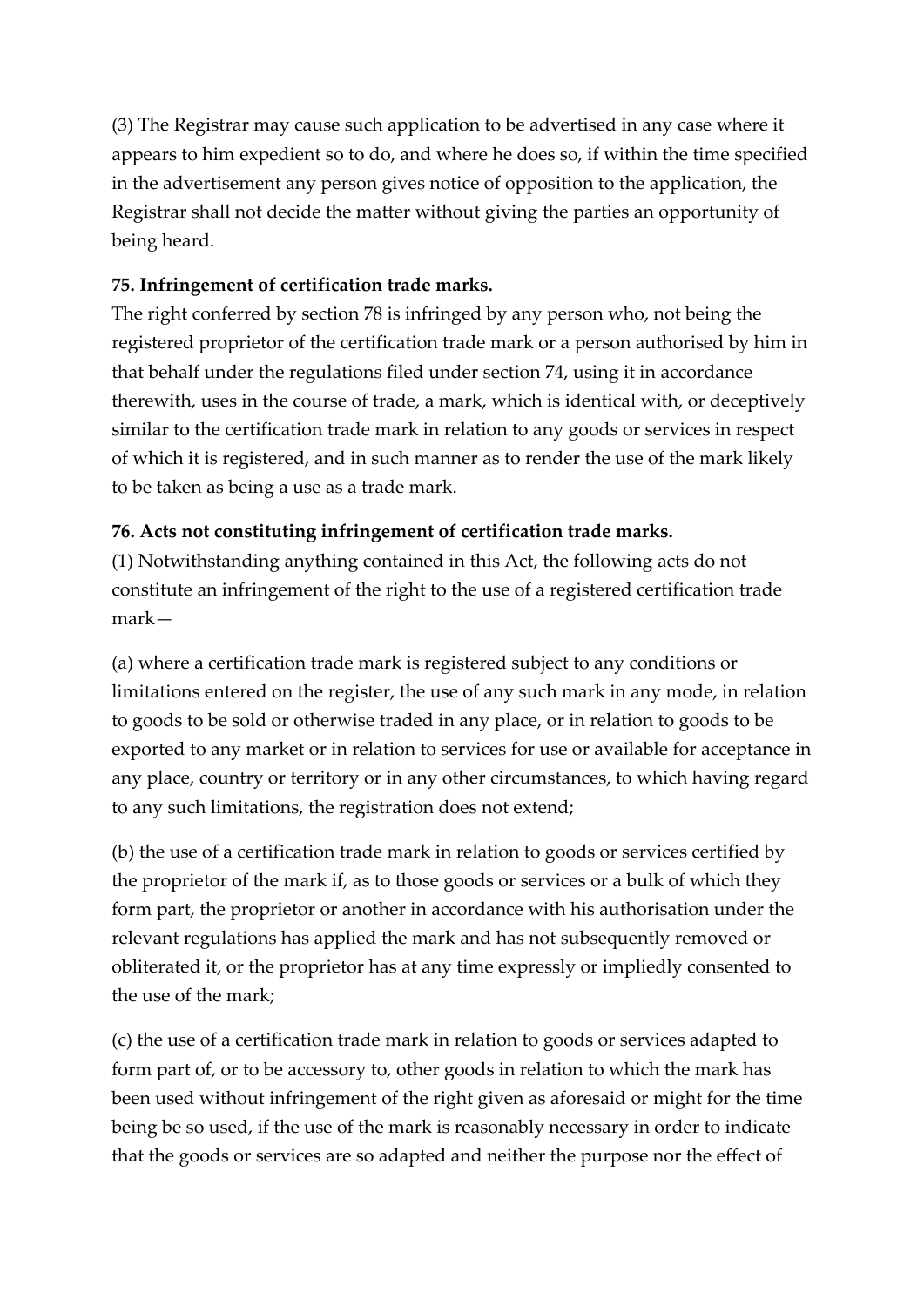(3) The Registrar may cause such application to be advertised in any case where it appears to him expedient so to do, and where he does so, if within the time specified in the advertisement any person gives notice of opposition to the application, the Registrar shall not decide the matter without giving the parties an opportunity of being heard.

**75. Infringement of certification trade marks.**

The right conferred by section 78 is infringed by any person who, not being the registered proprietor of the certification trade mark or a person authorised by him in that behalf under the regulations filed under section 74, using it in accordance therewith, uses in the course of trade, a mark, which is identical with, or deceptively similar to the certification trade mark in relation to any goods or services in respect of which it is registered, and in such manner as to render the use of the mark likely to be taken as being a use as a trade mark.

**76. Acts not constituting infringement of certification trade marks.**

(1) Notwithstanding anything contained in this Act, the following acts do not constitute an infringement of the right to the use of a registered certification trade mark—

(a) where a certification trade mark is registered subject to any conditions or limitations entered on the register, the use of any such mark in any mode, in relation to goods to be sold or otherwise traded in any place, or in relation to goods to be exported to any market or in relation to services for use or available for acceptance in any place, country or territory or in any other circumstances, to which having regard to any such limitations, the registration does not extend;

(b) the use of a certification trade mark in relation to goods or services certified by the proprietor of the mark if, as to those goods or services or a bulk of which they form part, the proprietor or another in accordance with his authorisation under the relevant regulations has applied the mark and has not subsequently removed or obliterated it, or the proprietor has at any time expressly or impliedly consented to the use of the mark;

(c) the use of a certification trade mark in relation to goods or services adapted to form part of, or to be accessory to, other goods in relation to which the mark has been used without infringement of the right given as aforesaid or might for the time being be so used, if the use of the mark is reasonably necessary in order to indicate that the goods or services are so adapted and neither the purpose nor the effect of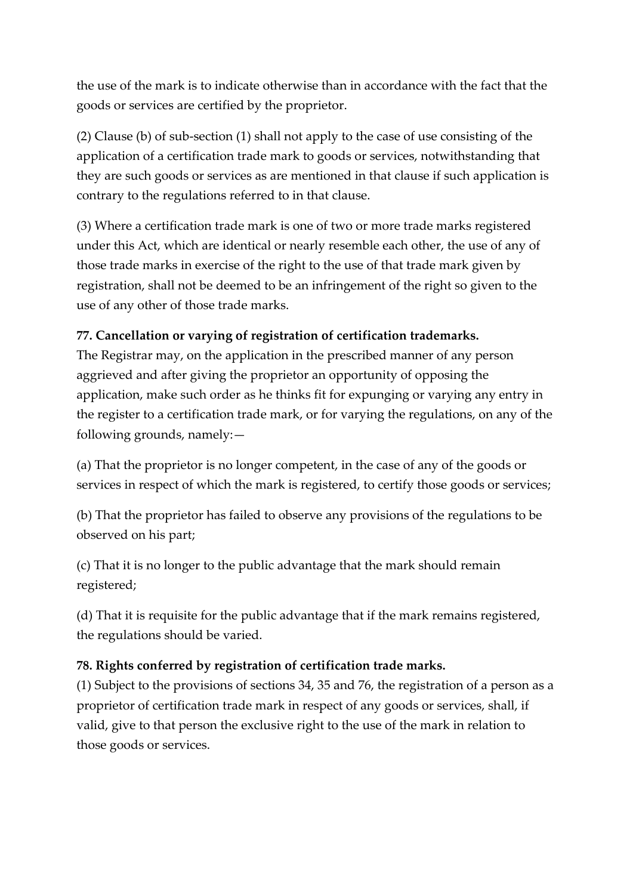the use of the mark is to indicate otherwise than in accordance with the fact that the goods or services are certified by the proprietor.

(2) Clause (b) of sub-section (1) shall not apply to the case of use consisting of the application of a certification trade mark to goods or services, notwithstanding that they are such goods or services as are mentioned in that clause if such application is contrary to the regulations referred to in that clause.

(3) Where a certification trade mark is one of two or more trade marks registered under this Act, which are identical or nearly resemble each other, the use of any of those trade marks in exercise of the right to the use of that trade mark given by registration, shall not be deemed to be an infringement of the right so given to the use of any other of those trade marks.

**77. Cancellation or varying of registration of certification trademarks.**
The Registrar may, on the application in the prescribed manner of any person aggrieved and after giving the proprietor an opportunity of opposing the application, make such order as he thinks fit for expunging or varying any entry in the register to a certification trade mark, or for varying the regulations, on any of the following grounds, namely:—

(a) That the proprietor is no longer competent, in the case of any of the goods or services in respect of which the mark is registered, to certify those goods or services;

(b) That the proprietor has failed to observe any provisions of the regulations to be observed on his part;

(c) That it is no longer to the public advantage that the mark should remain registered;

(d) That it is requisite for the public advantage that if the mark remains registered, the regulations should be varied.

**78. Rights conferred by registration of certification trade marks.**
(1) Subject to the provisions of sections 34, 35 and 76, the registration of a person as a proprietor of certification trade mark in respect of any goods or services, shall, if valid, give to that person the exclusive right to the use of the mark in relation to those goods or services.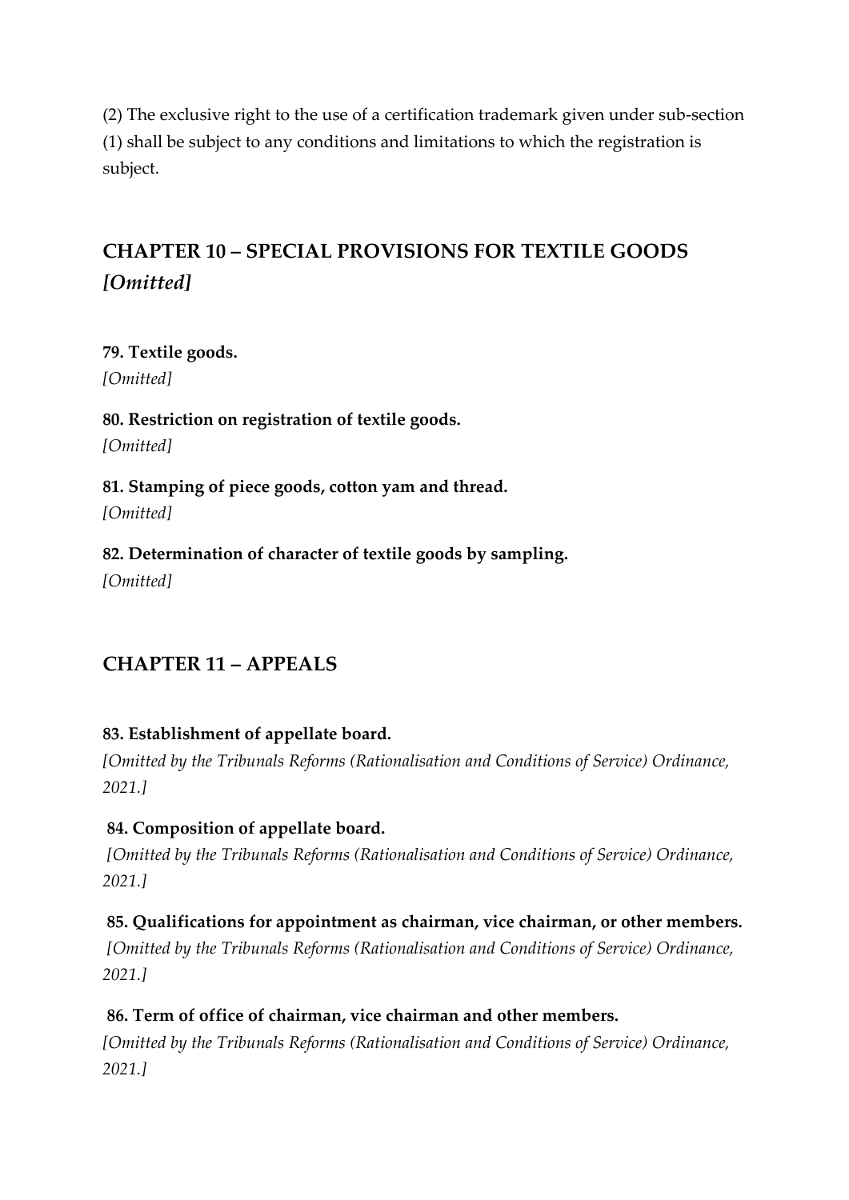(2) The exclusive right to the use of a certification trademark given under sub-section (1) shall be subject to any conditions and limitations to which the registration is subject.

## CHAPTER 10 – SPECIAL PROVISIONS FOR TEXTILE GOODS *[Omitted]*

**79. Textile goods.**
*[Omitted]*

**80. Restriction on registration of textile goods.**
*[Omitted]*

**81. Stamping of piece goods, cotton yam and thread.**
*[Omitted]*

**82. Determination of character of textile goods by sampling.**
*[Omitted]*

## CHAPTER 11 – APPEALS

**83. Establishment of appellate board.**
*[Omitted by the Tribunals Reforms (Rationalisation and Conditions of Service) Ordinance, 2021.]*

**84. Composition of appellate board.**
*[Omitted by the Tribunals Reforms (Rationalisation and Conditions of Service) Ordinance, 2021.]*

**85. Qualifications for appointment as chairman, vice chairman, or other members.**
*[Omitted by the Tribunals Reforms (Rationalisation and Conditions of Service) Ordinance, 2021.]*

**86. Term of office of chairman, vice chairman and other members.**
*[Omitted by the Tribunals Reforms (Rationalisation and Conditions of Service) Ordinance, 2021.]*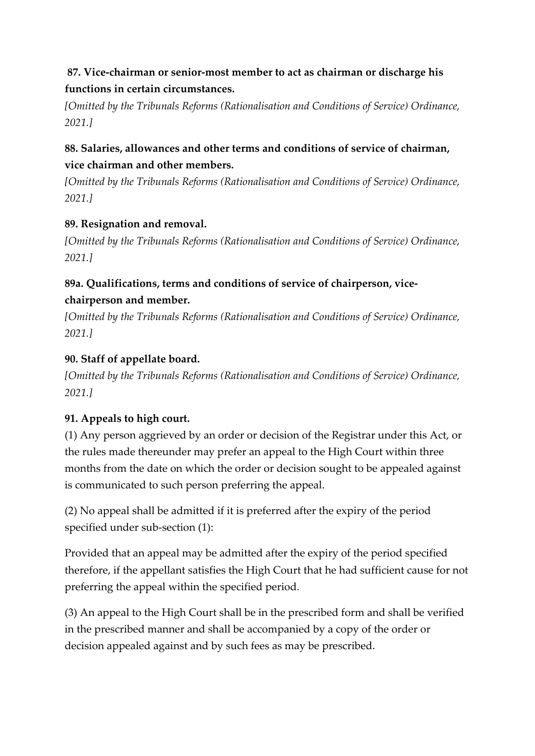**87. Vice-chairman or senior-most member to act as chairman or discharge his functions in certain circumstances.**

*[Omitted by the Tribunals Reforms (Rationalisation and Conditions of Service) Ordinance, 2021.]*

**88. Salaries, allowances and other terms and conditions of service of chairman, vice chairman and other members.**

*[Omitted by the Tribunals Reforms (Rationalisation and Conditions of Service) Ordinance, 2021.]*

**89. Resignation and removal.**

*[Omitted by the Tribunals Reforms (Rationalisation and Conditions of Service) Ordinance, 2021.]*

**89a. Qualifications, terms and conditions of service of chairperson, vice-chairperson and member.**

*[Omitted by the Tribunals Reforms (Rationalisation and Conditions of Service) Ordinance, 2021.]*

**90. Staff of appellate board.**

*[Omitted by the Tribunals Reforms (Rationalisation and Conditions of Service) Ordinance, 2021.]*

**91. Appeals to high court.**

(1) Any person aggrieved by an order or decision of the Registrar under this Act, or the rules made thereunder may prefer an appeal to the High Court within three months from the date on which the order or decision sought to be appealed against is communicated to such person preferring the appeal.

(2) No appeal shall be admitted if it is preferred after the expiry of the period specified under sub-section (1):

Provided that an appeal may be admitted after the expiry of the period specified therefore, if the appellant satisfies the High Court that he had sufficient cause for not preferring the appeal within the specified period.

(3) An appeal to the High Court shall be in the prescribed form and shall be verified in the prescribed manner and shall be accompanied by a copy of the order or decision appealed against and by such fees as may be prescribed.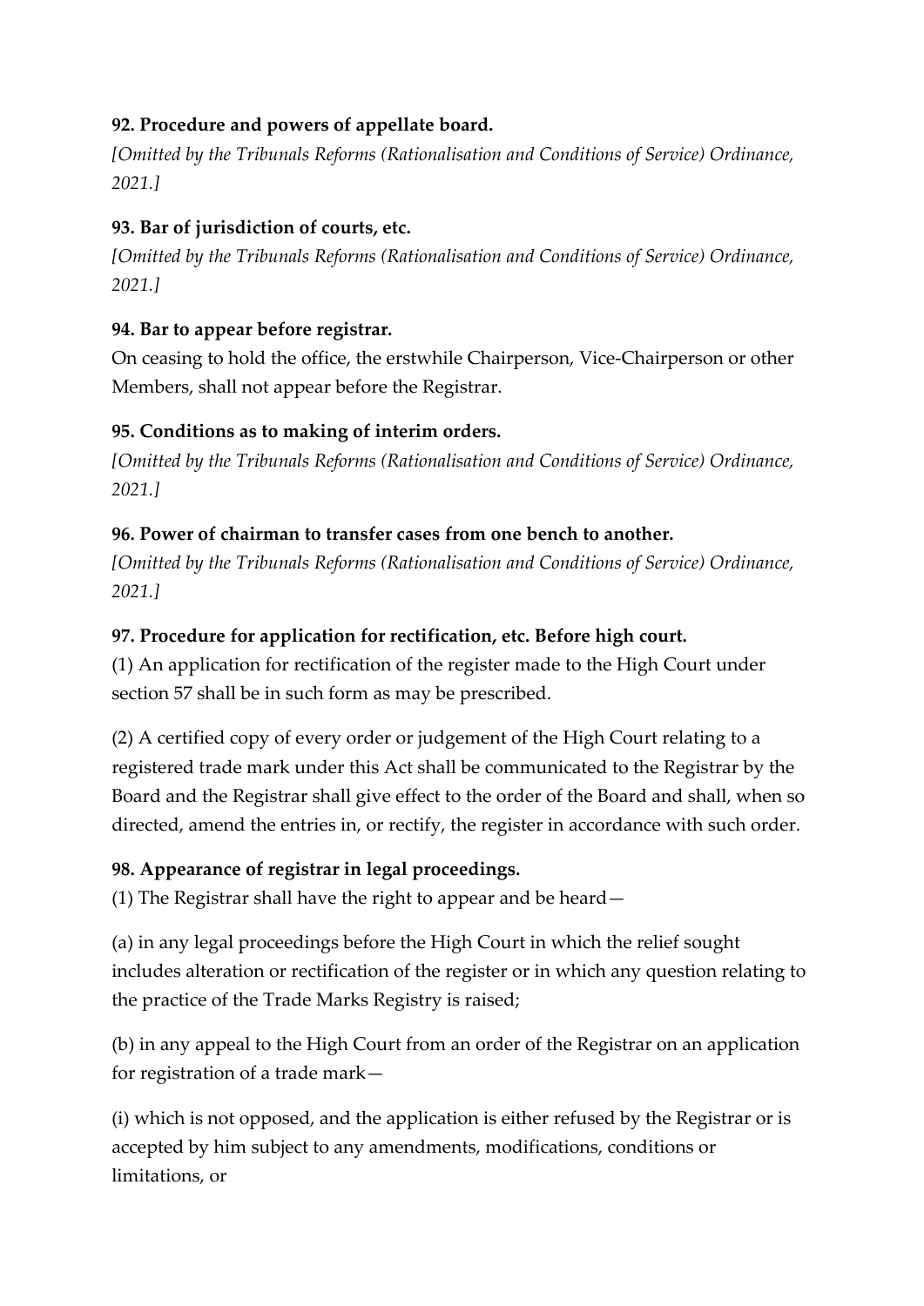**92. Procedure and powers of appellate board.**

*[Omitted by the Tribunals Reforms (Rationalisation and Conditions of Service) Ordinance, 2021.]*

**93. Bar of jurisdiction of courts, etc.**

*[Omitted by the Tribunals Reforms (Rationalisation and Conditions of Service) Ordinance, 2021.]*

**94. Bar to appear before registrar.**

On ceasing to hold the office, the erstwhile Chairperson, Vice-Chairperson or other Members, shall not appear before the Registrar.

**95. Conditions as to making of interim orders.**

*[Omitted by the Tribunals Reforms (Rationalisation and Conditions of Service) Ordinance, 2021.]*

**96. Power of chairman to transfer cases from one bench to another.**

*[Omitted by the Tribunals Reforms (Rationalisation and Conditions of Service) Ordinance, 2021.]*

**97. Procedure for application for rectification, etc. Before high court.**

(1) An application for rectification of the register made to the High Court under section 57 shall be in such form as may be prescribed.

(2) A certified copy of every order or judgement of the High Court relating to a registered trade mark under this Act shall be communicated to the Registrar by the Board and the Registrar shall give effect to the order of the Board and shall, when so directed, amend the entries in, or rectify, the register in accordance with such order.

**98. Appearance of registrar in legal proceedings.**

(1) The Registrar shall have the right to appear and be heard—

(a) in any legal proceedings before the High Court in which the relief sought includes alteration or rectification of the register or in which any question relating to the practice of the Trade Marks Registry is raised;

(b) in any appeal to the High Court from an order of the Registrar on an application for registration of a trade mark—

(i) which is not opposed, and the application is either refused by the Registrar or is accepted by him subject to any amendments, modifications, conditions or limitations, or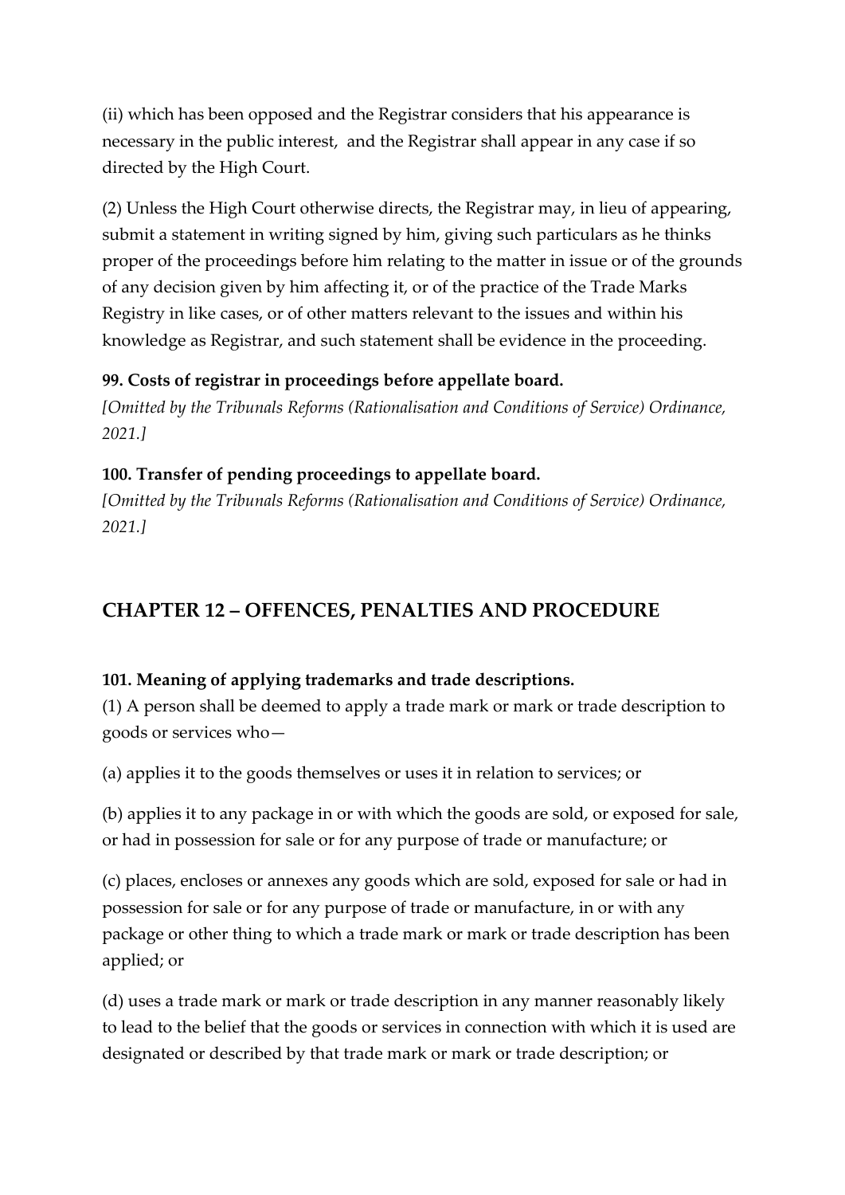(ii) which has been opposed and the Registrar considers that his appearance is necessary in the public interest,  and the Registrar shall appear in any case if so directed by the High Court.

(2) Unless the High Court otherwise directs, the Registrar may, in lieu of appearing, submit a statement in writing signed by him, giving such particulars as he thinks proper of the proceedings before him relating to the matter in issue or of the grounds of any decision given by him affecting it, or of the practice of the Trade Marks Registry in like cases, or of other matters relevant to the issues and within his knowledge as Registrar, and such statement shall be evidence in the proceeding.

**99. Costs of registrar in proceedings before appellate board.**
*[Omitted by the Tribunals Reforms (Rationalisation and Conditions of Service) Ordinance, 2021.]*

**100. Transfer of pending proceedings to appellate board.**
*[Omitted by the Tribunals Reforms (Rationalisation and Conditions of Service) Ordinance, 2021.]*

## CHAPTER 12 – OFFENCES, PENALTIES AND PROCEDURE

**101. Meaning of applying trademarks and trade descriptions.**
(1) A person shall be deemed to apply a trade mark or mark or trade description to goods or services who—

(a) applies it to the goods themselves or uses it in relation to services; or

(b) applies it to any package in or with which the goods are sold, or exposed for sale, or had in possession for sale or for any purpose of trade or manufacture; or

(c) places, encloses or annexes any goods which are sold, exposed for sale or had in possession for sale or for any purpose of trade or manufacture, in or with any package or other thing to which a trade mark or mark or trade description has been applied; or

(d) uses a trade mark or mark or trade description in any manner reasonably likely to lead to the belief that the goods or services in connection with which it is used are designated or described by that trade mark or mark or trade description; or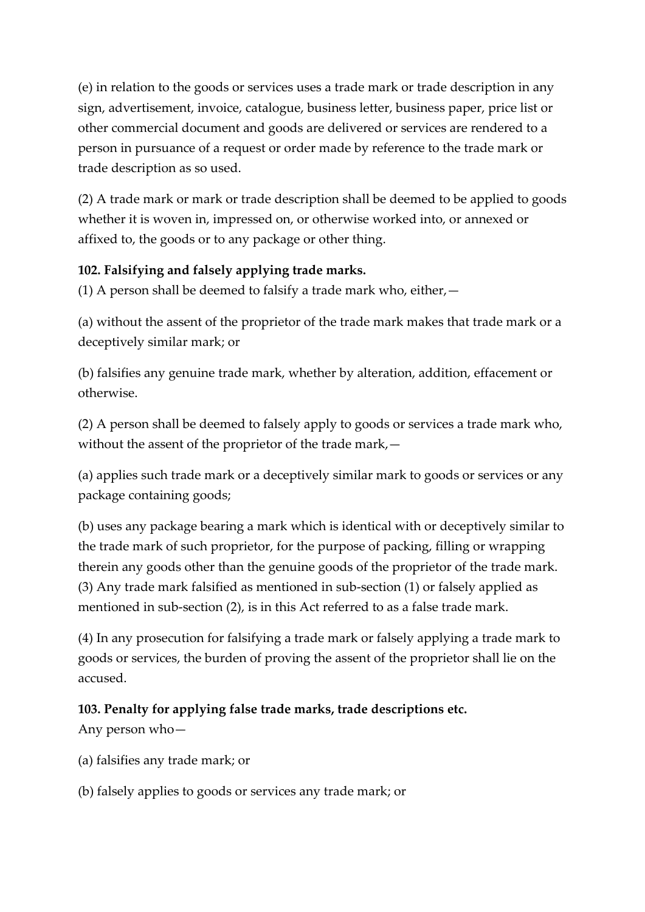(e) in relation to the goods or services uses a trade mark or trade description in any sign, advertisement, invoice, catalogue, business letter, business paper, price list or other commercial document and goods are delivered or services are rendered to a person in pursuance of a request or order made by reference to the trade mark or trade description as so used.

(2) A trade mark or mark or trade description shall be deemed to be applied to goods whether it is woven in, impressed on, or otherwise worked into, or annexed or affixed to, the goods or to any package or other thing.

**102. Falsifying and falsely applying trade marks.**

(1) A person shall be deemed to falsify a trade mark who, either,—

(a) without the assent of the proprietor of the trade mark makes that trade mark or a deceptively similar mark; or

(b) falsifies any genuine trade mark, whether by alteration, addition, effacement or otherwise.

(2) A person shall be deemed to falsely apply to goods or services a trade mark who, without the assent of the proprietor of the trade mark,—

(a) applies such trade mark or a deceptively similar mark to goods or services or any package containing goods;

(b) uses any package bearing a mark which is identical with or deceptively similar to the trade mark of such proprietor, for the purpose of packing, filling or wrapping therein any goods other than the genuine goods of the proprietor of the trade mark.

(3) Any trade mark falsified as mentioned in sub-section (1) or falsely applied as mentioned in sub-section (2), is in this Act referred to as a false trade mark.

(4) In any prosecution for falsifying a trade mark or falsely applying a trade mark to goods or services, the burden of proving the assent of the proprietor shall lie on the accused.

**103. Penalty for applying false trade marks, trade descriptions etc.**

Any person who—

(a) falsifies any trade mark; or

(b) falsely applies to goods or services any trade mark; or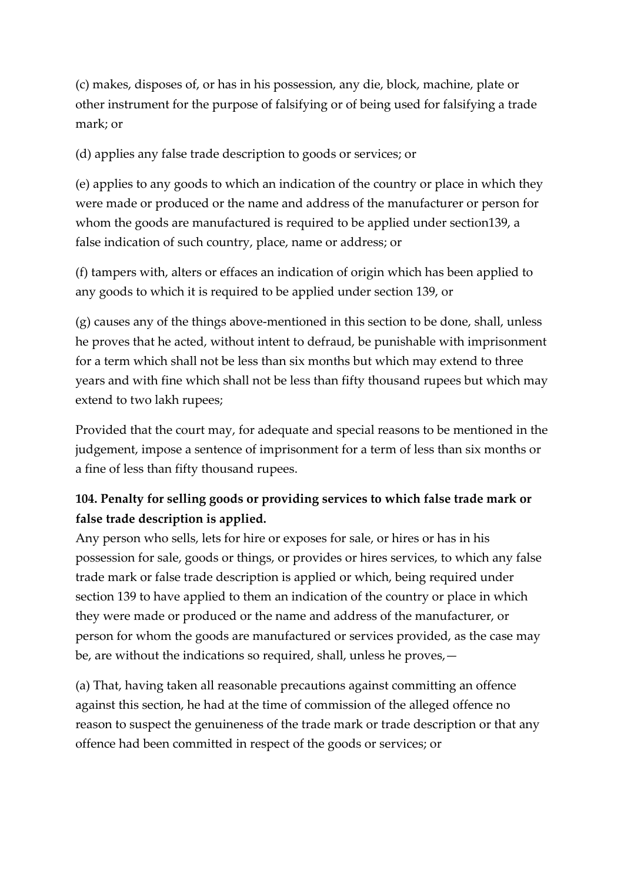(c) makes, disposes of, or has in his possession, any die, block, machine, plate or other instrument for the purpose of falsifying or of being used for falsifying a trade mark; or

(d) applies any false trade description to goods or services; or

(e) applies to any goods to which an indication of the country or place in which they were made or produced or the name and address of the manufacturer or person for whom the goods are manufactured is required to be applied under section139, a false indication of such country, place, name or address; or

(f) tampers with, alters or effaces an indication of origin which has been applied to any goods to which it is required to be applied under section 139, or

(g) causes any of the things above-mentioned in this section to be done, shall, unless he proves that he acted, without intent to defraud, be punishable with imprisonment for a term which shall not be less than six months but which may extend to three years and with fine which shall not be less than fifty thousand rupees but which may extend to two lakh rupees;

Provided that the court may, for adequate and special reasons to be mentioned in the judgement, impose a sentence of imprisonment for a term of less than six months or a fine of less than fifty thousand rupees.

**104. Penalty for selling goods or providing services to which false trade mark or false trade description is applied.**

Any person who sells, lets for hire or exposes for sale, or hires or has in his possession for sale, goods or things, or provides or hires services, to which any false trade mark or false trade description is applied or which, being required under section 139 to have applied to them an indication of the country or place in which they were made or produced or the name and address of the manufacturer, or person for whom the goods are manufactured or services provided, as the case may be, are without the indications so required, shall, unless he proves,—

(a) That, having taken all reasonable precautions against committing an offence against this section, he had at the time of commission of the alleged offence no reason to suspect the genuineness of the trade mark or trade description or that any offence had been committed in respect of the goods or services; or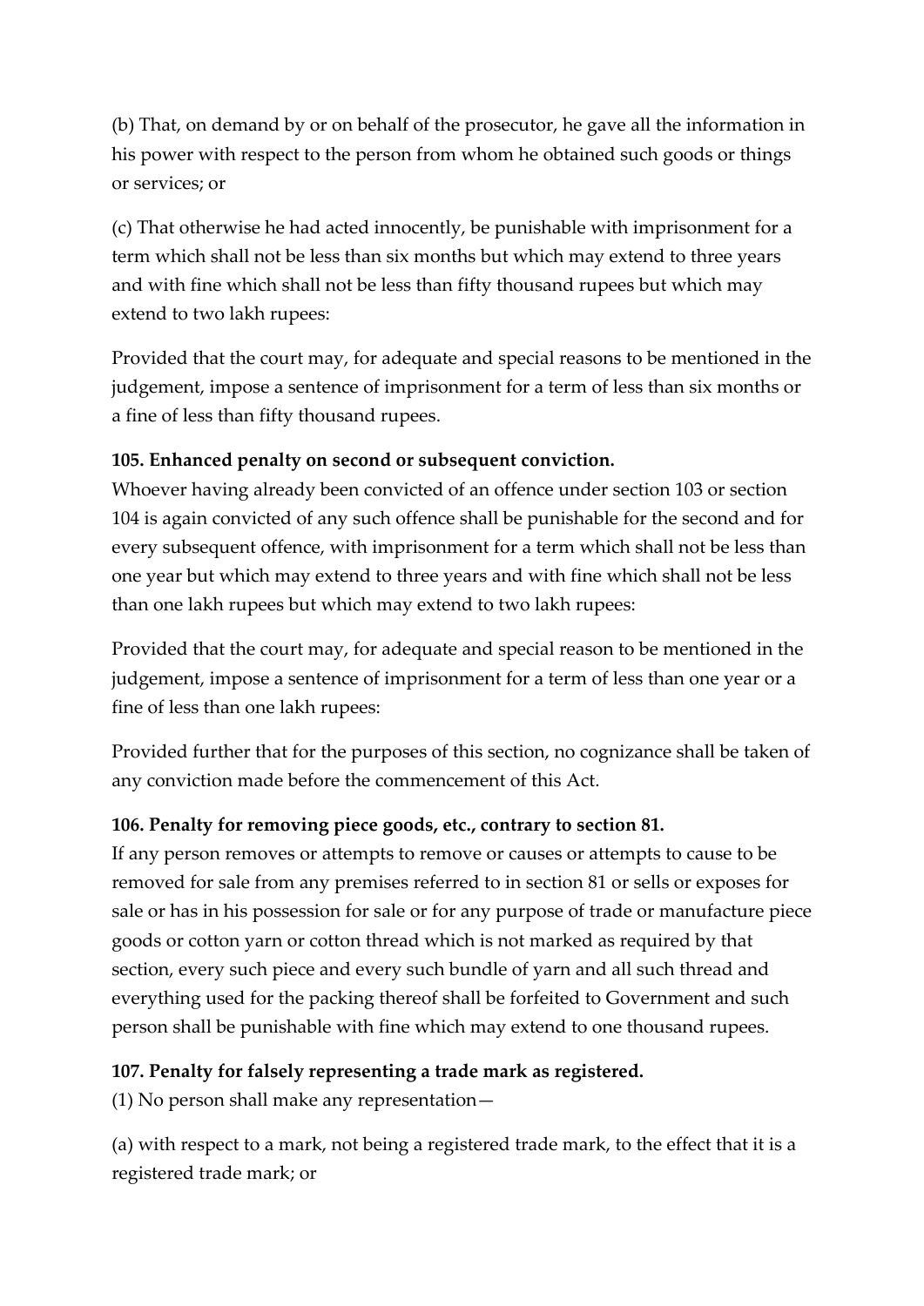(b) That, on demand by or on behalf of the prosecutor, he gave all the information in his power with respect to the person from whom he obtained such goods or things or services; or

(c) That otherwise he had acted innocently, be punishable with imprisonment for a term which shall not be less than six months but which may extend to three years and with fine which shall not be less than fifty thousand rupees but which may extend to two lakh rupees:

Provided that the court may, for adequate and special reasons to be mentioned in the judgement, impose a sentence of imprisonment for a term of less than six months or a fine of less than fifty thousand rupees.

**105. Enhanced penalty on second or subsequent conviction.**
Whoever having already been convicted of an offence under section 103 or section 104 is again convicted of any such offence shall be punishable for the second and for every subsequent offence, with imprisonment for a term which shall not be less than one year but which may extend to three years and with fine which shall not be less than one lakh rupees but which may extend to two lakh rupees:

Provided that the court may, for adequate and special reason to be mentioned in the judgement, impose a sentence of imprisonment for a term of less than one year or a fine of less than one lakh rupees:

Provided further that for the purposes of this section, no cognizance shall be taken of any conviction made before the commencement of this Act.

**106. Penalty for removing piece goods, etc., contrary to section 81.**
If any person removes or attempts to remove or causes or attempts to cause to be removed for sale from any premises referred to in section 81 or sells or exposes for sale or has in his possession for sale or for any purpose of trade or manufacture piece goods or cotton yarn or cotton thread which is not marked as required by that section, every such piece and every such bundle of yarn and all such thread and everything used for the packing thereof shall be forfeited to Government and such person shall be punishable with fine which may extend to one thousand rupees.

**107. Penalty for falsely representing a trade mark as registered.**
(1) No person shall make any representation—

(a) with respect to a mark, not being a registered trade mark, to the effect that it is a registered trade mark; or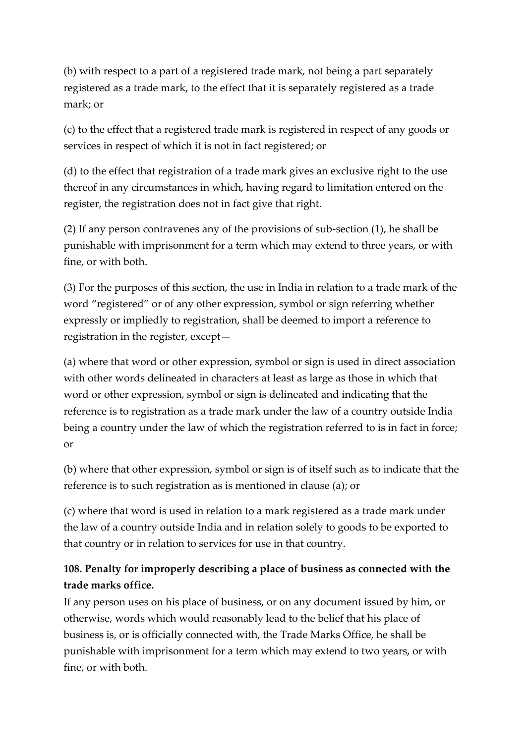(b) with respect to a part of a registered trade mark, not being a part separately registered as a trade mark, to the effect that it is separately registered as a trade mark; or

(c) to the effect that a registered trade mark is registered in respect of any goods or services in respect of which it is not in fact registered; or

(d) to the effect that registration of a trade mark gives an exclusive right to the use thereof in any circumstances in which, having regard to limitation entered on the register, the registration does not in fact give that right.

(2) If any person contravenes any of the provisions of sub-section (1), he shall be punishable with imprisonment for a term which may extend to three years, or with fine, or with both.

(3) For the purposes of this section, the use in India in relation to a trade mark of the word "registered" or of any other expression, symbol or sign referring whether expressly or impliedly to registration, shall be deemed to import a reference to registration in the register, except—

(a) where that word or other expression, symbol or sign is used in direct association with other words delineated in characters at least as large as those in which that word or other expression, symbol or sign is delineated and indicating that the reference is to registration as a trade mark under the law of a country outside India being a country under the law of which the registration referred to is in fact in force; or

(b) where that other expression, symbol or sign is of itself such as to indicate that the reference is to such registration as is mentioned in clause (a); or

(c) where that word is used in relation to a mark registered as a trade mark under the law of a country outside India and in relation solely to goods to be exported to that country or in relation to services for use in that country.

**108. Penalty for improperly describing a place of business as connected with the trade marks office.**

If any person uses on his place of business, or on any document issued by him, or otherwise, words which would reasonably lead to the belief that his place of business is, or is officially connected with, the Trade Marks Office, he shall be punishable with imprisonment for a term which may extend to two years, or with fine, or with both.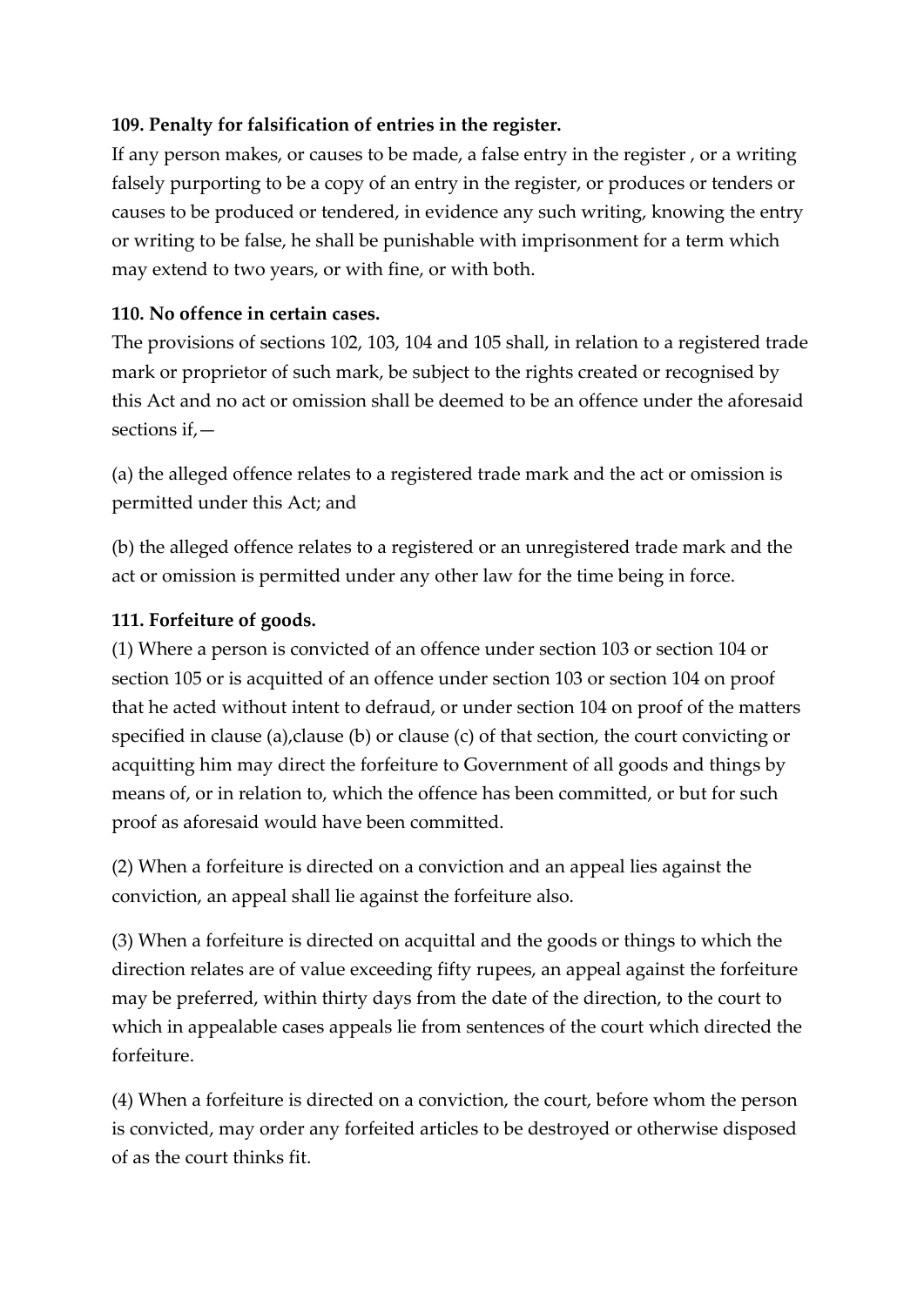**109. Penalty for falsification of entries in the register.**

If any person makes, or causes to be made, a false entry in the register , or a writing falsely purporting to be a copy of an entry in the register, or produces or tenders or causes to be produced or tendered, in evidence any such writing, knowing the entry or writing to be false, he shall be punishable with imprisonment for a term which may extend to two years, or with fine, or with both.

**110. No offence in certain cases.**

The provisions of sections 102, 103, 104 and 105 shall, in relation to a registered trade mark or proprietor of such mark, be subject to the rights created or recognised by this Act and no act or omission shall be deemed to be an offence under the aforesaid sections if,—

(a) the alleged offence relates to a registered trade mark and the act or omission is permitted under this Act; and

(b) the alleged offence relates to a registered or an unregistered trade mark and the act or omission is permitted under any other law for the time being in force.

**111. Forfeiture of goods.**

(1) Where a person is convicted of an offence under section 103 or section 104 or section 105 or is acquitted of an offence under section 103 or section 104 on proof that he acted without intent to defraud, or under section 104 on proof of the matters specified in clause (a),clause (b) or clause (c) of that section, the court convicting or acquitting him may direct the forfeiture to Government of all goods and things by means of, or in relation to, which the offence has been committed, or but for such proof as aforesaid would have been committed.

(2) When a forfeiture is directed on a conviction and an appeal lies against the conviction, an appeal shall lie against the forfeiture also.

(3) When a forfeiture is directed on acquittal and the goods or things to which the direction relates are of value exceeding fifty rupees, an appeal against the forfeiture may be preferred, within thirty days from the date of the direction, to the court to which in appealable cases appeals lie from sentences of the court which directed the forfeiture.

(4) When a forfeiture is directed on a conviction, the court, before whom the person is convicted, may order any forfeited articles to be destroyed or otherwise disposed of as the court thinks fit.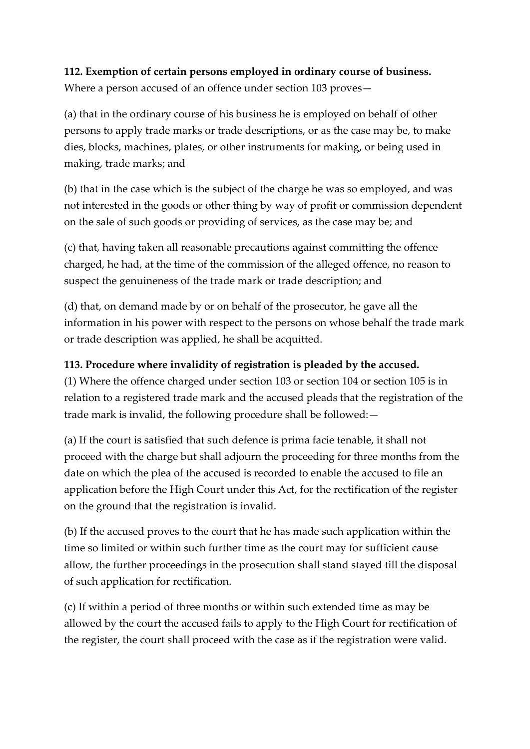**112. Exemption of certain persons employed in ordinary course of business.**
Where a person accused of an offence under section 103 proves—

(a) that in the ordinary course of his business he is employed on behalf of other persons to apply trade marks or trade descriptions, or as the case may be, to make dies, blocks, machines, plates, or other instruments for making, or being used in making, trade marks; and

(b) that in the case which is the subject of the charge he was so employed, and was not interested in the goods or other thing by way of profit or commission dependent on the sale of such goods or providing of services, as the case may be; and

(c) that, having taken all reasonable precautions against committing the offence charged, he had, at the time of the commission of the alleged offence, no reason to suspect the genuineness of the trade mark or trade description; and

(d) that, on demand made by or on behalf of the prosecutor, he gave all the information in his power with respect to the persons on whose behalf the trade mark or trade description was applied, he shall be acquitted.

**113. Procedure where invalidity of registration is pleaded by the accused.**
(1) Where the offence charged under section 103 or section 104 or section 105 is in relation to a registered trade mark and the accused pleads that the registration of the trade mark is invalid, the following procedure shall be followed:—

(a) If the court is satisfied that such defence is prima facie tenable, it shall not proceed with the charge but shall adjourn the proceeding for three months from the date on which the plea of the accused is recorded to enable the accused to file an application before the High Court under this Act, for the rectification of the register on the ground that the registration is invalid.

(b) If the accused proves to the court that he has made such application within the time so limited or within such further time as the court may for sufficient cause allow, the further proceedings in the prosecution shall stand stayed till the disposal of such application for rectification.

(c) If within a period of three months or within such extended time as may be allowed by the court the accused fails to apply to the High Court for rectification of the register, the court shall proceed with the case as if the registration were valid.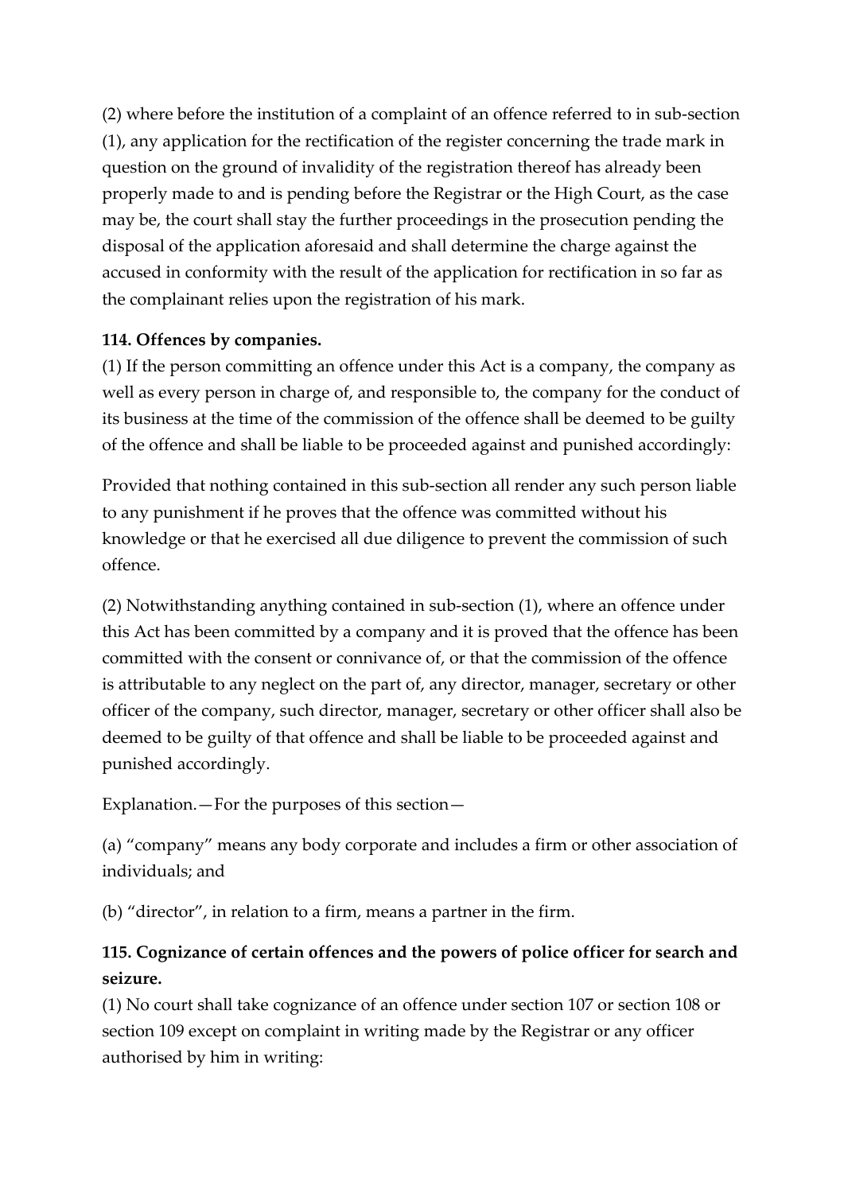(2) where before the institution of a complaint of an offence referred to in sub-section (1), any application for the rectification of the register concerning the trade mark in question on the ground of invalidity of the registration thereof has already been properly made to and is pending before the Registrar or the High Court, as the case may be, the court shall stay the further proceedings in the prosecution pending the disposal of the application aforesaid and shall determine the charge against the accused in conformity with the result of the application for rectification in so far as the complainant relies upon the registration of his mark.

**114. Offences by companies.**

(1) If the person committing an offence under this Act is a company, the company as well as every person in charge of, and responsible to, the company for the conduct of its business at the time of the commission of the offence shall be deemed to be guilty of the offence and shall be liable to be proceeded against and punished accordingly:

Provided that nothing contained in this sub-section all render any such person liable to any punishment if he proves that the offence was committed without his knowledge or that he exercised all due diligence to prevent the commission of such offence.

(2) Notwithstanding anything contained in sub-section (1), where an offence under this Act has been committed by a company and it is proved that the offence has been committed with the consent or connivance of, or that the commission of the offence is attributable to any neglect on the part of, any director, manager, secretary or other officer of the company, such director, manager, secretary or other officer shall also be deemed to be guilty of that offence and shall be liable to be proceeded against and punished accordingly.

Explanation.—For the purposes of this section—

(a) "company" means any body corporate and includes a firm or other association of individuals; and

(b) "director", in relation to a firm, means a partner in the firm.

**115. Cognizance of certain offences and the powers of police officer for search and seizure.**

(1) No court shall take cognizance of an offence under section 107 or section 108 or section 109 except on complaint in writing made by the Registrar or any officer authorised by him in writing: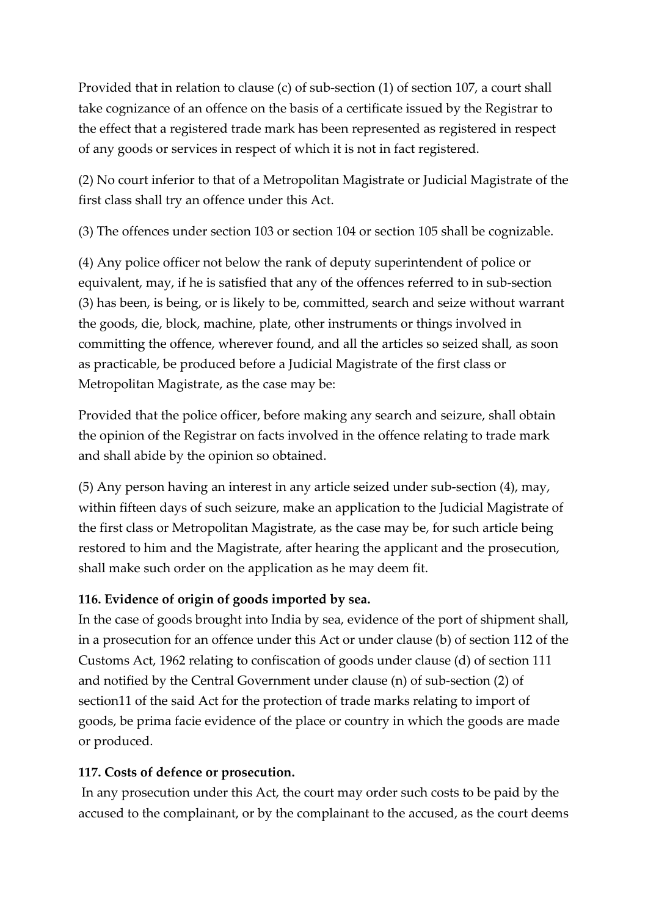Provided that in relation to clause (c) of sub-section (1) of section 107, a court shall take cognizance of an offence on the basis of a certificate issued by the Registrar to the effect that a registered trade mark has been represented as registered in respect of any goods or services in respect of which it is not in fact registered.

(2) No court inferior to that of a Metropolitan Magistrate or Judicial Magistrate of the first class shall try an offence under this Act.

(3) The offences under section 103 or section 104 or section 105 shall be cognizable.

(4) Any police officer not below the rank of deputy superintendent of police or equivalent, may, if he is satisfied that any of the offences referred to in sub-section (3) has been, is being, or is likely to be, committed, search and seize without warrant the goods, die, block, machine, plate, other instruments or things involved in committing the offence, wherever found, and all the articles so seized shall, as soon as practicable, be produced before a Judicial Magistrate of the first class or Metropolitan Magistrate, as the case may be:

Provided that the police officer, before making any search and seizure, shall obtain the opinion of the Registrar on facts involved in the offence relating to trade mark and shall abide by the opinion so obtained.

(5) Any person having an interest in any article seized under sub-section (4), may, within fifteen days of such seizure, make an application to the Judicial Magistrate of the first class or Metropolitan Magistrate, as the case may be, for such article being restored to him and the Magistrate, after hearing the applicant and the prosecution, shall make such order on the application as he may deem fit.

**116. Evidence of origin of goods imported by sea.**

In the case of goods brought into India by sea, evidence of the port of shipment shall, in a prosecution for an offence under this Act or under clause (b) of section 112 of the Customs Act, 1962 relating to confiscation of goods under clause (d) of section 111 and notified by the Central Government under clause (n) of sub-section (2) of section11 of the said Act for the protection of trade marks relating to import of goods, be prima facie evidence of the place or country in which the goods are made or produced.

**117. Costs of defence or prosecution.**

In any prosecution under this Act, the court may order such costs to be paid by the accused to the complainant, or by the complainant to the accused, as the court deems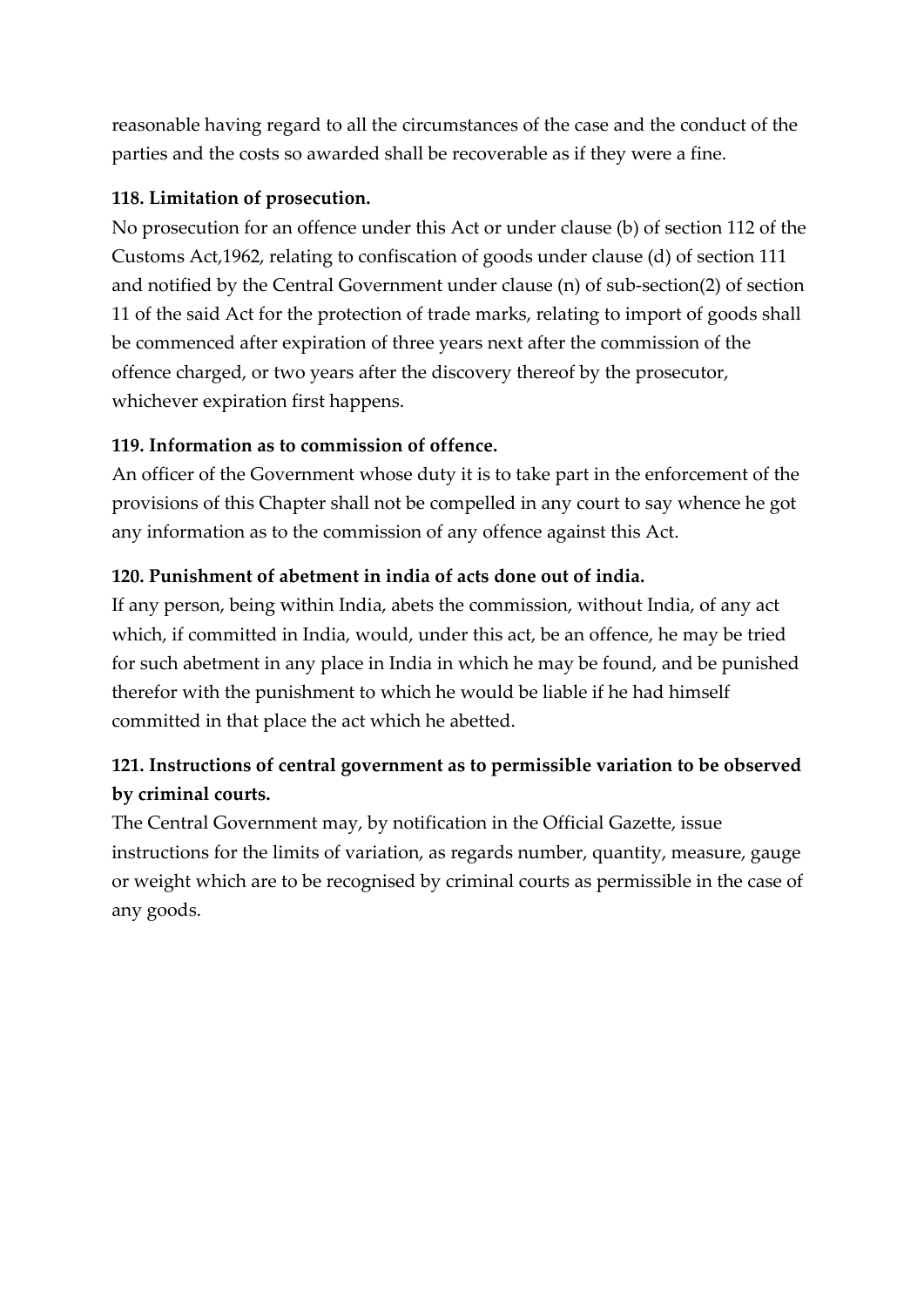reasonable having regard to all the circumstances of the case and the conduct of the parties and the costs so awarded shall be recoverable as if they were a fine.

**118. Limitation of prosecution.**

No prosecution for an offence under this Act or under clause (b) of section 112 of the Customs Act,1962, relating to confiscation of goods under clause (d) of section 111 and notified by the Central Government under clause (n) of sub-section(2) of section 11 of the said Act for the protection of trade marks, relating to import of goods shall be commenced after expiration of three years next after the commission of the offence charged, or two years after the discovery thereof by the prosecutor, whichever expiration first happens.

**119. Information as to commission of offence.**

An officer of the Government whose duty it is to take part in the enforcement of the provisions of this Chapter shall not be compelled in any court to say whence he got any information as to the commission of any offence against this Act.

**120. Punishment of abetment in india of acts done out of india.**

If any person, being within India, abets the commission, without India, of any act which, if committed in India, would, under this act, be an offence, he may be tried for such abetment in any place in India in which he may be found, and be punished therefor with the punishment to which he would be liable if he had himself committed in that place the act which he abetted.

**121. Instructions of central government as to permissible variation to be observed by criminal courts.**

The Central Government may, by notification in the Official Gazette, issue instructions for the limits of variation, as regards number, quantity, measure, gauge or weight which are to be recognised by criminal courts as permissible in the case of any goods.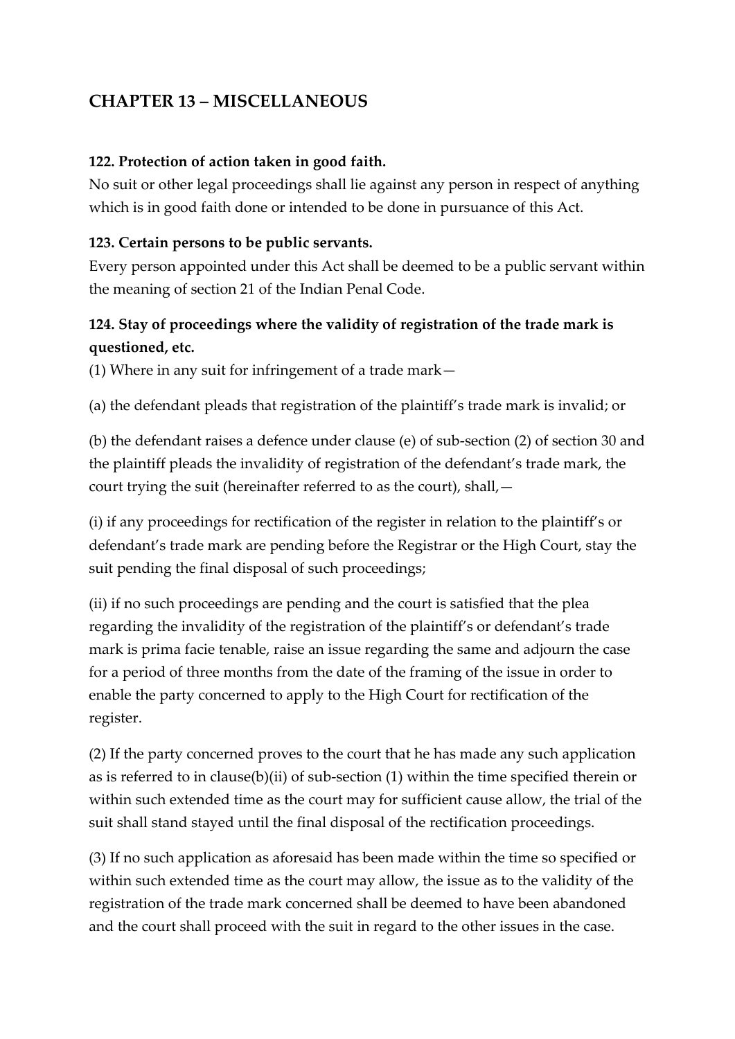## CHAPTER 13 – MISCELLANEOUS

**122. Protection of action taken in good faith.**

No suit or other legal proceedings shall lie against any person in respect of anything which is in good faith done or intended to be done in pursuance of this Act.

**123. Certain persons to be public servants.**

Every person appointed under this Act shall be deemed to be a public servant within the meaning of section 21 of the Indian Penal Code.

**124. Stay of proceedings where the validity of registration of the trade mark is questioned, etc.**

(1) Where in any suit for infringement of a trade mark—

(a) the defendant pleads that registration of the plaintiff's trade mark is invalid; or

(b) the defendant raises a defence under clause (e) of sub-section (2) of section 30 and the plaintiff pleads the invalidity of registration of the defendant's trade mark, the court trying the suit (hereinafter referred to as the court), shall,—

(i) if any proceedings for rectification of the register in relation to the plaintiff's or defendant's trade mark are pending before the Registrar or the High Court, stay the suit pending the final disposal of such proceedings;

(ii) if no such proceedings are pending and the court is satisfied that the plea regarding the invalidity of the registration of the plaintiff's or defendant's trade mark is prima facie tenable, raise an issue regarding the same and adjourn the case for a period of three months from the date of the framing of the issue in order to enable the party concerned to apply to the High Court for rectification of the register.

(2) If the party concerned proves to the court that he has made any such application as is referred to in clause(b)(ii) of sub-section (1) within the time specified therein or within such extended time as the court may for sufficient cause allow, the trial of the suit shall stand stayed until the final disposal of the rectification proceedings.

(3) If no such application as aforesaid has been made within the time so specified or within such extended time as the court may allow, the issue as to the validity of the registration of the trade mark concerned shall be deemed to have been abandoned and the court shall proceed with the suit in regard to the other issues in the case.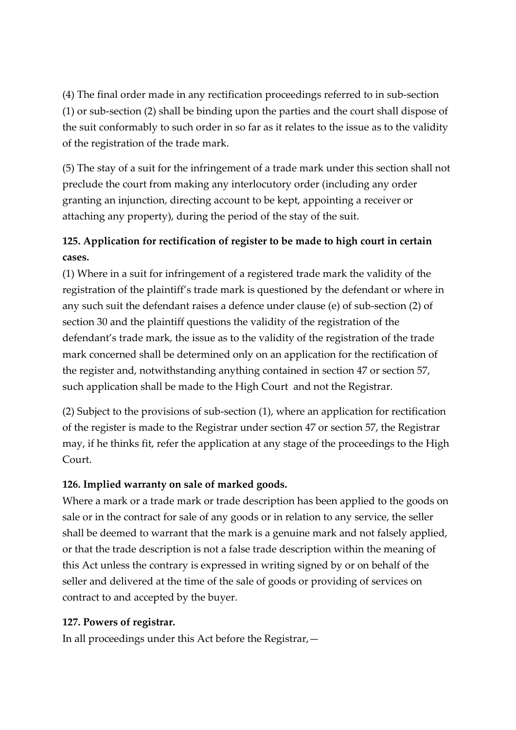(4) The final order made in any rectification proceedings referred to in sub-section (1) or sub-section (2) shall be binding upon the parties and the court shall dispose of the suit conformably to such order in so far as it relates to the issue as to the validity of the registration of the trade mark.

(5) The stay of a suit for the infringement of a trade mark under this section shall not preclude the court from making any interlocutory order (including any order granting an injunction, directing account to be kept, appointing a receiver or attaching any property), during the period of the stay of the suit.

**125. Application for rectification of register to be made to high court in certain cases.**

(1) Where in a suit for infringement of a registered trade mark the validity of the registration of the plaintiff's trade mark is questioned by the defendant or where in any such suit the defendant raises a defence under clause (e) of sub-section (2) of section 30 and the plaintiff questions the validity of the registration of the defendant's trade mark, the issue as to the validity of the registration of the trade mark concerned shall be determined only on an application for the rectification of the register and, notwithstanding anything contained in section 47 or section 57, such application shall be made to the High Court and not the Registrar.

(2) Subject to the provisions of sub-section (1), where an application for rectification of the register is made to the Registrar under section 47 or section 57, the Registrar may, if he thinks fit, refer the application at any stage of the proceedings to the High Court.

**126. Implied warranty on sale of marked goods.**

Where a mark or a trade mark or trade description has been applied to the goods on sale or in the contract for sale of any goods or in relation to any service, the seller shall be deemed to warrant that the mark is a genuine mark and not falsely applied, or that the trade description is not a false trade description within the meaning of this Act unless the contrary is expressed in writing signed by or on behalf of the seller and delivered at the time of the sale of goods or providing of services on contract to and accepted by the buyer.

**127. Powers of registrar.**

In all proceedings under this Act before the Registrar,—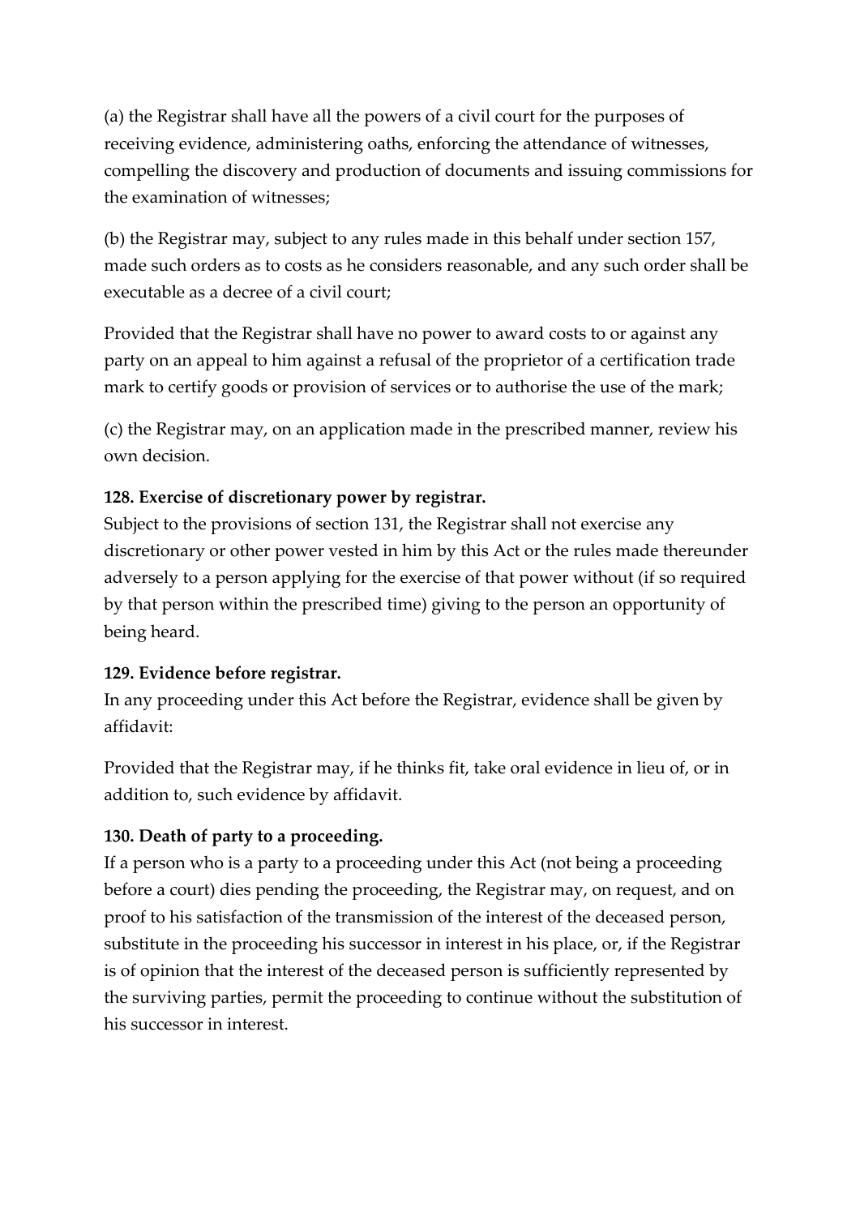(a) the Registrar shall have all the powers of a civil court for the purposes of receiving evidence, administering oaths, enforcing the attendance of witnesses, compelling the discovery and production of documents and issuing commissions for the examination of witnesses;

(b) the Registrar may, subject to any rules made in this behalf under section 157, made such orders as to costs as he considers reasonable, and any such order shall be executable as a decree of a civil court;

Provided that the Registrar shall have no power to award costs to or against any party on an appeal to him against a refusal of the proprietor of a certification trade mark to certify goods or provision of services or to authorise the use of the mark;

(c) the Registrar may, on an application made in the prescribed manner, review his own decision.

**128. Exercise of discretionary power by registrar.**

Subject to the provisions of section 131, the Registrar shall not exercise any discretionary or other power vested in him by this Act or the rules made thereunder adversely to a person applying for the exercise of that power without (if so required by that person within the prescribed time) giving to the person an opportunity of being heard.

**129. Evidence before registrar.**

In any proceeding under this Act before the Registrar, evidence shall be given by affidavit:

Provided that the Registrar may, if he thinks fit, take oral evidence in lieu of, or in addition to, such evidence by affidavit.

**130. Death of party to a proceeding.**

If a person who is a party to a proceeding under this Act (not being a proceeding before a court) dies pending the proceeding, the Registrar may, on request, and on proof to his satisfaction of the transmission of the interest of the deceased person, substitute in the proceeding his successor in interest in his place, or, if the Registrar is of opinion that the interest of the deceased person is sufficiently represented by the surviving parties, permit the proceeding to continue without the substitution of his successor in interest.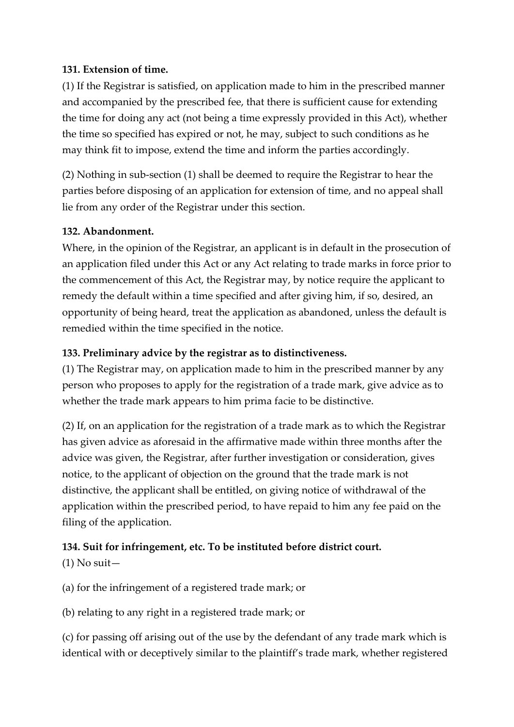**131. Extension of time.**

(1) If the Registrar is satisfied, on application made to him in the prescribed manner and accompanied by the prescribed fee, that there is sufficient cause for extending the time for doing any act (not being a time expressly provided in this Act), whether the time so specified has expired or not, he may, subject to such conditions as he may think fit to impose, extend the time and inform the parties accordingly.

(2) Nothing in sub-section (1) shall be deemed to require the Registrar to hear the parties before disposing of an application for extension of time, and no appeal shall lie from any order of the Registrar under this section.

**132. Abandonment.**

Where, in the opinion of the Registrar, an applicant is in default in the prosecution of an application filed under this Act or any Act relating to trade marks in force prior to the commencement of this Act, the Registrar may, by notice require the applicant to remedy the default within a time specified and after giving him, if so, desired, an opportunity of being heard, treat the application as abandoned, unless the default is remedied within the time specified in the notice.

**133. Preliminary advice by the registrar as to distinctiveness.**

(1) The Registrar may, on application made to him in the prescribed manner by any person who proposes to apply for the registration of a trade mark, give advice as to whether the trade mark appears to him prima facie to be distinctive.

(2) If, on an application for the registration of a trade mark as to which the Registrar has given advice as aforesaid in the affirmative made within three months after the advice was given, the Registrar, after further investigation or consideration, gives notice, to the applicant of objection on the ground that the trade mark is not distinctive, the applicant shall be entitled, on giving notice of withdrawal of the application within the prescribed period, to have repaid to him any fee paid on the filing of the application.

**134. Suit for infringement, etc. To be instituted before district court.**

(1) No suit—

(a) for the infringement of a registered trade mark; or

(b) relating to any right in a registered trade mark; or

(c) for passing off arising out of the use by the defendant of any trade mark which is identical with or deceptively similar to the plaintiff's trade mark, whether registered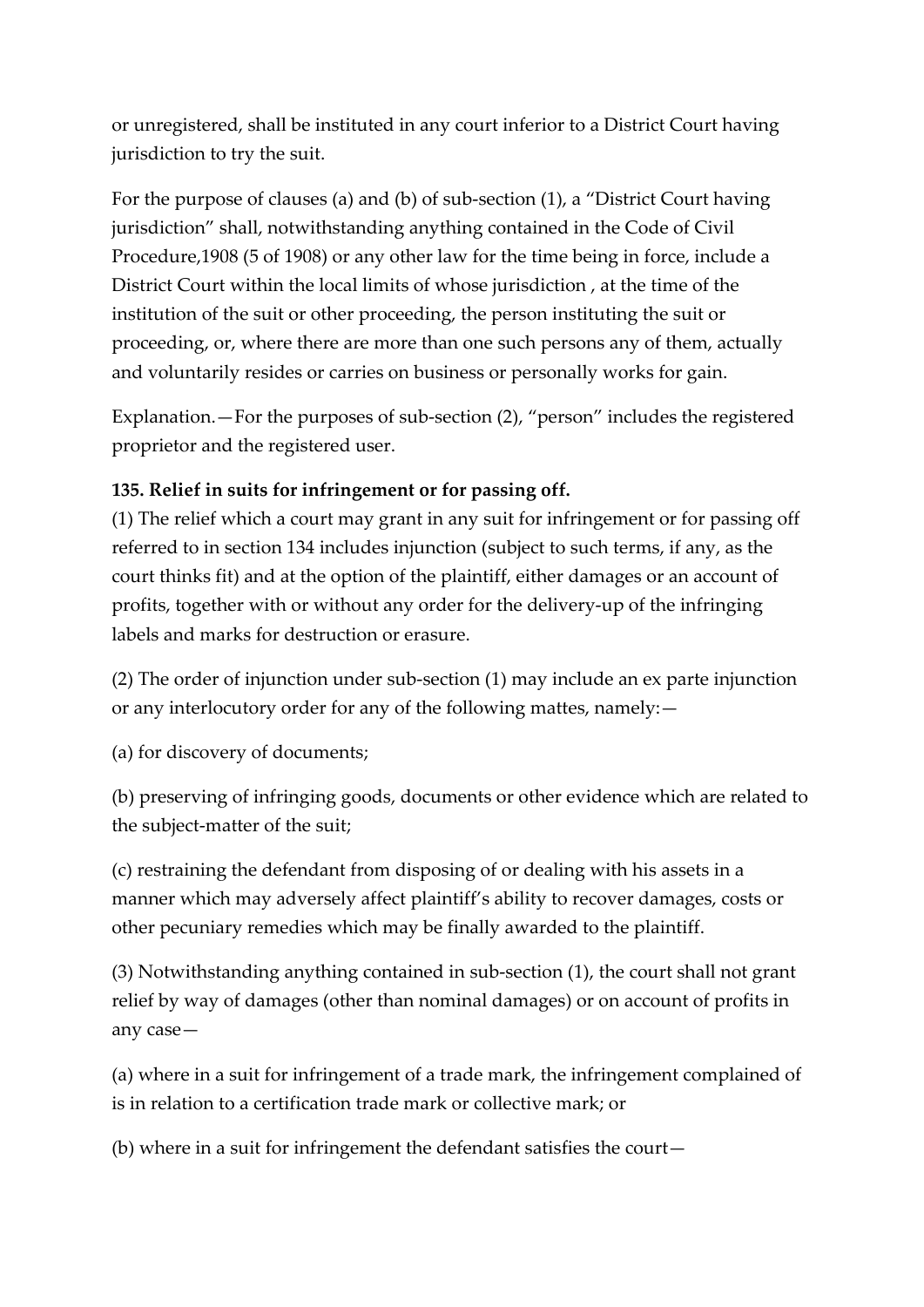or unregistered, shall be instituted in any court inferior to a District Court having jurisdiction to try the suit.

For the purpose of clauses (a) and (b) of sub-section (1), a "District Court having jurisdiction" shall, notwithstanding anything contained in the Code of Civil Procedure,1908 (5 of 1908) or any other law for the time being in force, include a District Court within the local limits of whose jurisdiction , at the time of the institution of the suit or other proceeding, the person instituting the suit or proceeding, or, where there are more than one such persons any of them, actually and voluntarily resides or carries on business or personally works for gain.

Explanation.—For the purposes of sub-section (2), "person" includes the registered proprietor and the registered user.

**135. Relief in suits for infringement or for passing off.**

(1) The relief which a court may grant in any suit for infringement or for passing off referred to in section 134 includes injunction (subject to such terms, if any, as the court thinks fit) and at the option of the plaintiff, either damages or an account of profits, together with or without any order for the delivery-up of the infringing labels and marks for destruction or erasure.

(2) The order of injunction under sub-section (1) may include an ex parte injunction or any interlocutory order for any of the following mattes, namely:—

(a) for discovery of documents;

(b) preserving of infringing goods, documents or other evidence which are related to the subject-matter of the suit;

(c) restraining the defendant from disposing of or dealing with his assets in a manner which may adversely affect plaintiff's ability to recover damages, costs or other pecuniary remedies which may be finally awarded to the plaintiff.

(3) Notwithstanding anything contained in sub-section (1), the court shall not grant relief by way of damages (other than nominal damages) or on account of profits in any case—

(a) where in a suit for infringement of a trade mark, the infringement complained of is in relation to a certification trade mark or collective mark; or

(b) where in a suit for infringement the defendant satisfies the court—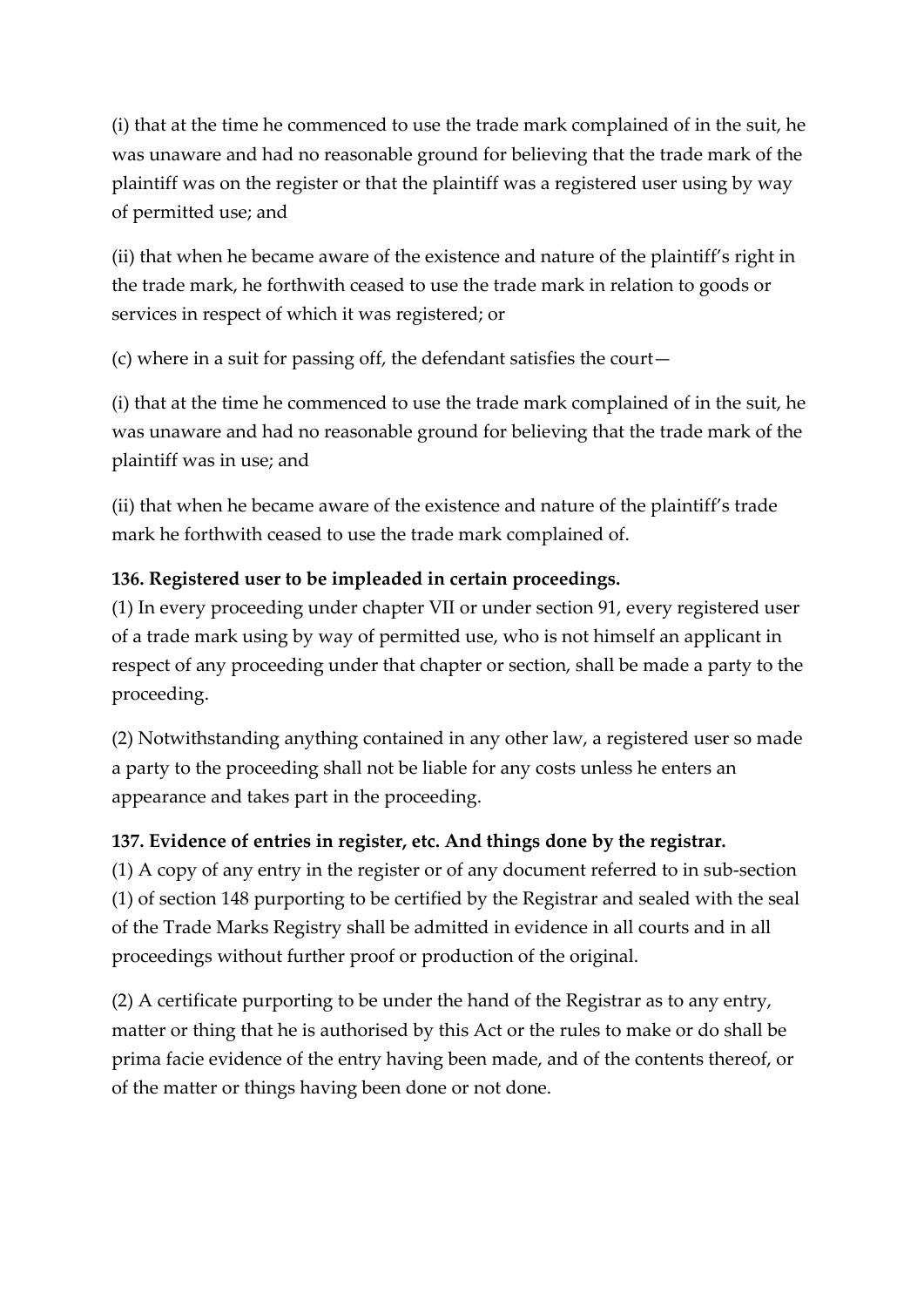(i) that at the time he commenced to use the trade mark complained of in the suit, he was unaware and had no reasonable ground for believing that the trade mark of the plaintiff was on the register or that the plaintiff was a registered user using by way of permitted use; and

(ii) that when he became aware of the existence and nature of the plaintiff's right in the trade mark, he forthwith ceased to use the trade mark in relation to goods or services in respect of which it was registered; or

(c) where in a suit for passing off, the defendant satisfies the court—

(i) that at the time he commenced to use the trade mark complained of in the suit, he was unaware and had no reasonable ground for believing that the trade mark of the plaintiff was in use; and

(ii) that when he became aware of the existence and nature of the plaintiff's trade mark he forthwith ceased to use the trade mark complained of.

**136. Registered user to be impleaded in certain proceedings.**

(1) In every proceeding under chapter VII or under section 91, every registered user of a trade mark using by way of permitted use, who is not himself an applicant in respect of any proceeding under that chapter or section, shall be made a party to the proceeding.

(2) Notwithstanding anything contained in any other law, a registered user so made a party to the proceeding shall not be liable for any costs unless he enters an appearance and takes part in the proceeding.

**137. Evidence of entries in register, etc. And things done by the registrar.**

(1) A copy of any entry in the register or of any document referred to in sub-section (1) of section 148 purporting to be certified by the Registrar and sealed with the seal of the Trade Marks Registry shall be admitted in evidence in all courts and in all proceedings without further proof or production of the original.

(2) A certificate purporting to be under the hand of the Registrar as to any entry, matter or thing that he is authorised by this Act or the rules to make or do shall be prima facie evidence of the entry having been made, and of the contents thereof, or of the matter or things having been done or not done.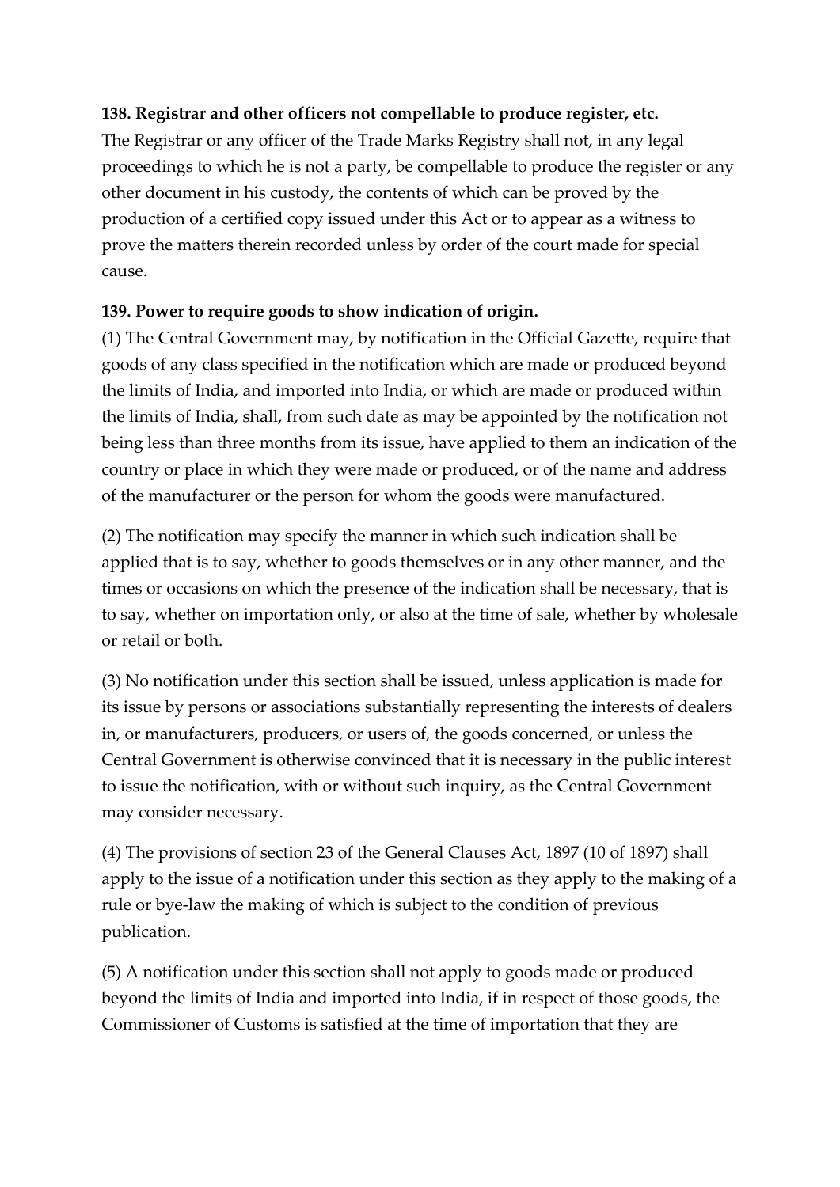**138. Registrar and other officers not compellable to produce register, etc.**

The Registrar or any officer of the Trade Marks Registry shall not, in any legal proceedings to which he is not a party, be compellable to produce the register or any other document in his custody, the contents of which can be proved by the production of a certified copy issued under this Act or to appear as a witness to prove the matters therein recorded unless by order of the court made for special cause.

**139. Power to require goods to show indication of origin.**

(1) The Central Government may, by notification in the Official Gazette, require that goods of any class specified in the notification which are made or produced beyond the limits of India, and imported into India, or which are made or produced within the limits of India, shall, from such date as may be appointed by the notification not being less than three months from its issue, have applied to them an indication of the country or place in which they were made or produced, or of the name and address of the manufacturer or the person for whom the goods were manufactured.

(2) The notification may specify the manner in which such indication shall be applied that is to say, whether to goods themselves or in any other manner, and the times or occasions on which the presence of the indication shall be necessary, that is to say, whether on importation only, or also at the time of sale, whether by wholesale or retail or both.

(3) No notification under this section shall be issued, unless application is made for its issue by persons or associations substantially representing the interests of dealers in, or manufacturers, producers, or users of, the goods concerned, or unless the Central Government is otherwise convinced that it is necessary in the public interest to issue the notification, with or without such inquiry, as the Central Government may consider necessary.

(4) The provisions of section 23 of the General Clauses Act, 1897 (10 of 1897) shall apply to the issue of a notification under this section as they apply to the making of a rule or bye-law the making of which is subject to the condition of previous publication.

(5) A notification under this section shall not apply to goods made or produced beyond the limits of India and imported into India, if in respect of those goods, the Commissioner of Customs is satisfied at the time of importation that they are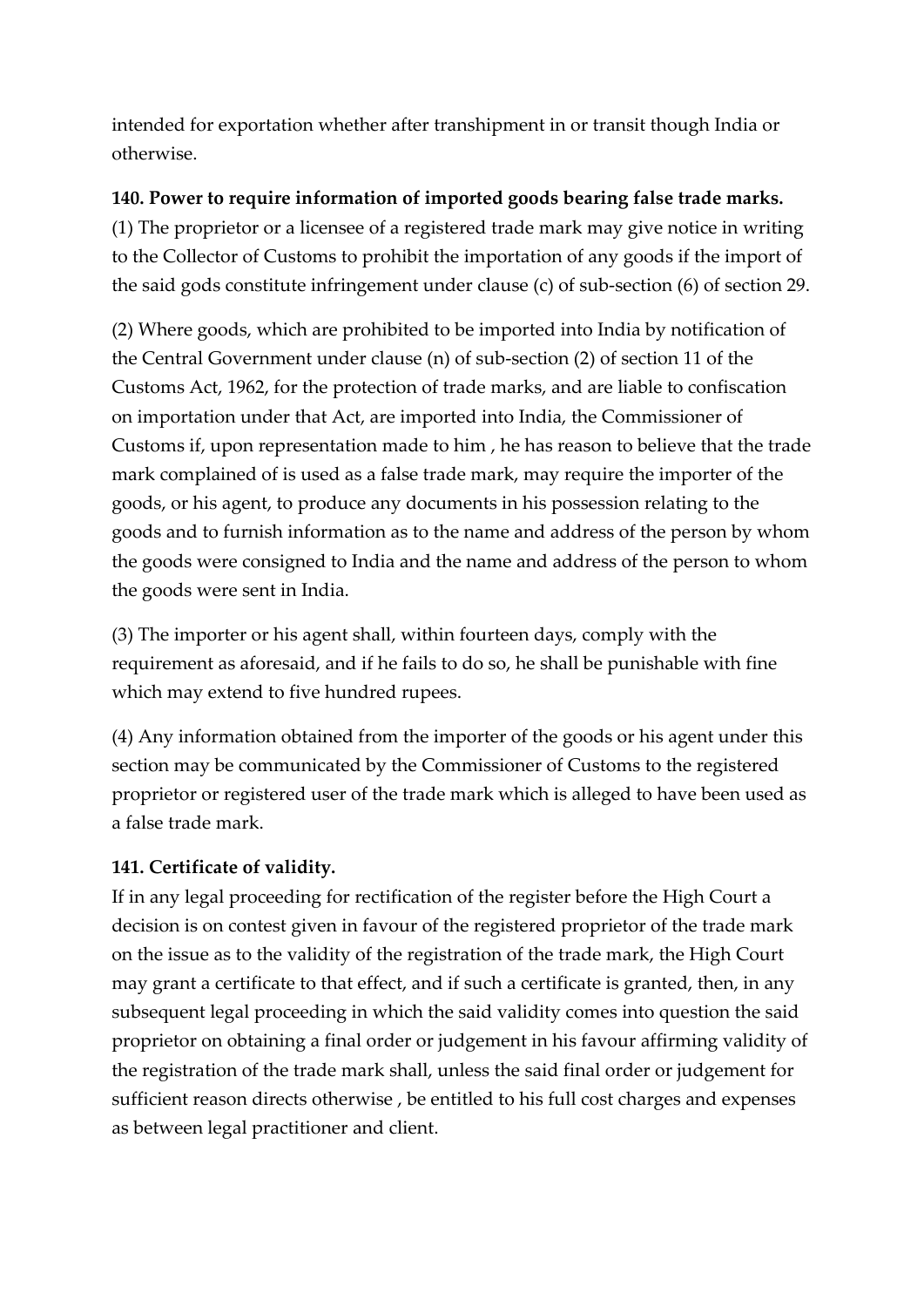intended for exportation whether after transhipment in or transit though India or otherwise.

**140. Power to require information of imported goods bearing false trade marks.**

(1) The proprietor or a licensee of a registered trade mark may give notice in writing to the Collector of Customs to prohibit the importation of any goods if the import of the said gods constitute infringement under clause (c) of sub-section (6) of section 29.

(2) Where goods, which are prohibited to be imported into India by notification of the Central Government under clause (n) of sub-section (2) of section 11 of the Customs Act, 1962, for the protection of trade marks, and are liable to confiscation on importation under that Act, are imported into India, the Commissioner of Customs if, upon representation made to him , he has reason to believe that the trade mark complained of is used as a false trade mark, may require the importer of the goods, or his agent, to produce any documents in his possession relating to the goods and to furnish information as to the name and address of the person by whom the goods were consigned to India and the name and address of the person to whom the goods were sent in India.

(3) The importer or his agent shall, within fourteen days, comply with the requirement as aforesaid, and if he fails to do so, he shall be punishable with fine which may extend to five hundred rupees.

(4) Any information obtained from the importer of the goods or his agent under this section may be communicated by the Commissioner of Customs to the registered proprietor or registered user of the trade mark which is alleged to have been used as a false trade mark.

**141. Certificate of validity.**

If in any legal proceeding for rectification of the register before the High Court a decision is on contest given in favour of the registered proprietor of the trade mark on the issue as to the validity of the registration of the trade mark, the High Court may grant a certificate to that effect, and if such a certificate is granted, then, in any subsequent legal proceeding in which the said validity comes into question the said proprietor on obtaining a final order or judgement in his favour affirming validity of the registration of the trade mark shall, unless the said final order or judgement for sufficient reason directs otherwise , be entitled to his full cost charges and expenses as between legal practitioner and client.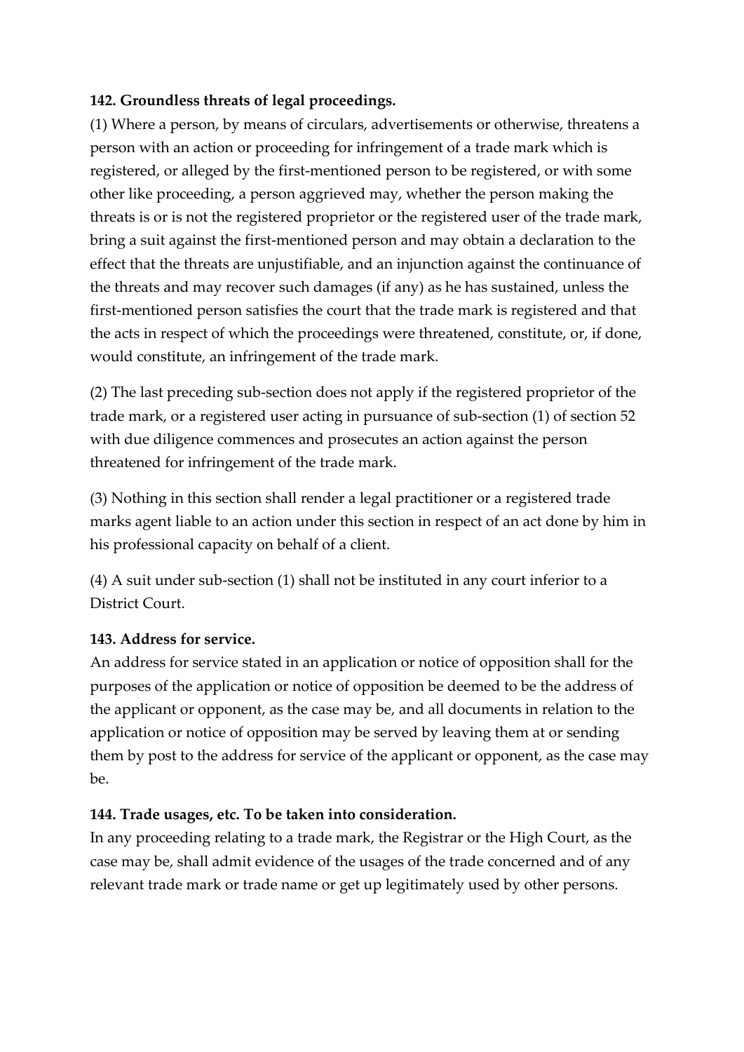**142. Groundless threats of legal proceedings.**

(1) Where a person, by means of circulars, advertisements or otherwise, threatens a person with an action or proceeding for infringement of a trade mark which is registered, or alleged by the first-mentioned person to be registered, or with some other like proceeding, a person aggrieved may, whether the person making the threats is or is not the registered proprietor or the registered user of the trade mark, bring a suit against the first-mentioned person and may obtain a declaration to the effect that the threats are unjustifiable, and an injunction against the continuance of the threats and may recover such damages (if any) as he has sustained, unless the first-mentioned person satisfies the court that the trade mark is registered and that the acts in respect of which the proceedings were threatened, constitute, or, if done, would constitute, an infringement of the trade mark.

(2) The last preceding sub-section does not apply if the registered proprietor of the trade mark, or a registered user acting in pursuance of sub-section (1) of section 52 with due diligence commences and prosecutes an action against the person threatened for infringement of the trade mark.

(3) Nothing in this section shall render a legal practitioner or a registered trade marks agent liable to an action under this section in respect of an act done by him in his professional capacity on behalf of a client.

(4) A suit under sub-section (1) shall not be instituted in any court inferior to a District Court.

**143. Address for service.**

An address for service stated in an application or notice of opposition shall for the purposes of the application or notice of opposition be deemed to be the address of the applicant or opponent, as the case may be, and all documents in relation to the application or notice of opposition may be served by leaving them at or sending them by post to the address for service of the applicant or opponent, as the case may be.

**144. Trade usages, etc. To be taken into consideration.**

In any proceeding relating to a trade mark, the Registrar or the High Court, as the case may be, shall admit evidence of the usages of the trade concerned and of any relevant trade mark or trade name or get up legitimately used by other persons.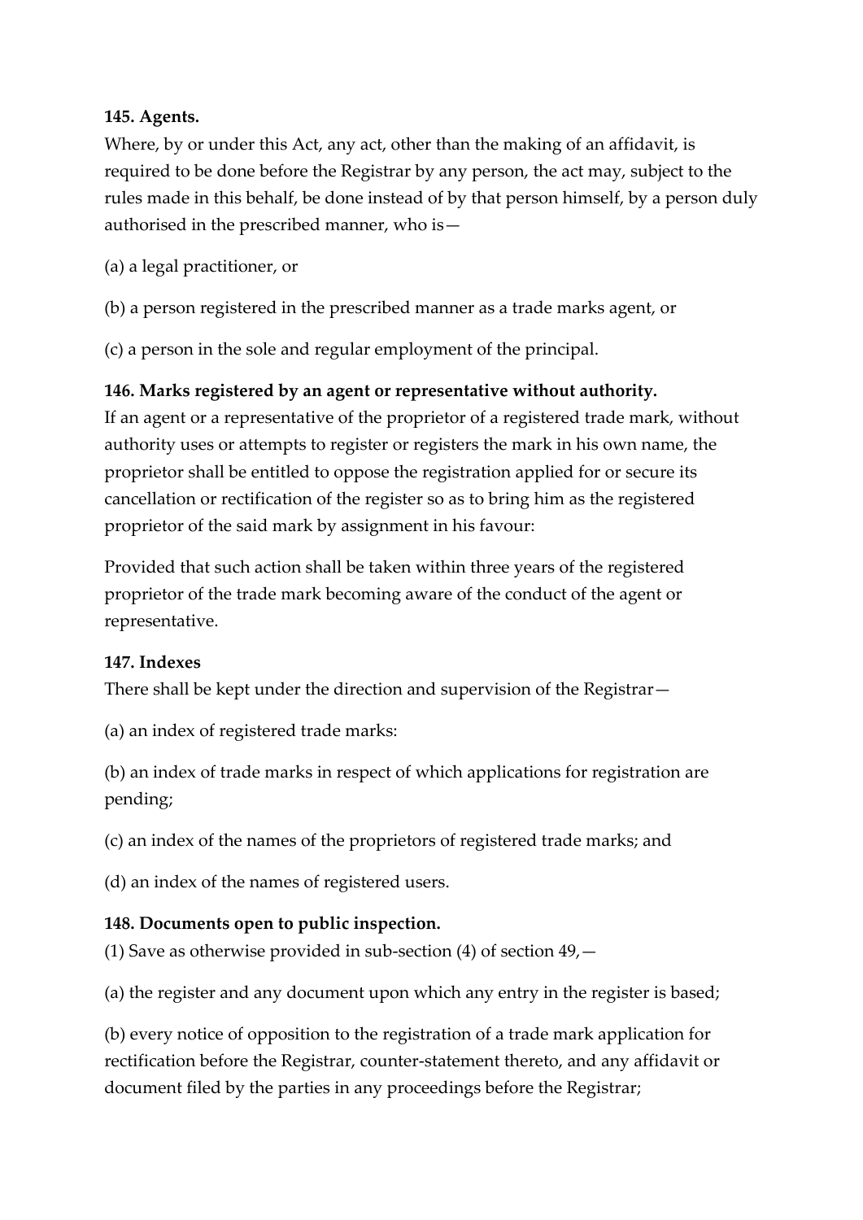**145. Agents.**

Where, by or under this Act, any act, other than the making of an affidavit, is required to be done before the Registrar by any person, the act may, subject to the rules made in this behalf, be done instead of by that person himself, by a person duly authorised in the prescribed manner, who is—

(a) a legal practitioner, or

(b) a person registered in the prescribed manner as a trade marks agent, or

(c) a person in the sole and regular employment of the principal.

**146. Marks registered by an agent or representative without authority.**

If an agent or a representative of the proprietor of a registered trade mark, without authority uses or attempts to register or registers the mark in his own name, the proprietor shall be entitled to oppose the registration applied for or secure its cancellation or rectification of the register so as to bring him as the registered proprietor of the said mark by assignment in his favour:

Provided that such action shall be taken within three years of the registered proprietor of the trade mark becoming aware of the conduct of the agent or representative.

**147. Indexes**

There shall be kept under the direction and supervision of the Registrar—

(a) an index of registered trade marks:

(b) an index of trade marks in respect of which applications for registration are pending;

(c) an index of the names of the proprietors of registered trade marks; and

(d) an index of the names of registered users.

**148. Documents open to public inspection.**

(1) Save as otherwise provided in sub-section (4) of section 49,—

(a) the register and any document upon which any entry in the register is based;

(b) every notice of opposition to the registration of a trade mark application for rectification before the Registrar, counter-statement thereto, and any affidavit or document filed by the parties in any proceedings before the Registrar;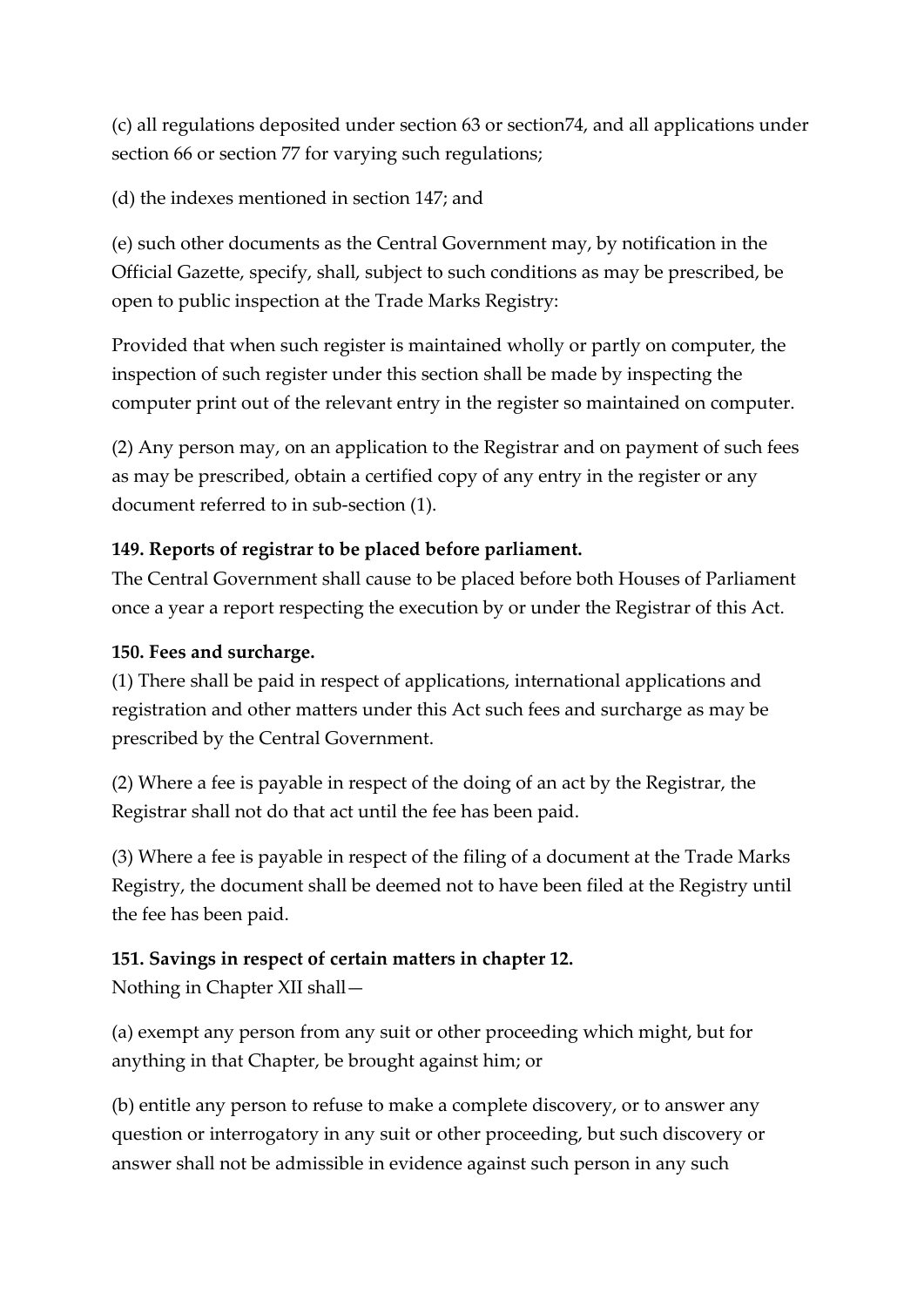(c) all regulations deposited under section 63 or section74, and all applications under section 66 or section 77 for varying such regulations;

(d) the indexes mentioned in section 147; and

(e) such other documents as the Central Government may, by notification in the Official Gazette, specify, shall, subject to such conditions as may be prescribed, be open to public inspection at the Trade Marks Registry:

Provided that when such register is maintained wholly or partly on computer, the inspection of such register under this section shall be made by inspecting the computer print out of the relevant entry in the register so maintained on computer.

(2) Any person may, on an application to the Registrar and on payment of such fees as may be prescribed, obtain a certified copy of any entry in the register or any document referred to in sub-section (1).

**149. Reports of registrar to be placed before parliament.**

The Central Government shall cause to be placed before both Houses of Parliament once a year a report respecting the execution by or under the Registrar of this Act.

**150. Fees and surcharge.**

(1) There shall be paid in respect of applications, international applications and registration and other matters under this Act such fees and surcharge as may be prescribed by the Central Government.

(2) Where a fee is payable in respect of the doing of an act by the Registrar, the Registrar shall not do that act until the fee has been paid.

(3) Where a fee is payable in respect of the filing of a document at the Trade Marks Registry, the document shall be deemed not to have been filed at the Registry until the fee has been paid.

**151. Savings in respect of certain matters in chapter 12.**

Nothing in Chapter XII shall—

(a) exempt any person from any suit or other proceeding which might, but for anything in that Chapter, be brought against him; or

(b) entitle any person to refuse to make a complete discovery, or to answer any question or interrogatory in any suit or other proceeding, but such discovery or answer shall not be admissible in evidence against such person in any such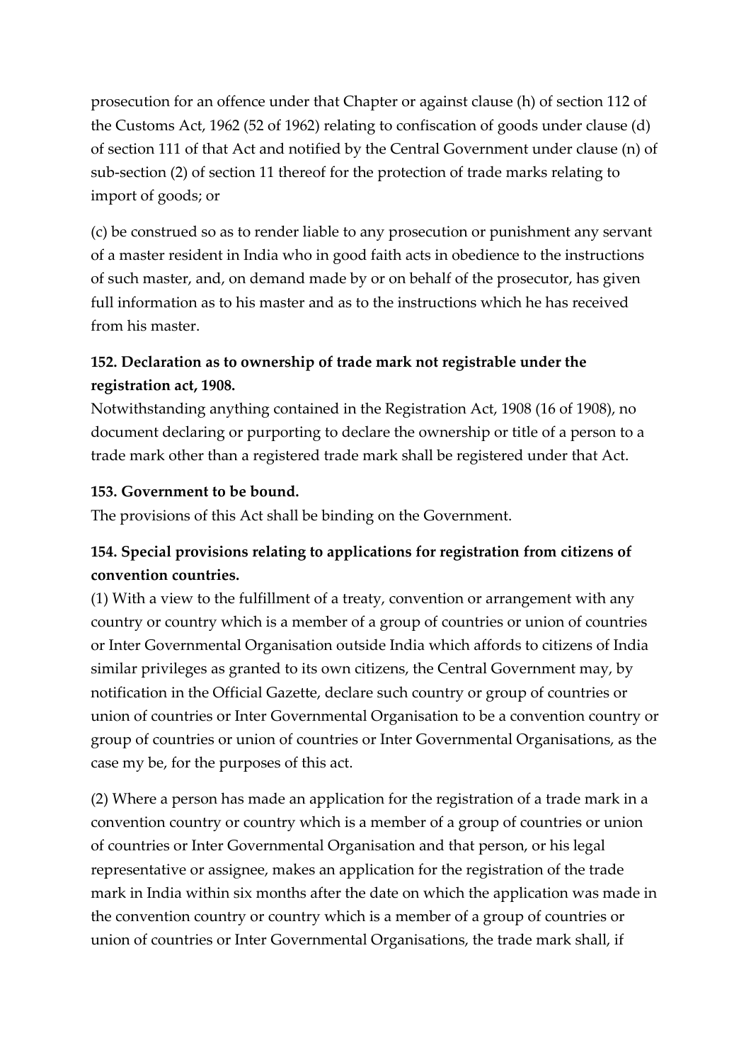prosecution for an offence under that Chapter or against clause (h) of section 112 of the Customs Act, 1962 (52 of 1962) relating to confiscation of goods under clause (d) of section 111 of that Act and notified by the Central Government under clause (n) of sub-section (2) of section 11 thereof for the protection of trade marks relating to import of goods; or

(c) be construed so as to render liable to any prosecution or punishment any servant of a master resident in India who in good faith acts in obedience to the instructions of such master, and, on demand made by or on behalf of the prosecutor, has given full information as to his master and as to the instructions which he has received from his master.

**152. Declaration as to ownership of trade mark not registrable under the registration act, 1908.**
Notwithstanding anything contained in the Registration Act, 1908 (16 of 1908), no document declaring or purporting to declare the ownership or title of a person to a trade mark other than a registered trade mark shall be registered under that Act.

**153. Government to be bound.**
The provisions of this Act shall be binding on the Government.

**154. Special provisions relating to applications for registration from citizens of convention countries.**
(1) With a view to the fulfillment of a treaty, convention or arrangement with any country or country which is a member of a group of countries or union of countries or Inter Governmental Organisation outside India which affords to citizens of India similar privileges as granted to its own citizens, the Central Government may, by notification in the Official Gazette, declare such country or group of countries or union of countries or Inter Governmental Organisation to be a convention country or group of countries or union of countries or Inter Governmental Organisations, as the case my be, for the purposes of this act.

(2) Where a person has made an application for the registration of a trade mark in a convention country or country which is a member of a group of countries or union of countries or Inter Governmental Organisation and that person, or his legal representative or assignee, makes an application for the registration of the trade mark in India within six months after the date on which the application was made in the convention country or country which is a member of a group of countries or union of countries or Inter Governmental Organisations, the trade mark shall, if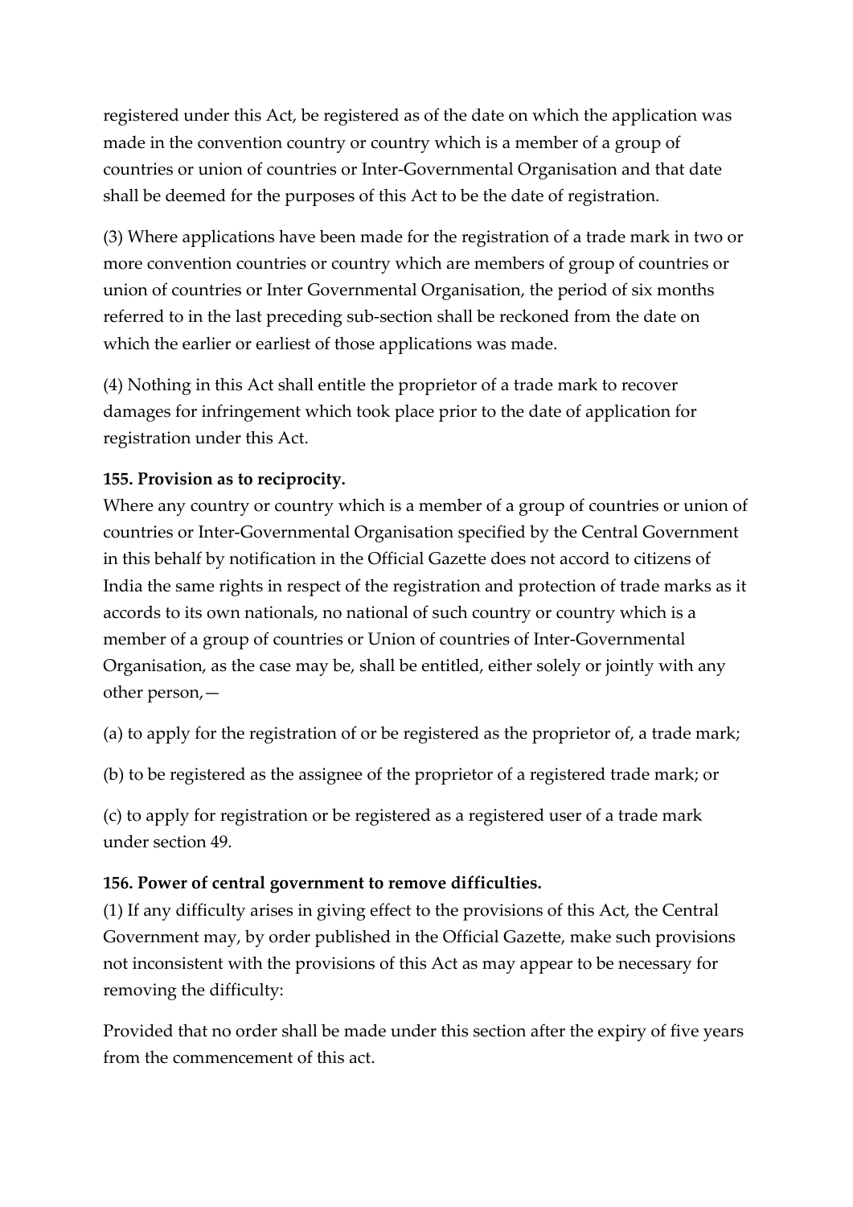registered under this Act, be registered as of the date on which the application was made in the convention country or country which is a member of a group of countries or union of countries or Inter-Governmental Organisation and that date shall be deemed for the purposes of this Act to be the date of registration.

(3) Where applications have been made for the registration of a trade mark in two or more convention countries or country which are members of group of countries or union of countries or Inter Governmental Organisation, the period of six months referred to in the last preceding sub-section shall be reckoned from the date on which the earlier or earliest of those applications was made.

(4) Nothing in this Act shall entitle the proprietor of a trade mark to recover damages for infringement which took place prior to the date of application for registration under this Act.

**155. Provision as to reciprocity.**

Where any country or country which is a member of a group of countries or union of countries or Inter-Governmental Organisation specified by the Central Government in this behalf by notification in the Official Gazette does not accord to citizens of India the same rights in respect of the registration and protection of trade marks as it accords to its own nationals, no national of such country or country which is a member of a group of countries or Union of countries of Inter-Governmental Organisation, as the case may be, shall be entitled, either solely or jointly with any other person,—

(a) to apply for the registration of or be registered as the proprietor of, a trade mark;

(b) to be registered as the assignee of the proprietor of a registered trade mark; or

(c) to apply for registration or be registered as a registered user of a trade mark under section 49.

**156. Power of central government to remove difficulties.**

(1) If any difficulty arises in giving effect to the provisions of this Act, the Central Government may, by order published in the Official Gazette, make such provisions not inconsistent with the provisions of this Act as may appear to be necessary for removing the difficulty:

Provided that no order shall be made under this section after the expiry of five years from the commencement of this act.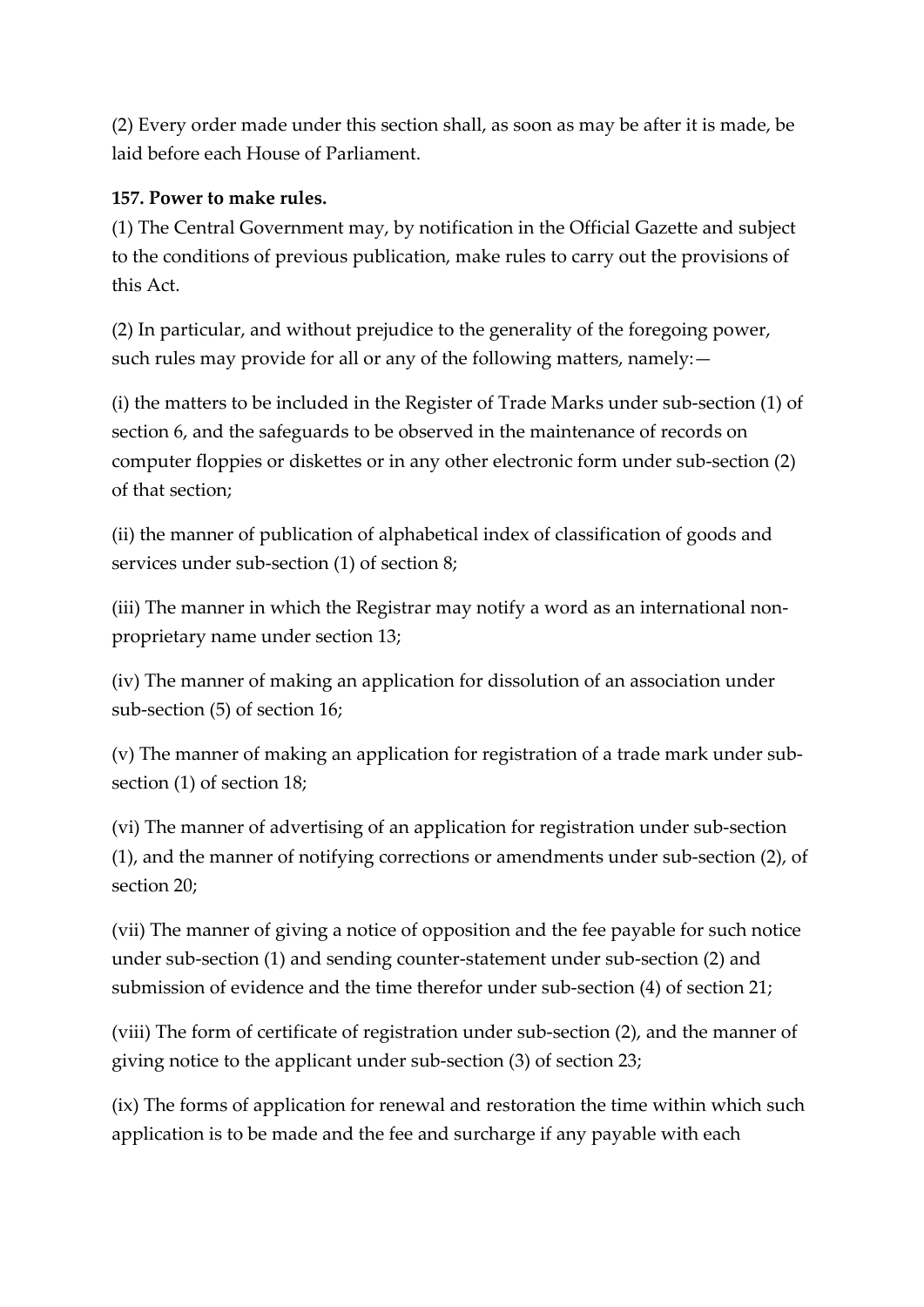(2) Every order made under this section shall, as soon as may be after it is made, be laid before each House of Parliament.

**157. Power to make rules.**

(1) The Central Government may, by notification in the Official Gazette and subject to the conditions of previous publication, make rules to carry out the provisions of this Act.

(2) In particular, and without prejudice to the generality of the foregoing power, such rules may provide for all or any of the following matters, namely:—

(i) the matters to be included in the Register of Trade Marks under sub-section (1) of section 6, and the safeguards to be observed in the maintenance of records on computer floppies or diskettes or in any other electronic form under sub-section (2) of that section;

(ii) the manner of publication of alphabetical index of classification of goods and services under sub-section (1) of section 8;

(iii) The manner in which the Registrar may notify a word as an international non-proprietary name under section 13;

(iv) The manner of making an application for dissolution of an association under sub-section (5) of section 16;

(v) The manner of making an application for registration of a trade mark under sub-section (1) of section 18;

(vi) The manner of advertising of an application for registration under sub-section (1), and the manner of notifying corrections or amendments under sub-section (2), of section 20;

(vii) The manner of giving a notice of opposition and the fee payable for such notice under sub-section (1) and sending counter-statement under sub-section (2) and submission of evidence and the time therefor under sub-section (4) of section 21;

(viii) The form of certificate of registration under sub-section (2), and the manner of giving notice to the applicant under sub-section (3) of section 23;

(ix) The forms of application for renewal and restoration the time within which such application is to be made and the fee and surcharge if any payable with each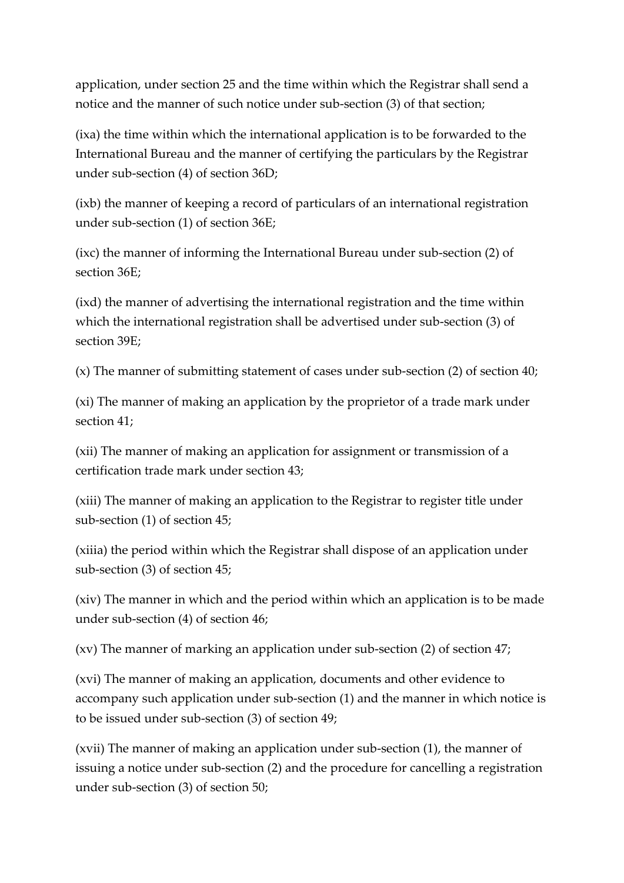application, under section 25 and the time within which the Registrar shall send a notice and the manner of such notice under sub-section (3) of that section;

(ixa) the time within which the international application is to be forwarded to the International Bureau and the manner of certifying the particulars by the Registrar under sub-section (4) of section 36D;

(ixb) the manner of keeping a record of particulars of an international registration under sub-section (1) of section 36E;

(ixc) the manner of informing the International Bureau under sub-section (2) of section 36E;

(ixd) the manner of advertising the international registration and the time within which the international registration shall be advertised under sub-section (3) of section 39E;

(x) The manner of submitting statement of cases under sub-section (2) of section 40;

(xi) The manner of making an application by the proprietor of a trade mark under section 41;

(xii) The manner of making an application for assignment or transmission of a certification trade mark under section 43;

(xiii) The manner of making an application to the Registrar to register title under sub-section (1) of section 45;

(xiiia) the period within which the Registrar shall dispose of an application under sub-section (3) of section 45;

(xiv) The manner in which and the period within which an application is to be made under sub-section (4) of section 46;

(xv) The manner of marking an application under sub-section (2) of section 47;

(xvi) The manner of making an application, documents and other evidence to accompany such application under sub-section (1) and the manner in which notice is to be issued under sub-section (3) of section 49;

(xvii) The manner of making an application under sub-section (1), the manner of issuing a notice under sub-section (2) and the procedure for cancelling a registration under sub-section (3) of section 50;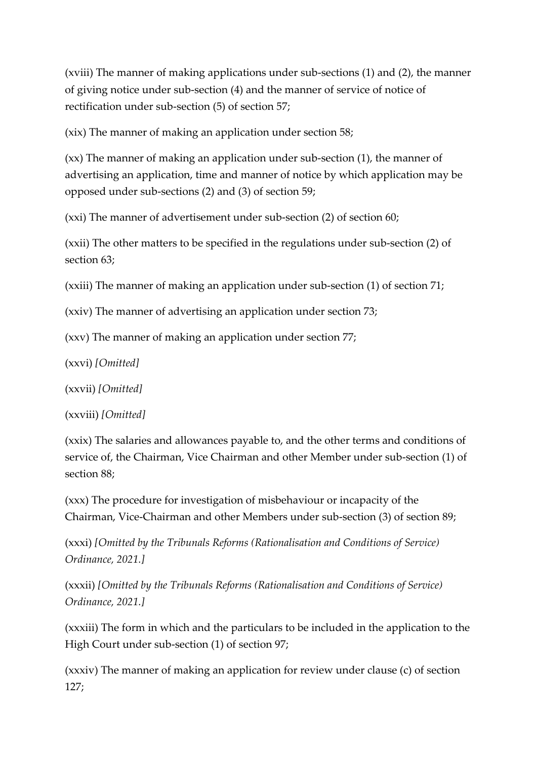(xviii) The manner of making applications under sub-sections (1) and (2), the manner of giving notice under sub-section (4) and the manner of service of notice of rectification under sub-section (5) of section 57;

(xix) The manner of making an application under section 58;

(xx) The manner of making an application under sub-section (1), the manner of advertising an application, time and manner of notice by which application may be opposed under sub-sections (2) and (3) of section 59;

(xxi) The manner of advertisement under sub-section (2) of section 60;

(xxii) The other matters to be specified in the regulations under sub-section (2) of section 63;

(xxiii) The manner of making an application under sub-section (1) of section 71;

(xxiv) The manner of advertising an application under section 73;

(xxv) The manner of making an application under section 77;

(xxvi) *[Omitted]*

(xxvii) *[Omitted]*

(xxviii) *[Omitted]*

(xxix) The salaries and allowances payable to, and the other terms and conditions of service of, the Chairman, Vice Chairman and other Member under sub-section (1) of section 88;

(xxx) The procedure for investigation of misbehaviour or incapacity of the Chairman, Vice-Chairman and other Members under sub-section (3) of section 89;

(xxxi) *[Omitted by the Tribunals Reforms (Rationalisation and Conditions of Service) Ordinance, 2021.]*

(xxxii) *[Omitted by the Tribunals Reforms (Rationalisation and Conditions of Service) Ordinance, 2021.]*

(xxxiii) The form in which and the particulars to be included in the application to the High Court under sub-section (1) of section 97;

(xxxiv) The manner of making an application for review under clause (c) of section 127;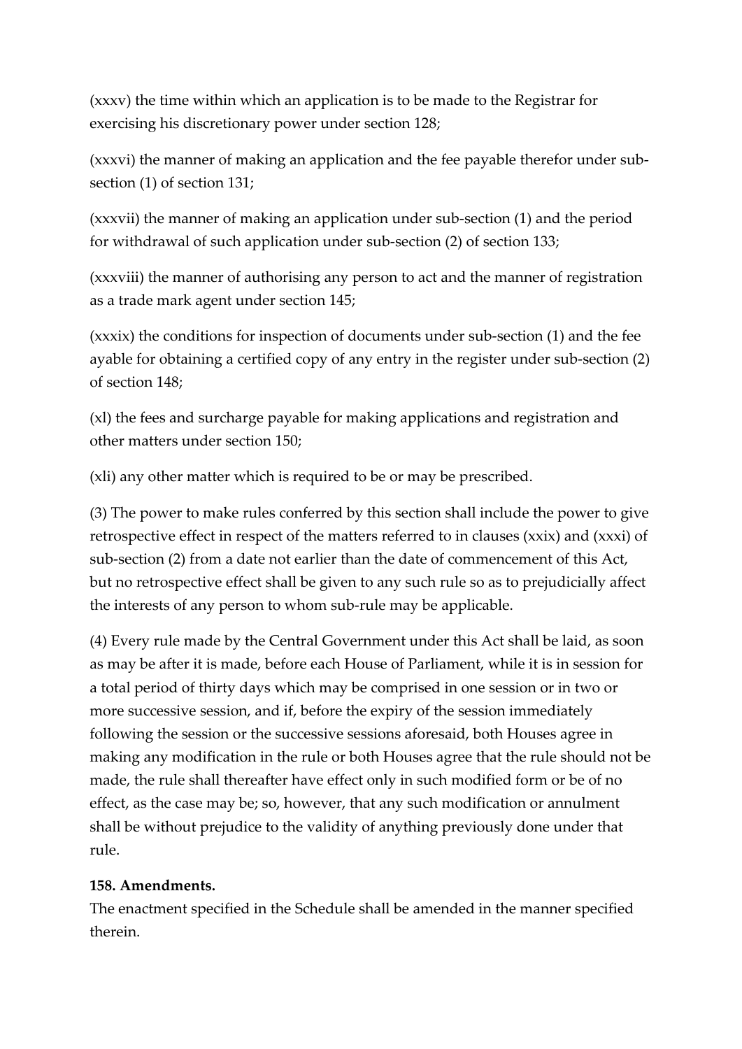(xxxv) the time within which an application is to be made to the Registrar for exercising his discretionary power under section 128;

(xxxvi) the manner of making an application and the fee payable therefor under sub-section (1) of section 131;

(xxxvii) the manner of making an application under sub-section (1) and the period for withdrawal of such application under sub-section (2) of section 133;

(xxxviii) the manner of authorising any person to act and the manner of registration as a trade mark agent under section 145;

(xxxix) the conditions for inspection of documents under sub-section (1) and the fee ayable for obtaining a certified copy of any entry in the register under sub-section (2) of section 148;

(xl) the fees and surcharge payable for making applications and registration and other matters under section 150;

(xli) any other matter which is required to be or may be prescribed.

(3) The power to make rules conferred by this section shall include the power to give retrospective effect in respect of the matters referred to in clauses (xxix) and (xxxi) of sub-section (2) from a date not earlier than the date of commencement of this Act, but no retrospective effect shall be given to any such rule so as to prejudicially affect the interests of any person to whom sub-rule may be applicable.

(4) Every rule made by the Central Government under this Act shall be laid, as soon as may be after it is made, before each House of Parliament, while it is in session for a total period of thirty days which may be comprised in one session or in two or more successive session, and if, before the expiry of the session immediately following the session or the successive sessions aforesaid, both Houses agree in making any modification in the rule or both Houses agree that the rule should not be made, the rule shall thereafter have effect only in such modified form or be of no effect, as the case may be; so, however, that any such modification or annulment shall be without prejudice to the validity of anything previously done under that rule.

**158. Amendments.**

The enactment specified in the Schedule shall be amended in the manner specified therein.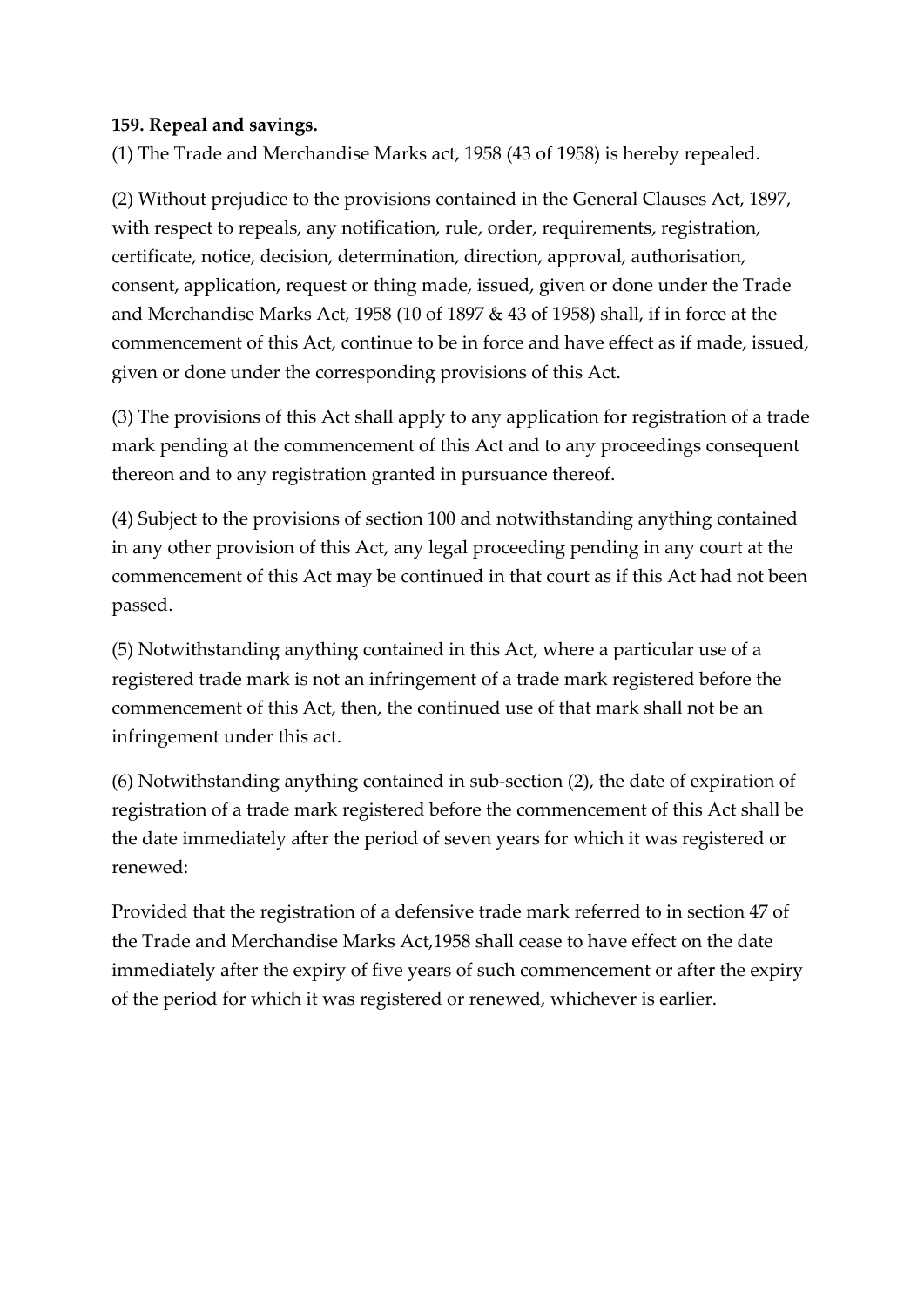**159. Repeal and savings.**

(1) The Trade and Merchandise Marks act, 1958 (43 of 1958) is hereby repealed.

(2) Without prejudice to the provisions contained in the General Clauses Act, 1897, with respect to repeals, any notification, rule, order, requirements, registration, certificate, notice, decision, determination, direction, approval, authorisation, consent, application, request or thing made, issued, given or done under the Trade and Merchandise Marks Act, 1958 (10 of 1897 & 43 of 1958) shall, if in force at the commencement of this Act, continue to be in force and have effect as if made, issued, given or done under the corresponding provisions of this Act.

(3) The provisions of this Act shall apply to any application for registration of a trade mark pending at the commencement of this Act and to any proceedings consequent thereon and to any registration granted in pursuance thereof.

(4) Subject to the provisions of section 100 and notwithstanding anything contained in any other provision of this Act, any legal proceeding pending in any court at the commencement of this Act may be continued in that court as if this Act had not been passed.

(5) Notwithstanding anything contained in this Act, where a particular use of a registered trade mark is not an infringement of a trade mark registered before the commencement of this Act, then, the continued use of that mark shall not be an infringement under this act.

(6) Notwithstanding anything contained in sub-section (2), the date of expiration of registration of a trade mark registered before the commencement of this Act shall be the date immediately after the period of seven years for which it was registered or renewed:

Provided that the registration of a defensive trade mark referred to in section 47 of the Trade and Merchandise Marks Act,1958 shall cease to have effect on the date immediately after the expiry of five years of such commencement or after the expiry of the period for which it was registered or renewed, whichever is earlier.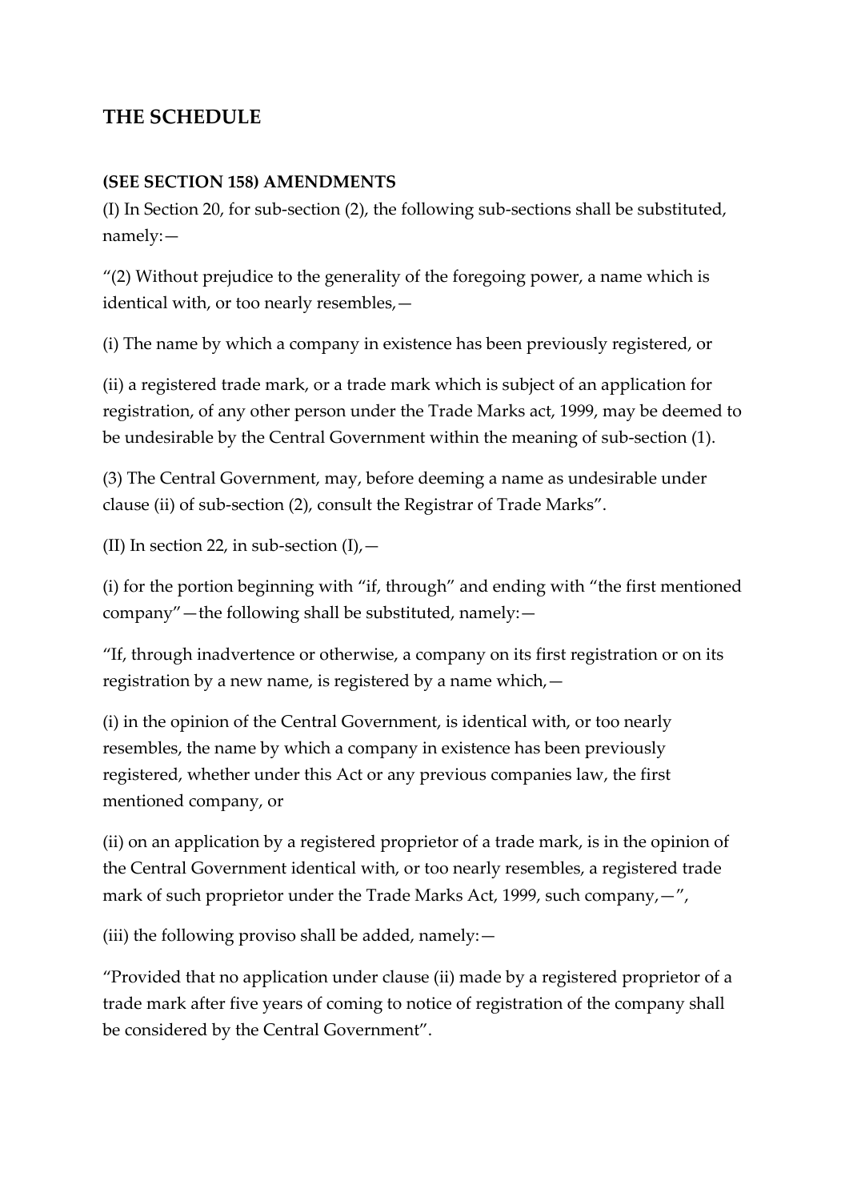## THE SCHEDULE

**(SEE SECTION 158) AMENDMENTS**

(I) In Section 20, for sub-section (2), the following sub-sections shall be substituted, namely:—

“(2) Without prejudice to the generality of the foregoing power, a name which is identical with, or too nearly resembles,—

(i) The name by which a company in existence has been previously registered, or

(ii) a registered trade mark, or a trade mark which is subject of an application for registration, of any other person under the Trade Marks act, 1999, may be deemed to be undesirable by the Central Government within the meaning of sub-section (1).

(3) The Central Government, may, before deeming a name as undesirable under clause (ii) of sub-section (2), consult the Registrar of Trade Marks”.

(II) In section 22, in sub-section (I),—

(i) for the portion beginning with “if, through” and ending with “the first mentioned company”—the following shall be substituted, namely:—

“If, through inadvertence or otherwise, a company on its first registration or on its registration by a new name, is registered by a name which,—

(i) in the opinion of the Central Government, is identical with, or too nearly resembles, the name by which a company in existence has been previously registered, whether under this Act or any previous companies law, the first mentioned company, or

(ii) on an application by a registered proprietor of a trade mark, is in the opinion of the Central Government identical with, or too nearly resembles, a registered trade mark of such proprietor under the Trade Marks Act, 1999, such company,—”,

(iii) the following proviso shall be added, namely:—

“Provided that no application under clause (ii) made by a registered proprietor of a trade mark after five years of coming to notice of registration of the company shall be considered by the Central Government”.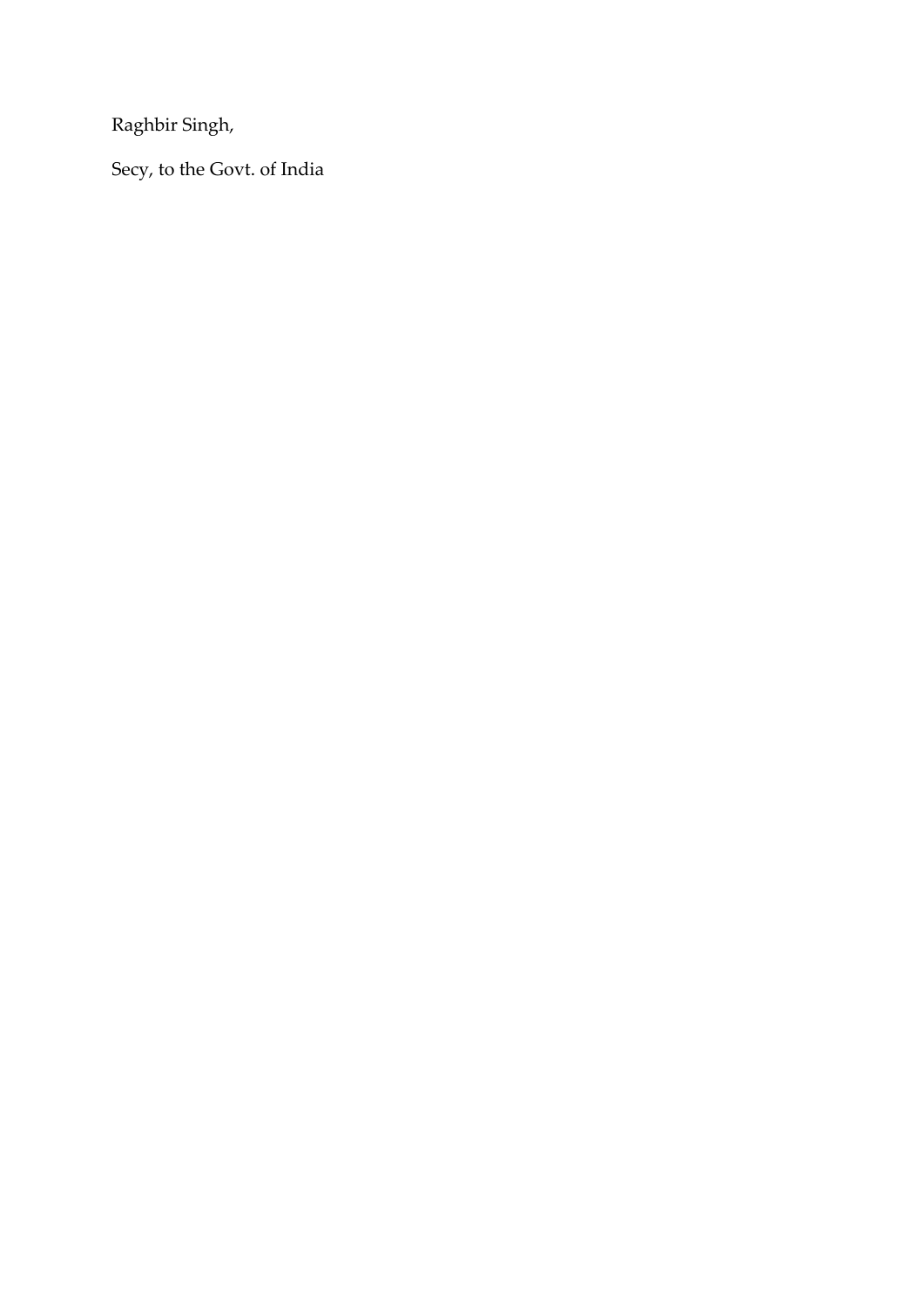Raghbir Singh,

Secy, to the Govt. of India